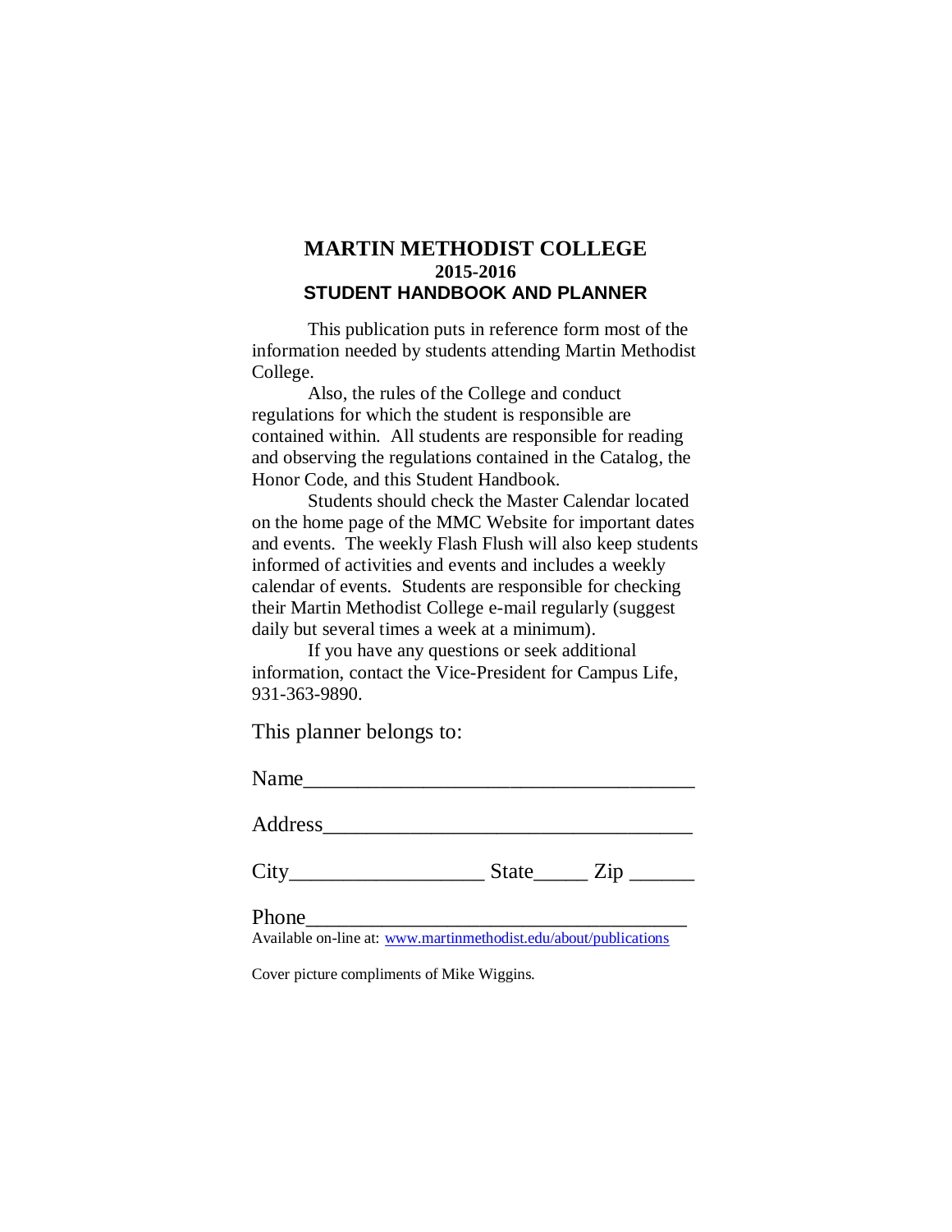# MARTIN METHODIST COLLEGE
## 2015-2016
## STUDENT HANDBOOK AND PLANNER

This publication puts in reference form most of the information needed by students attending Martin Methodist College.

Also, the rules of the College and conduct regulations for which the student is responsible are contained within. All students are responsible for reading and observing the regulations contained in the Catalog, the Honor Code, and this Student Handbook.

Students should check the Master Calendar located on the home page of the MMC Website for important dates and events. The weekly Flash Flush will also keep students informed of activities and events and includes a weekly calendar of events. Students are responsible for checking their Martin Methodist College e-mail regularly (suggest daily but several times a week at a minimum).

If you have any questions or seek additional information, contact the Vice-President for Campus Life, 931-363-9890.

This planner belongs to:

Name____________________________________

Address__________________________________

City__________________ State_____ Zip ______

Phone___________________________________

Available on-line at: www.martinmethodist.edu/about/publications

Cover picture compliments of Mike Wiggins.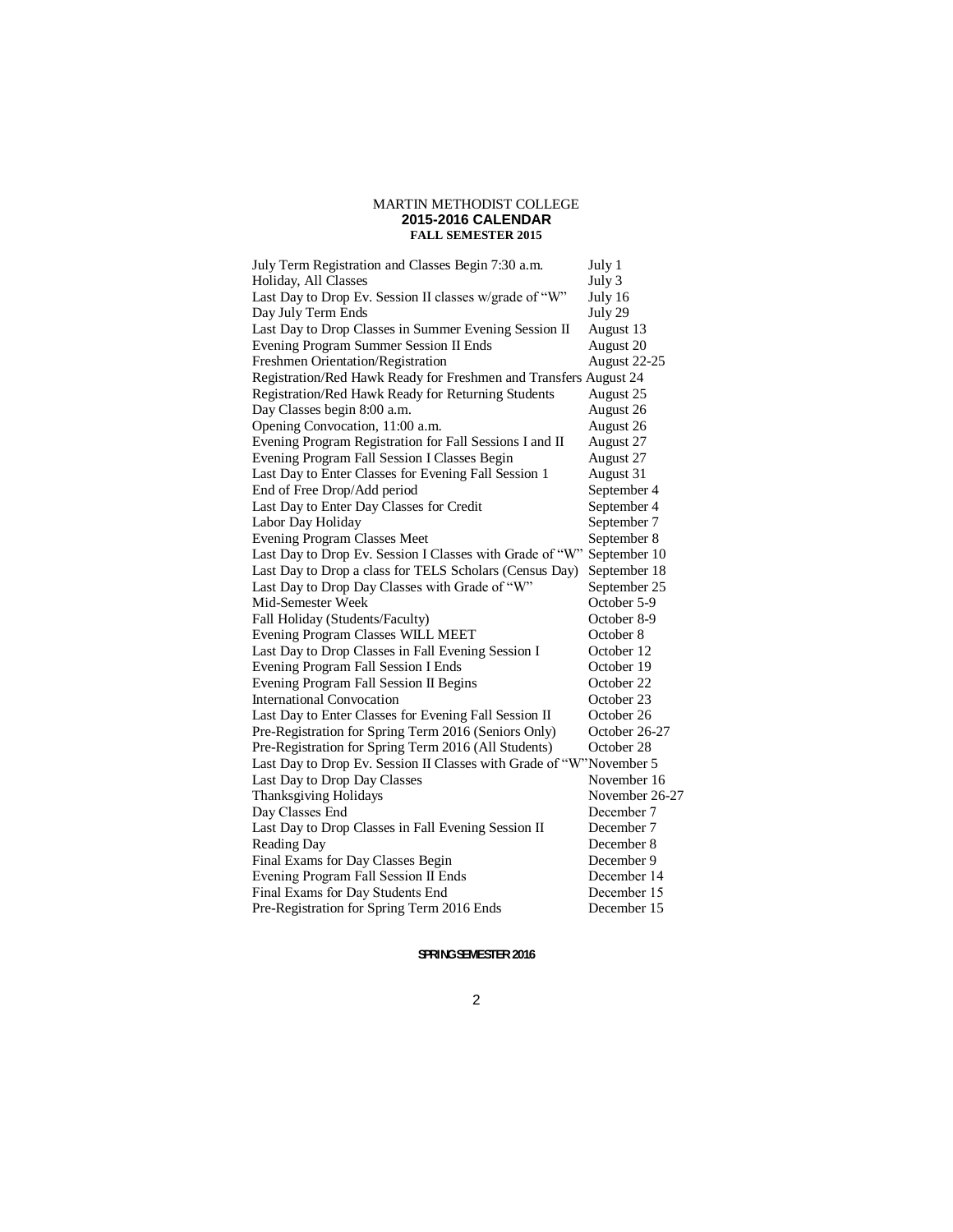# MARTIN METHODIST COLLEGE

## 2015-2016 CALENDAR

### FALL SEMESTER 2015

| Event | Date |
|---|---|
| July Term Registration and Classes Begin 7:30 a.m. | July 1 |
| Holiday, All Classes | July 3 |
| Last Day to Drop Ev. Session II classes w/grade of "W" | July 16 |
| Day July Term Ends | July 29 |
| Last Day to Drop Classes in Summer Evening Session II | August 13 |
| Evening Program Summer Session II Ends | August 20 |
| Freshmen Orientation/Registration | August 22-25 |
| Registration/Red Hawk Ready for Freshmen and Transfers | August 24 |
| Registration/Red Hawk Ready for Returning Students | August 25 |
| Day Classes begin 8:00 a.m. | August 26 |
| Opening Convocation, 11:00 a.m. | August 26 |
| Evening Program Registration for Fall Sessions I and II | August 27 |
| Evening Program Fall Session I Classes Begin | August 27 |
| Last Day to Enter Classes for Evening Fall Session 1 | August 31 |
| End of Free Drop/Add period | September 4 |
| Last Day to Enter Day Classes for Credit | September 4 |
| Labor Day Holiday | September 7 |
| Evening Program Classes Meet | September 8 |
| Last Day to Drop Ev. Session I Classes with Grade of "W" | September 10 |
| Last Day to Drop a class for TELS Scholars (Census Day) | September 18 |
| Last Day to Drop Day Classes with Grade of "W" | September 25 |
| Mid-Semester Week | October 5-9 |
| Fall Holiday (Students/Faculty) | October 8-9 |
| Evening Program Classes WILL MEET | October 8 |
| Last Day to Drop Classes in Fall Evening Session I | October 12 |
| Evening Program Fall Session I Ends | October 19 |
| Evening Program Fall Session II Begins | October 22 |
| International Convocation | October 23 |
| Last Day to Enter Classes for Evening Fall Session II | October 26 |
| Pre-Registration for Spring Term 2016 (Seniors Only) | October 26-27 |
| Pre-Registration for Spring Term 2016 (All Students) | October 28 |
| Last Day to Drop Ev. Session II Classes with Grade of "W" | November 5 |
| Last Day to Drop Day Classes | November 16 |
| Thanksgiving Holidays | November 26-27 |
| Day Classes End | December 7 |
| Last Day to Drop Classes in Fall Evening Session II | December 7 |
| Reading Day | December 8 |
| Final Exams for Day Classes Begin | December 9 |
| Evening Program Fall Session II Ends | December 14 |
| Final Exams for Day Students End | December 15 |
| Pre-Registration for Spring Term 2016 Ends | December 15 |

### SPRING SEMESTER 2016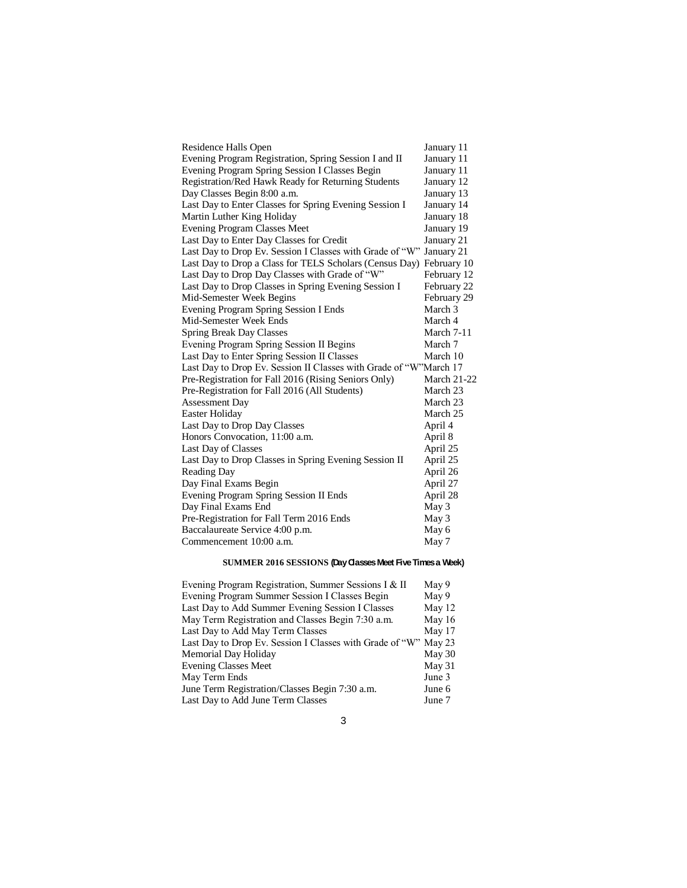| | |
|---|---|
| Residence Halls Open | January 11 |
| Evening Program Registration, Spring Session I and II | January 11 |
| Evening Program Spring Session I Classes Begin | January 11 |
| Registration/Red Hawk Ready for Returning Students | January 12 |
| Day Classes Begin 8:00 a.m. | January 13 |
| Last Day to Enter Classes for Spring Evening Session I | January 14 |
| Martin Luther King Holiday | January 18 |
| Evening Program Classes Meet | January 19 |
| Last Day to Enter Day Classes for Credit | January 21 |
| Last Day to Drop Ev. Session I Classes with Grade of "W" | January 21 |
| Last Day to Drop a Class for TELS Scholars (Census Day) | February 10 |
| Last Day to Drop Day Classes with Grade of "W" | February 12 |
| Last Day to Drop Classes in Spring Evening Session I | February 22 |
| Mid-Semester Week Begins | February 29 |
| Evening Program Spring Session I Ends | March 3 |
| Mid-Semester Week Ends | March 4 |
| Spring Break Day Classes | March 7-11 |
| Evening Program Spring Session II Begins | March 7 |
| Last Day to Enter Spring Session II Classes | March 10 |
| Last Day to Drop Ev. Session II Classes with Grade of "W" | March 17 |
| Pre-Registration for Fall 2016 (Rising Seniors Only) | March 21-22 |
| Pre-Registration for Fall 2016 (All Students) | March 23 |
| Assessment Day | March 23 |
| Easter Holiday | March 25 |
| Last Day to Drop Day Classes | April 4 |
| Honors Convocation, 11:00 a.m. | April 8 |
| Last Day of Classes | April 25 |
| Last Day to Drop Classes in Spring Evening Session II | April 25 |
| Reading Day | April 26 |
| Day Final Exams Begin | April 27 |
| Evening Program Spring Session II Ends | April 28 |
| Day Final Exams End | May 3 |
| Pre-Registration for Fall Term 2016 Ends | May 3 |
| Baccalaureate Service 4:00 p.m. | May 6 |
| Commencement 10:00 a.m. | May 7 |

**SUMMER 2016 SESSIONS (Day Classes Meet Five Times a Week)**

| | |
|---|---|
| Evening Program Registration, Summer Sessions I & II | May 9 |
| Evening Program Summer Session I Classes Begin | May 9 |
| Last Day to Add Summer Evening Session I Classes | May 12 |
| May Term Registration and Classes Begin 7:30 a.m. | May 16 |
| Last Day to Add May Term Classes | May 17 |
| Last Day to Drop Ev. Session I Classes with Grade of "W" | May 23 |
| Memorial Day Holiday | May 30 |
| Evening Classes Meet | May 31 |
| May Term Ends | June 3 |
| June Term Registration/Classes Begin 7:30 a.m. | June 6 |
| Last Day to Add June Term Classes | June 7 |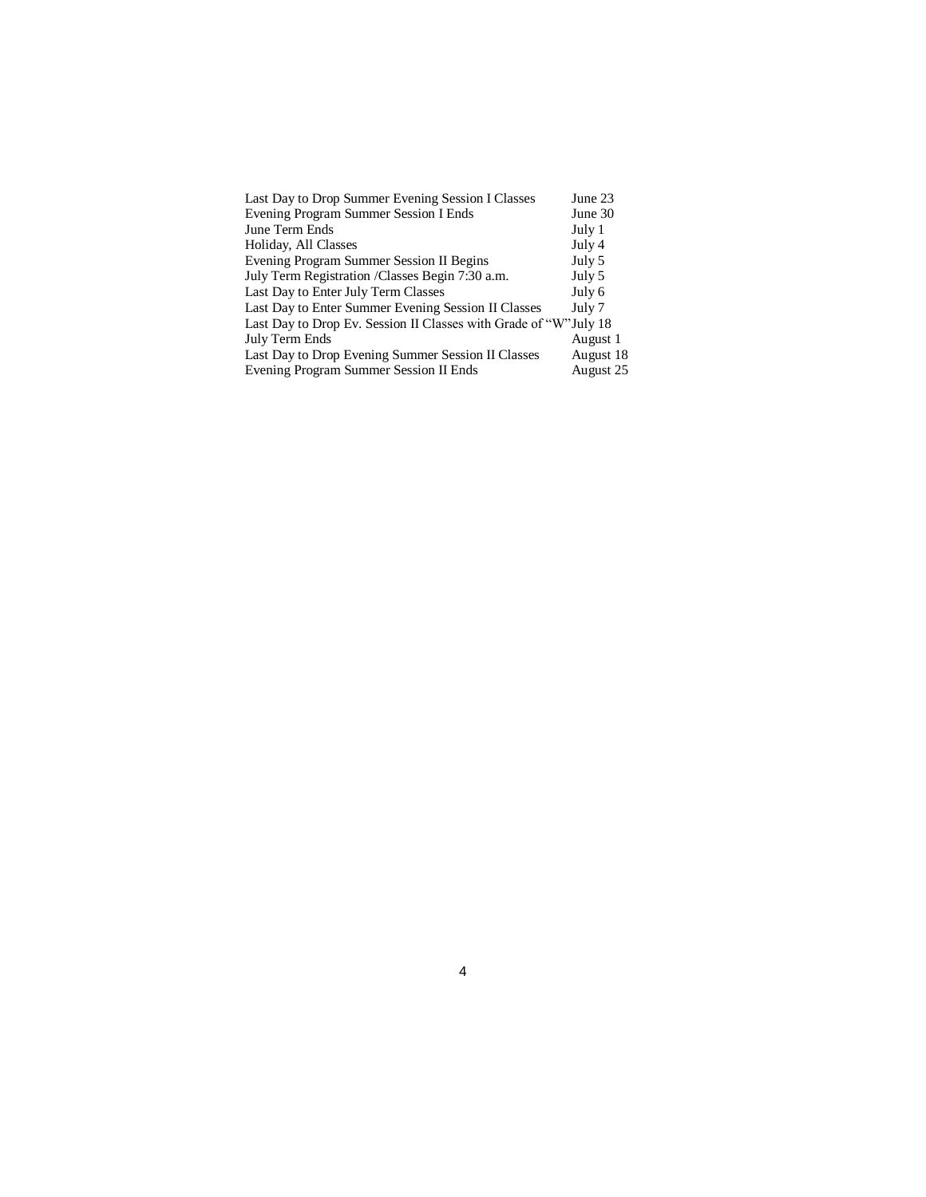| | |
|---|---|
| Last Day to Drop Summer Evening Session I Classes | June 23 |
| Evening Program Summer Session I Ends | June 30 |
| June Term Ends | July 1 |
| Holiday, All Classes | July 4 |
| Evening Program Summer Session II Begins | July 5 |
| July Term Registration /Classes Begin 7:30 a.m. | July 5 |
| Last Day to Enter July Term Classes | July 6 |
| Last Day to Enter Summer Evening Session II Classes | July 7 |
| Last Day to Drop Ev. Session II Classes with Grade of "W" | July 18 |
| July Term Ends | August 1 |
| Last Day to Drop Evening Summer Session II Classes | August 18 |
| Evening Program Summer Session II Ends | August 25 |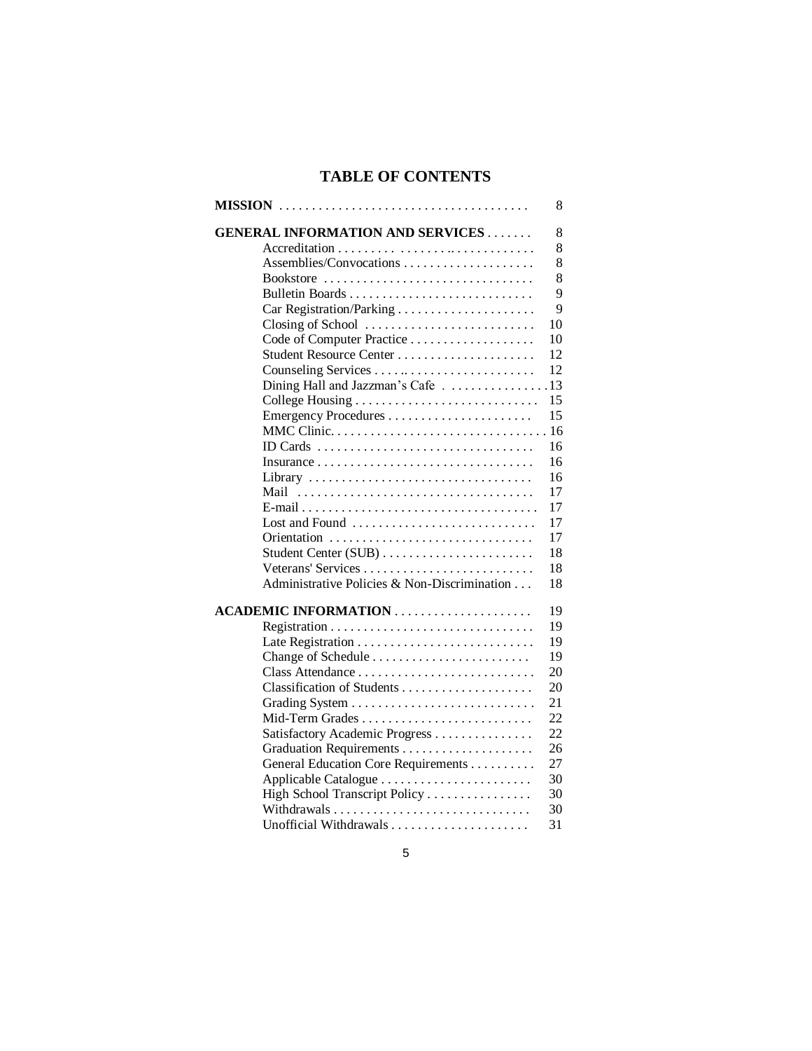# TABLE OF CONTENTS

| | |
|---|---|
| **MISSION** | 8 |
| **GENERAL INFORMATION AND SERVICES** | 8 |
| Accreditation | 8 |
| Assemblies/Convocations | 8 |
| Bookstore | 8 |
| Bulletin Boards | 9 |
| Car Registration/Parking | 9 |
| Closing of School | 10 |
| Code of Computer Practice | 10 |
| Student Resource Center | 12 |
| Counseling Services | 12 |
| Dining Hall and Jazzman's Cafe | 13 |
| College Housing | 15 |
| Emergency Procedures | 15 |
| MMC Clinic. | 16 |
| ID Cards | 16 |
| Insurance | 16 |
| Library | 16 |
| Mail | 17 |
| E-mail | 17 |
| Lost and Found | 17 |
| Orientation | 17 |
| Student Center (SUB) | 18 |
| Veterans' Services | 18 |
| Administrative Policies & Non-Discrimination | 18 |
| **ACADEMIC INFORMATION** | 19 |
| Registration | 19 |
| Late Registration | 19 |
| Change of Schedule | 19 |
| Class Attendance | 20 |
| Classification of Students | 20 |
| Grading System | 21 |
| Mid-Term Grades | 22 |
| Satisfactory Academic Progress | 22 |
| Graduation Requirements | 26 |
| General Education Core Requirements | 27 |
| Applicable Catalogue | 30 |
| High School Transcript Policy | 30 |
| Withdrawals | 30 |
| Unofficial Withdrawals | 31 |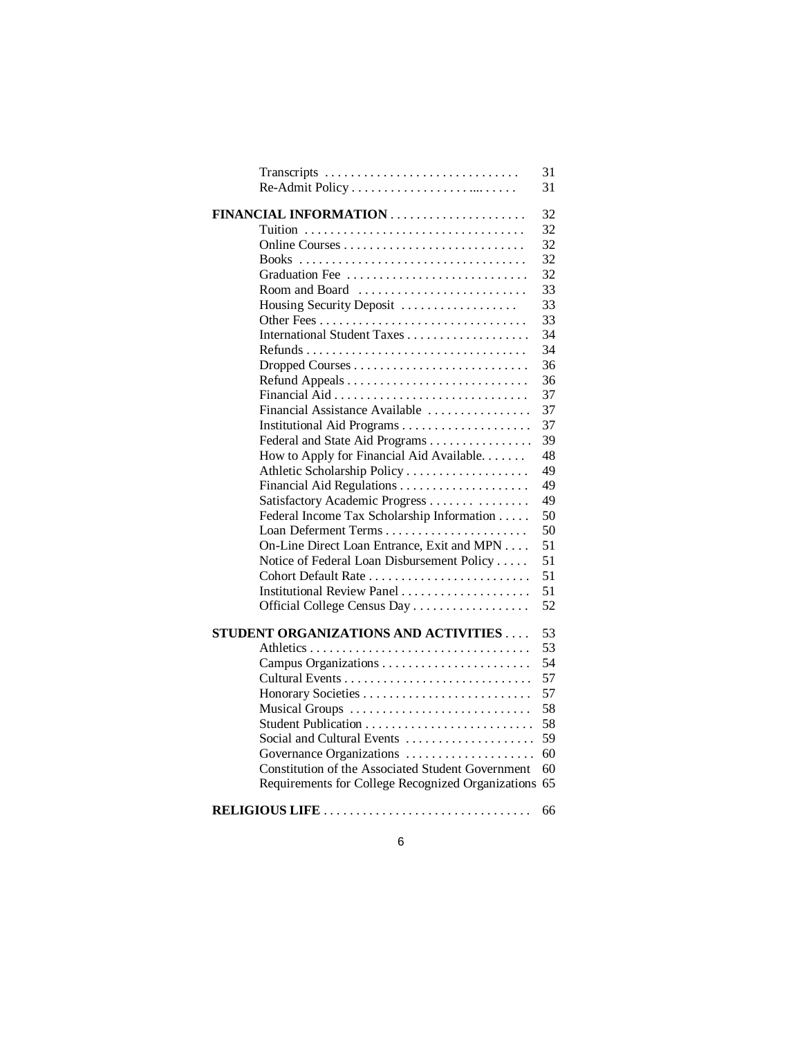| | |
|---|---|
| Transcripts | 31 |
| Re-Admit Policy | 31 |
| **FINANCIAL INFORMATION** | 32 |
| Tuition | 32 |
| Online Courses | 32 |
| Books | 32 |
| Graduation Fee | 32 |
| Room and Board | 33 |
| Housing Security Deposit | 33 |
| Other Fees | 33 |
| International Student Taxes | 34 |
| Refunds | 34 |
| Dropped Courses | 36 |
| Refund Appeals | 36 |
| Financial Aid | 37 |
| Financial Assistance Available | 37 |
| Institutional Aid Programs | 37 |
| Federal and State Aid Programs | 39 |
| How to Apply for Financial Aid Available | 48 |
| Athletic Scholarship Policy | 49 |
| Financial Aid Regulations | 49 |
| Satisfactory Academic Progress | 49 |
| Federal Income Tax Scholarship Information | 50 |
| Loan Deferment Terms | 50 |
| On-Line Direct Loan Entrance, Exit and MPN | 51 |
| Notice of Federal Loan Disbursement Policy | 51 |
| Cohort Default Rate | 51 |
| Institutional Review Panel | 51 |
| Official College Census Day | 52 |
| **STUDENT ORGANIZATIONS AND ACTIVITIES** | 53 |
| Athletics | 53 |
| Campus Organizations | 54 |
| Cultural Events | 57 |
| Honorary Societies | 57 |
| Musical Groups | 58 |
| Student Publication | 58 |
| Social and Cultural Events | 59 |
| Governance Organizations | 60 |
| Constitution of the Associated Student Government | 60 |
| Requirements for College Recognized Organizations | 65 |
| **RELIGIOUS LIFE** | 66 |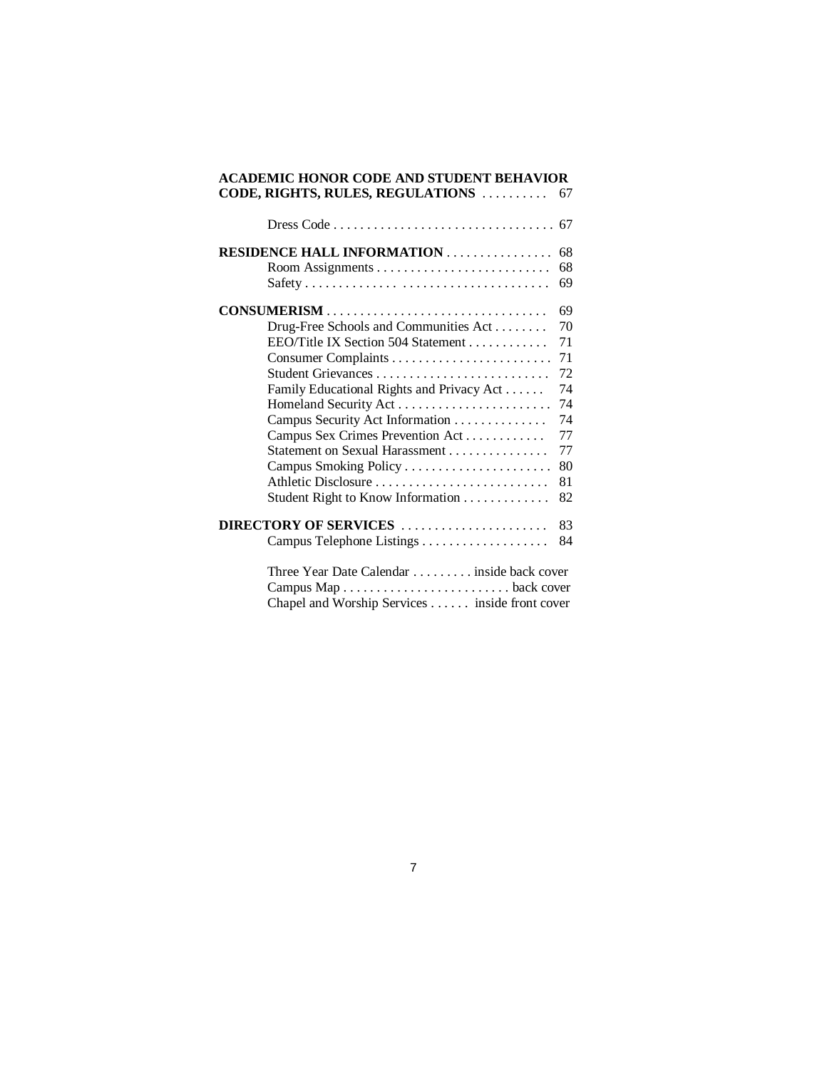**ACADEMIC HONOR CODE AND STUDENT BEHAVIOR CODE, RIGHTS, RULES, REGULATIONS** . . . . . . . . . . 67

Dress Code . . . . . . . . . . . . . . . . . . . . . . . . . . . . . . . . 67

**RESIDENCE HALL INFORMATION** . . . . . . . . . . . . . . . . 68

Room Assignments . . . . . . . . . . . . . . . . . . . . . . . . . . 68

Safety . . . . . . . . . . . . . . . . . . . . . . . . . . . . . . . . . . . . 69

**CONSUMERISM** . . . . . . . . . . . . . . . . . . . . . . . . . . . . . . . . 69

Drug-Free Schools and Communities Act . . . . . . . . 70

EEO/Title IX Section 504 Statement . . . . . . . . . . . . 71

Consumer Complaints . . . . . . . . . . . . . . . . . . . . . . . . 71

Student Grievances . . . . . . . . . . . . . . . . . . . . . . . . . . 72

Family Educational Rights and Privacy Act . . . . . . 74

Homeland Security Act . . . . . . . . . . . . . . . . . . . . . . . 74

Campus Security Act Information . . . . . . . . . . . . . . 74

Campus Sex Crimes Prevention Act . . . . . . . . . . . . 77

Statement on Sexual Harassment . . . . . . . . . . . . . . . 77

Campus Smoking Policy . . . . . . . . . . . . . . . . . . . . . . 80

Athletic Disclosure . . . . . . . . . . . . . . . . . . . . . . . . . . 81

Student Right to Know Information . . . . . . . . . . . . . 82

**DIRECTORY OF SERVICES** . . . . . . . . . . . . . . . . . . . . . . 83

Campus Telephone Listings . . . . . . . . . . . . . . . . . . . 84

Three Year Date Calendar . . . . . . . . . inside back cover

Campus Map . . . . . . . . . . . . . . . . . . . . . . . . . back cover

Chapel and Worship Services . . . . . . inside front cover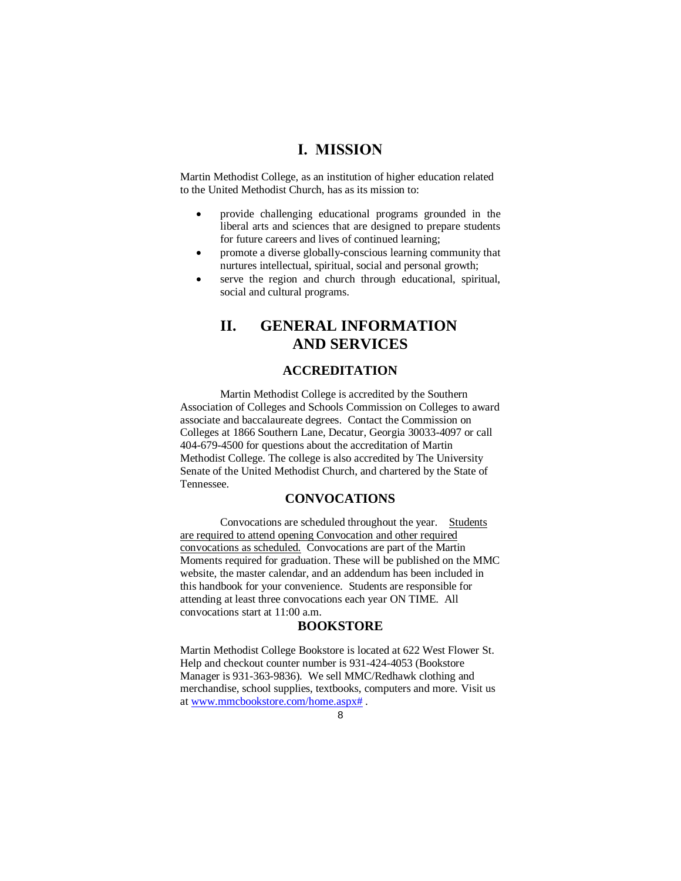# I. MISSION

Martin Methodist College, as an institution of higher education related to the United Methodist Church, has as its mission to:

- provide challenging educational programs grounded in the liberal arts and sciences that are designed to prepare students for future careers and lives of continued learning;
- promote a diverse globally-conscious learning community that nurtures intellectual, spiritual, social and personal growth;
- serve the region and church through educational, spiritual, social and cultural programs.

# II. GENERAL INFORMATION AND SERVICES

## ACCREDITATION

Martin Methodist College is accredited by the Southern Association of Colleges and Schools Commission on Colleges to award associate and baccalaureate degrees. Contact the Commission on Colleges at 1866 Southern Lane, Decatur, Georgia 30033-4097 or call 404-679-4500 for questions about the accreditation of Martin Methodist College. The college is also accredited by The University Senate of the United Methodist Church, and chartered by the State of Tennessee.

## CONVOCATIONS

Convocations are scheduled throughout the year. <u>Students are required to attend opening Convocation and other required convocations as scheduled.</u> Convocations are part of the Martin Moments required for graduation. These will be published on the MMC website, the master calendar, and an addendum has been included in this handbook for your convenience. Students are responsible for attending at least three convocations each year ON TIME. All convocations start at 11:00 a.m.

## BOOKSTORE

Martin Methodist College Bookstore is located at 622 West Flower St. Help and checkout counter number is 931-424-4053 (Bookstore Manager is 931-363-9836). We sell MMC/Redhawk clothing and merchandise, school supplies, textbooks, computers and more. Visit us at [www.mmcbookstore.com/home.aspx#](http://www.mmcbookstore.com/home.aspx#) .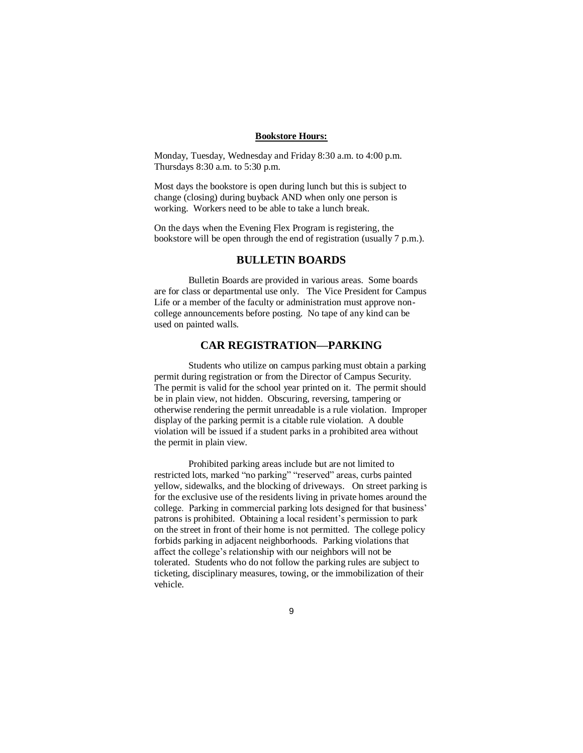**Bookstore Hours:**

Monday, Tuesday, Wednesday and Friday 8:30 a.m. to 4:00 p.m.
Thursdays 8:30 a.m. to 5:30 p.m.

Most days the bookstore is open during lunch but this is subject to change (closing) during buyback AND when only one person is working. Workers need to be able to take a lunch break.

On the days when the Evening Flex Program is registering, the bookstore will be open through the end of registration (usually 7 p.m.).

## BULLETIN BOARDS

Bulletin Boards are provided in various areas. Some boards are for class or departmental use only. The Vice President for Campus Life or a member of the faculty or administration must approve non-college announcements before posting. No tape of any kind can be used on painted walls.

## CAR REGISTRATION—PARKING

Students who utilize on campus parking must obtain a parking permit during registration or from the Director of Campus Security. The permit is valid for the school year printed on it. The permit should be in plain view, not hidden. Obscuring, reversing, tampering or otherwise rendering the permit unreadable is a rule violation. Improper display of the parking permit is a citable rule violation. A double violation will be issued if a student parks in a prohibited area without the permit in plain view.

Prohibited parking areas include but are not limited to restricted lots, marked "no parking" "reserved" areas, curbs painted yellow, sidewalks, and the blocking of driveways. On street parking is for the exclusive use of the residents living in private homes around the college. Parking in commercial parking lots designed for that business' patrons is prohibited. Obtaining a local resident's permission to park on the street in front of their home is not permitted. The college policy forbids parking in adjacent neighborhoods. Parking violations that affect the college's relationship with our neighbors will not be tolerated. Students who do not follow the parking rules are subject to ticketing, disciplinary measures, towing, or the immobilization of their vehicle.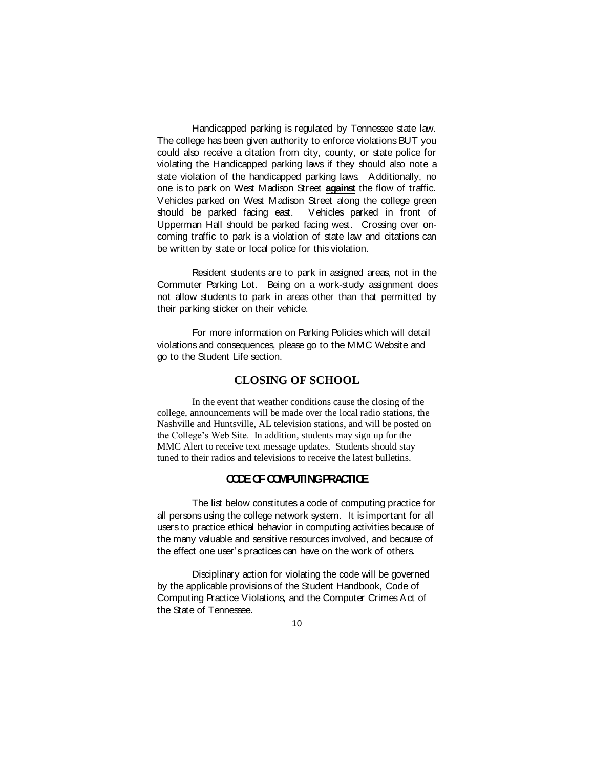Handicapped parking is regulated by Tennessee state law. The college has been given authority to enforce violations BUT you could also receive a citation from city, county, or state police for violating the Handicapped parking laws if they should also note a state violation of the handicapped parking laws. Additionally, no one is to park on West Madison Street **against** the flow of traffic. Vehicles parked on West Madison Street along the college green should be parked facing east. Vehicles parked in front of Upperman Hall should be parked facing west. Crossing over on-coming traffic to park is a violation of state law and citations can be written by state or local police for this violation.

Resident students are to park in assigned areas, not in the Commuter Parking Lot. Being on a work-study assignment does not allow students to park in areas other than that permitted by their parking sticker on their vehicle.

For more information on Parking Policies which will detail violations and consequences, please go to the MMC Website and go to the Student Life section.

## CLOSING OF SCHOOL

In the event that weather conditions cause the closing of the college, announcements will be made over the local radio stations, the Nashville and Huntsville, AL television stations, and will be posted on the College's Web Site. In addition, students may sign up for the MMC Alert to receive text message updates. Students should stay tuned to their radios and televisions to receive the latest bulletins.

## CODE OF COMPUTING PRACTICE

The list below constitutes a code of computing practice for all persons using the college network system. It is important for all users to practice ethical behavior in computing activities because of the many valuable and sensitive resources involved, and because of the effect one user's practices can have on the work of others.

Disciplinary action for violating the code will be governed by the applicable provisions of the Student Handbook, Code of Computing Practice Violations, and the Computer Crimes Act of the State of Tennessee.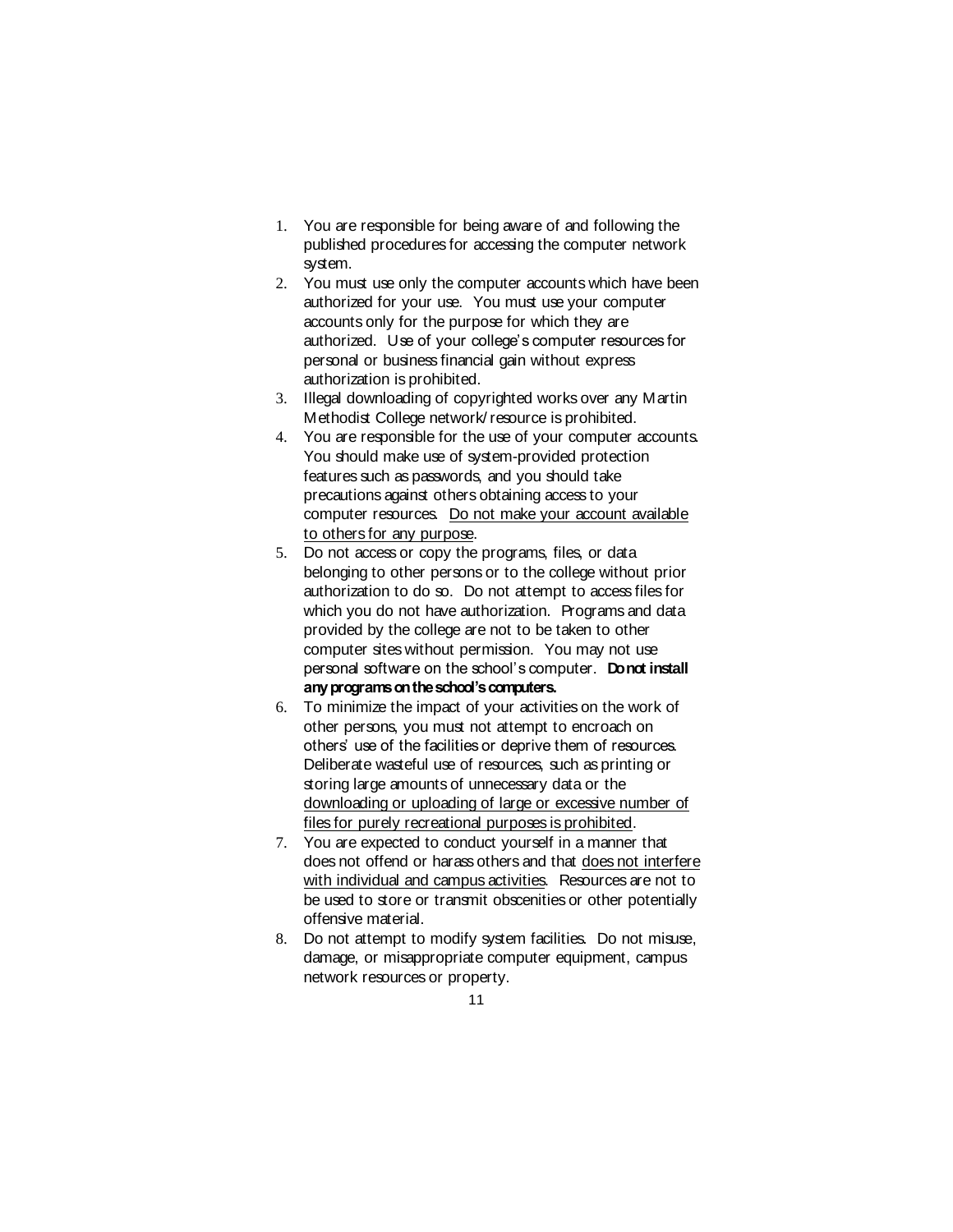1. You are responsible for being aware of and following the published procedures for accessing the computer network system.
2. You must use only the computer accounts which have been authorized for your use. You must use your computer accounts only for the purpose for which they are authorized. Use of your college's computer resources for personal or business financial gain without express authorization is prohibited.
3. Illegal downloading of copyrighted works over any Martin Methodist College network/resource is prohibited.
4. You are responsible for the use of your computer accounts. You should make use of system-provided protection features such as passwords, and you should take precautions against others obtaining access to your computer resources. <u>Do not make your account available to others for any purpose</u>.
5. Do not access or copy the programs, files, or data belonging to other persons or to the college without prior authorization to do so. Do not attempt to access files for which you do not have authorization. Programs and data provided by the college are not to be taken to other computer sites without permission. You may not use personal software on the school's computer. **Do not install any programs on the school's computers.**
6. To minimize the impact of your activities on the work of other persons, you must not attempt to encroach on others' use of the facilities or deprive them of resources. Deliberate wasteful use of resources, such as printing or storing large amounts of unnecessary data or the <u>downloading or uploading of large or excessive number of files for purely recreational purposes is prohibited</u>.
7. You are expected to conduct yourself in a manner that does not offend or harass others and that <u>does not interfere with individual and campus activities</u>. Resources are not to be used to store or transmit obscenities or other potentially offensive material.
8. Do not attempt to modify system facilities. Do not misuse, damage, or misappropriate computer equipment, campus network resources or property.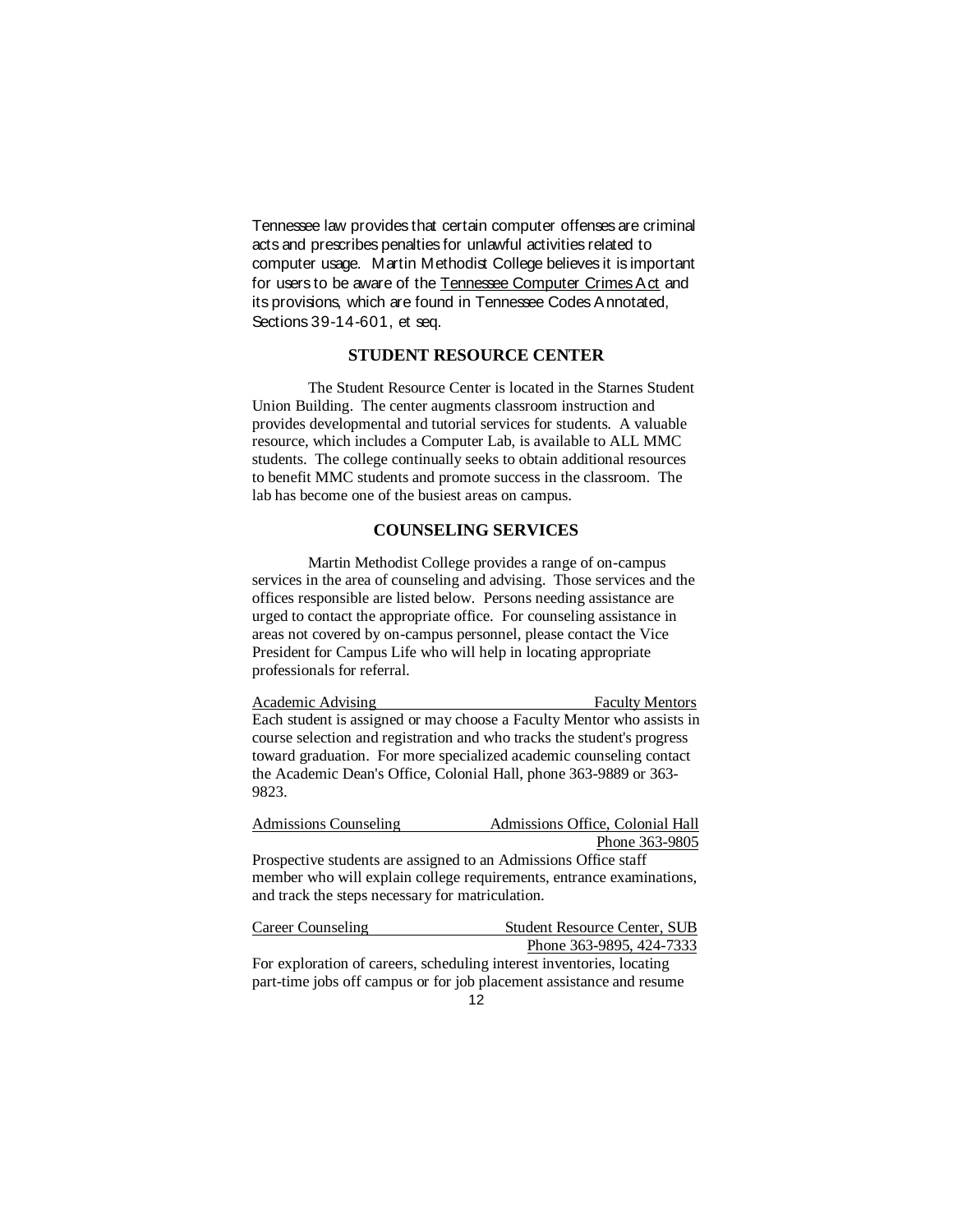Tennessee law provides that certain computer offenses are criminal acts and prescribes penalties for unlawful activities related to computer usage. Martin Methodist College believes it is important for users to be aware of the Tennessee Computer Crimes Act and its provisions, which are found in Tennessee Codes Annotated, Sections 39-14-601, et seq.

## STUDENT RESOURCE CENTER

The Student Resource Center is located in the Starnes Student Union Building. The center augments classroom instruction and provides developmental and tutorial services for students. A valuable resource, which includes a Computer Lab, is available to ALL MMC students. The college continually seeks to obtain additional resources to benefit MMC students and promote success in the classroom. The lab has become one of the busiest areas on campus.

## COUNSELING SERVICES

Martin Methodist College provides a range of on-campus services in the area of counseling and advising. Those services and the offices responsible are listed below. Persons needing assistance are urged to contact the appropriate office. For counseling assistance in areas not covered by on-campus personnel, please contact the Vice President for Campus Life who will help in locating appropriate professionals for referral.

Academic Advising — Faculty Mentors

Each student is assigned or may choose a Faculty Mentor who assists in course selection and registration and who tracks the student's progress toward graduation. For more specialized academic counseling contact the Academic Dean's Office, Colonial Hall, phone 363-9889 or 363-9823.

Admissions Counseling — Admissions Office, Colonial Hall, Phone 363-9805

Prospective students are assigned to an Admissions Office staff member who will explain college requirements, entrance examinations, and track the steps necessary for matriculation.

Career Counseling — Student Resource Center, SUB, Phone 363-9895, 424-7333

For exploration of careers, scheduling interest inventories, locating part-time jobs off campus or for job placement assistance and resume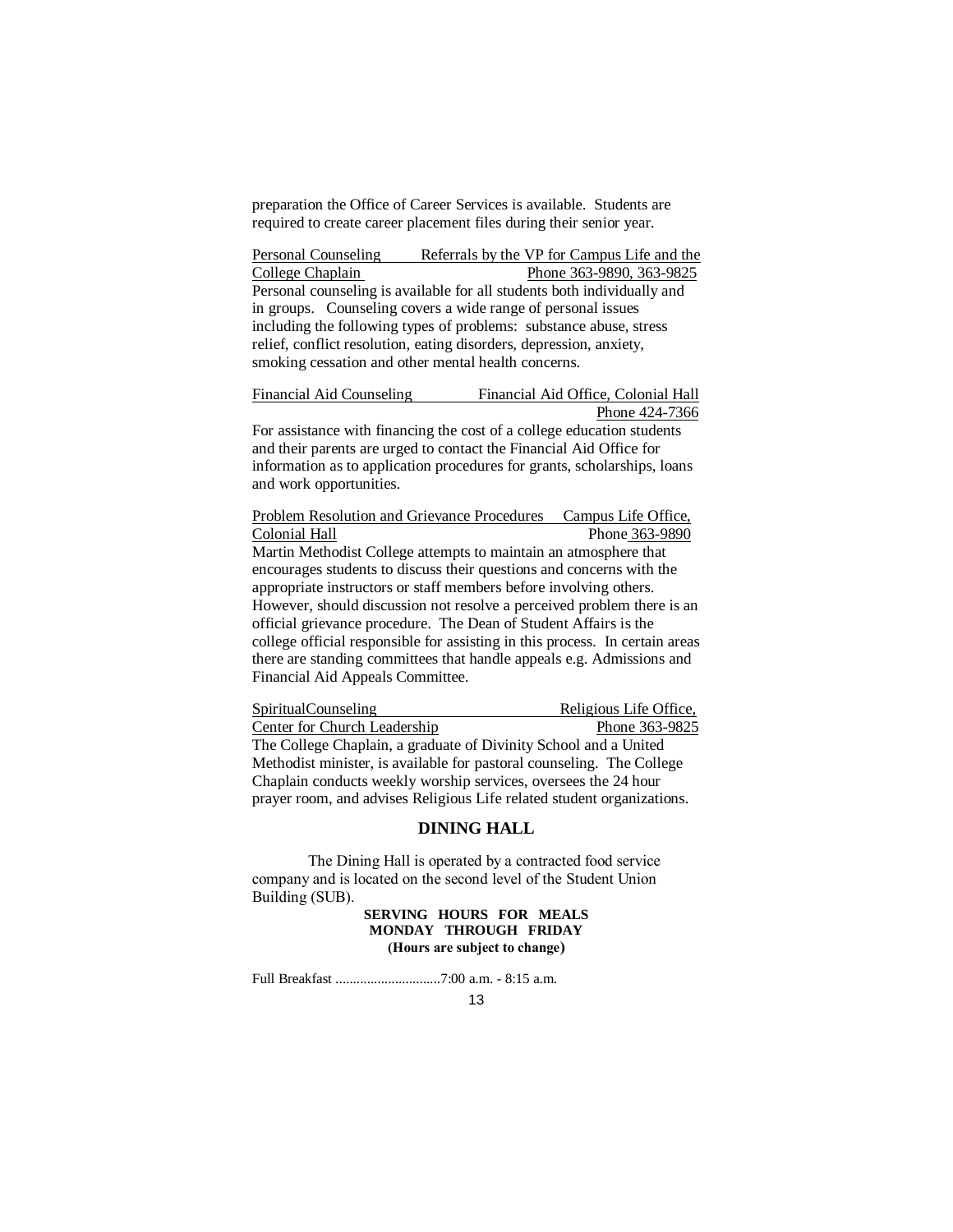preparation the Office of Career Services is available. Students are required to create career placement files during their senior year.

Personal Counseling Referrals by the VP for Campus Life and the College Chaplain Phone 363-9890, 363-9825

Personal counseling is available for all students both individually and in groups. Counseling covers a wide range of personal issues including the following types of problems: substance abuse, stress relief, conflict resolution, eating disorders, depression, anxiety, smoking cessation and other mental health concerns.

Financial Aid Counseling Financial Aid Office, Colonial Hall Phone 424-7366

For assistance with financing the cost of a college education students and their parents are urged to contact the Financial Aid Office for information as to application procedures for grants, scholarships, loans and work opportunities.

Problem Resolution and Grievance Procedures Campus Life Office, Colonial Hall Phone 363-9890

Martin Methodist College attempts to maintain an atmosphere that encourages students to discuss their questions and concerns with the appropriate instructors or staff members before involving others. However, should discussion not resolve a perceived problem there is an official grievance procedure. The Dean of Student Affairs is the college official responsible for assisting in this process. In certain areas there are standing committees that handle appeals e.g. Admissions and Financial Aid Appeals Committee.

SpiritualCounseling Religious Life Office, Center for Church Leadership Phone 363-9825

The College Chaplain, a graduate of Divinity School and a United Methodist minister, is available for pastoral counseling. The College Chaplain conducts weekly worship services, oversees the 24 hour prayer room, and advises Religious Life related student organizations.

## DINING HALL

The Dining Hall is operated by a contracted food service company and is located on the second level of the Student Union Building (SUB).

**SERVING HOURS FOR MEALS**
**MONDAY THROUGH FRIDAY**
**(Hours are subject to change)**

Full Breakfast .............................7:00 a.m. - 8:15 a.m.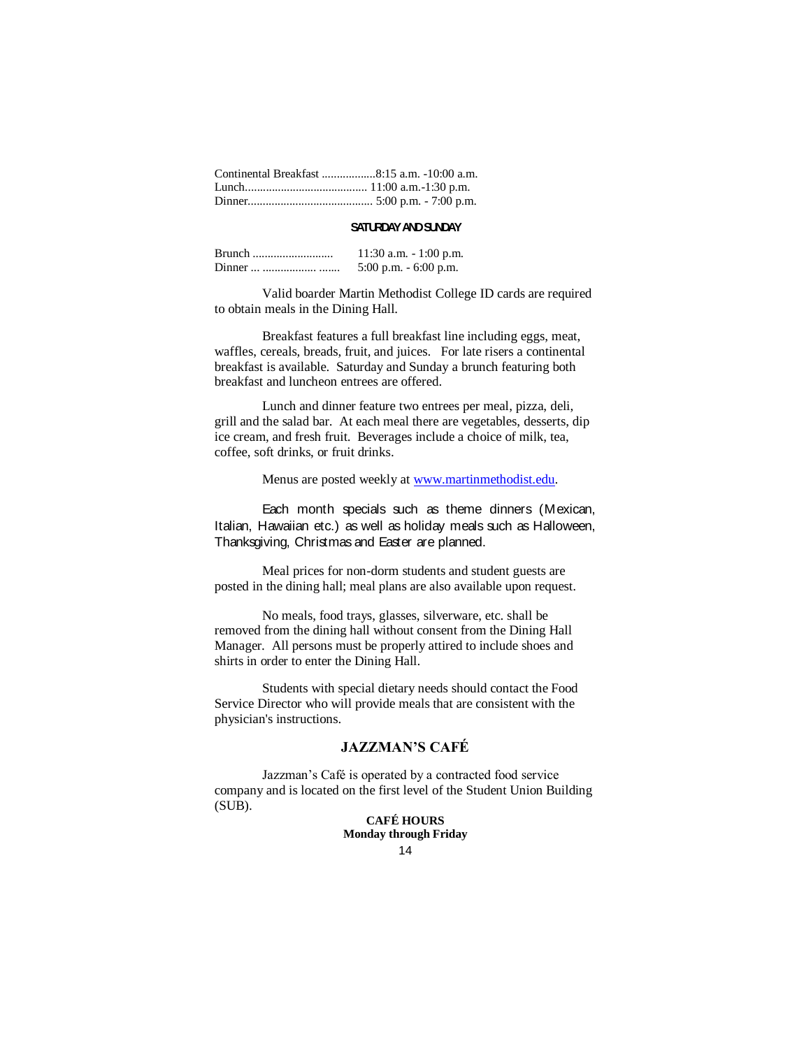Continental Breakfast ..................8:15 a.m. -10:00 a.m.
Lunch......................................... 11:00 a.m.-1:30 p.m.
Dinner......................................... 5:00 p.m. - 7:00 p.m.

**SATURDAY AND SUNDAY**

Brunch ........................... 11:30 a.m. - 1:00 p.m.
Dinner ... .................. ....... 5:00 p.m. - 6:00 p.m.

Valid boarder Martin Methodist College ID cards are required to obtain meals in the Dining Hall.

Breakfast features a full breakfast line including eggs, meat, waffles, cereals, breads, fruit, and juices. For late risers a continental breakfast is available. Saturday and Sunday a brunch featuring both breakfast and luncheon entrees are offered.

Lunch and dinner feature two entrees per meal, pizza, deli, grill and the salad bar. At each meal there are vegetables, desserts, dip ice cream, and fresh fruit. Beverages include a choice of milk, tea, coffee, soft drinks, or fruit drinks.

Menus are posted weekly at www.martinmethodist.edu.

Each month specials such as theme dinners (Mexican, Italian, Hawaiian etc.) as well as holiday meals such as Halloween, Thanksgiving, Christmas and Easter are planned.

Meal prices for non-dorm students and student guests are posted in the dining hall; meal plans are also available upon request.

No meals, food trays, glasses, silverware, etc. shall be removed from the dining hall without consent from the Dining Hall Manager. All persons must be properly attired to include shoes and shirts in order to enter the Dining Hall.

Students with special dietary needs should contact the Food Service Director who will provide meals that are consistent with the physician's instructions.

## JAZZMAN'S CAFÉ

Jazzman's Café is operated by a contracted food service company and is located on the first level of the Student Union Building (SUB).

**CAFÉ HOURS**
**Monday through Friday**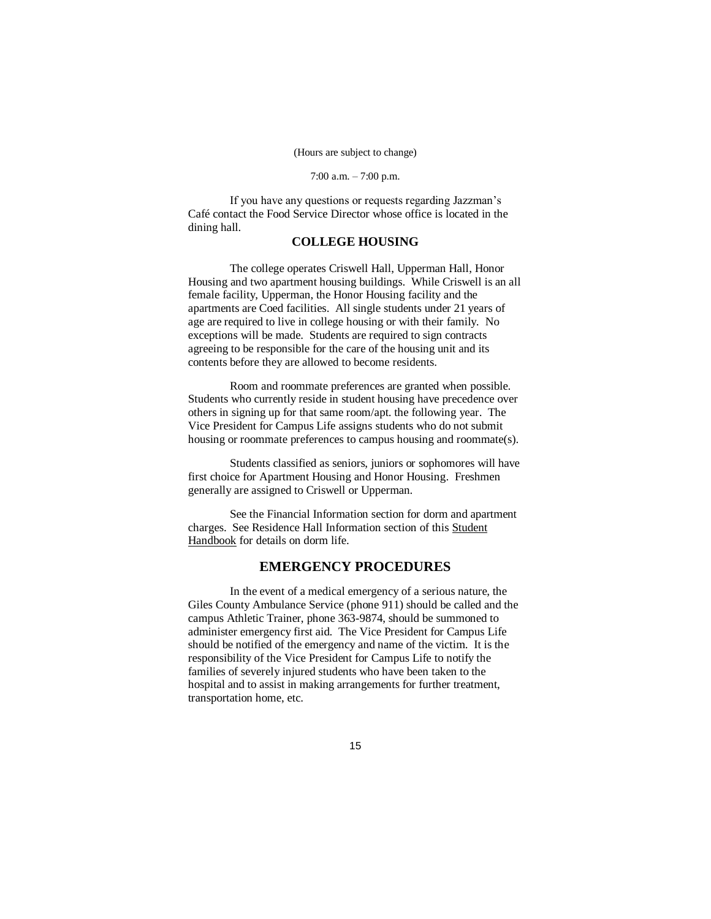(Hours are subject to change)

7:00 a.m. – 7:00 p.m.

If you have any questions or requests regarding Jazzman's Café contact the Food Service Director whose office is located in the dining hall.

## COLLEGE HOUSING

The college operates Criswell Hall, Upperman Hall, Honor Housing and two apartment housing buildings. While Criswell is an all female facility, Upperman, the Honor Housing facility and the apartments are Coed facilities. All single students under 21 years of age are required to live in college housing or with their family. No exceptions will be made. Students are required to sign contracts agreeing to be responsible for the care of the housing unit and its contents before they are allowed to become residents.

Room and roommate preferences are granted when possible. Students who currently reside in student housing have precedence over others in signing up for that same room/apt. the following year. The Vice President for Campus Life assigns students who do not submit housing or roommate preferences to campus housing and roommate(s).

Students classified as seniors, juniors or sophomores will have first choice for Apartment Housing and Honor Housing. Freshmen generally are assigned to Criswell or Upperman.

See the Financial Information section for dorm and apartment charges. See Residence Hall Information section of this Student Handbook for details on dorm life.

## EMERGENCY PROCEDURES

In the event of a medical emergency of a serious nature, the Giles County Ambulance Service (phone 911) should be called and the campus Athletic Trainer, phone 363-9874, should be summoned to administer emergency first aid. The Vice President for Campus Life should be notified of the emergency and name of the victim. It is the responsibility of the Vice President for Campus Life to notify the families of severely injured students who have been taken to the hospital and to assist in making arrangements for further treatment, transportation home, etc.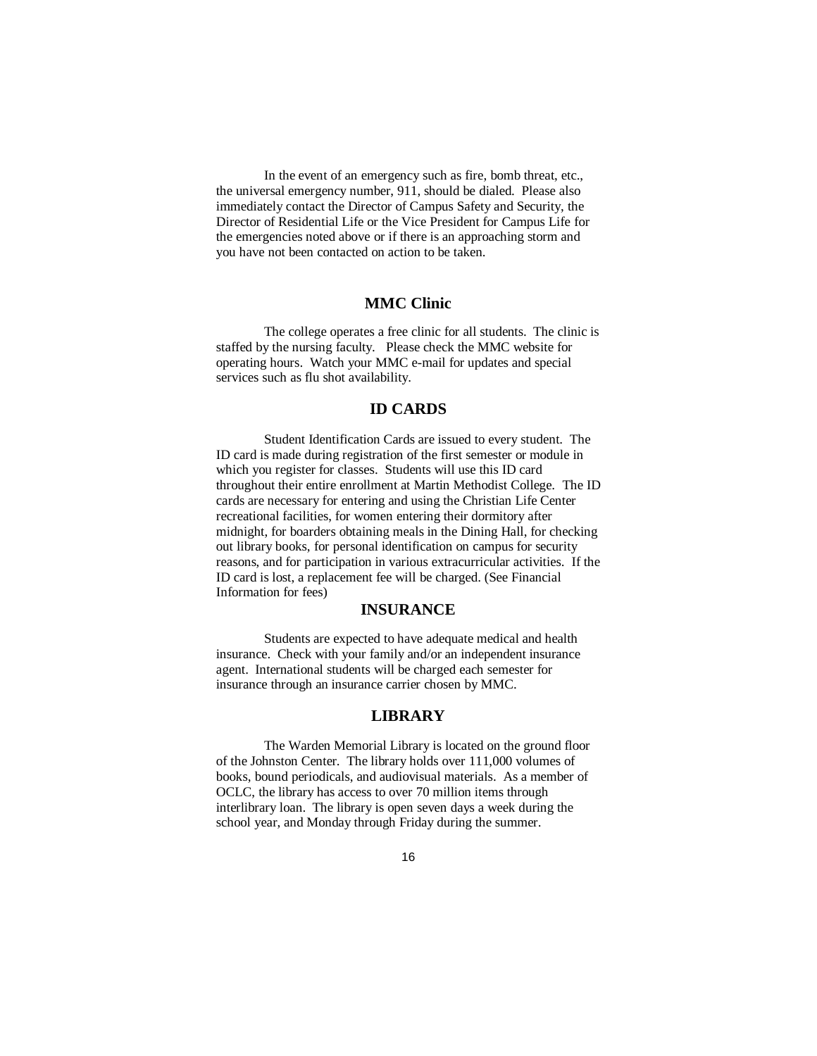In the event of an emergency such as fire, bomb threat, etc., the universal emergency number, 911, should be dialed. Please also immediately contact the Director of Campus Safety and Security, the Director of Residential Life or the Vice President for Campus Life for the emergencies noted above or if there is an approaching storm and you have not been contacted on action to be taken.

## MMC Clinic

The college operates a free clinic for all students. The clinic is staffed by the nursing faculty. Please check the MMC website for operating hours. Watch your MMC e-mail for updates and special services such as flu shot availability.

## ID CARDS

Student Identification Cards are issued to every student. The ID card is made during registration of the first semester or module in which you register for classes. Students will use this ID card throughout their entire enrollment at Martin Methodist College. The ID cards are necessary for entering and using the Christian Life Center recreational facilities, for women entering their dormitory after midnight, for boarders obtaining meals in the Dining Hall, for checking out library books, for personal identification on campus for security reasons, and for participation in various extracurricular activities. If the ID card is lost, a replacement fee will be charged. (See Financial Information for fees)

## INSURANCE

Students are expected to have adequate medical and health insurance. Check with your family and/or an independent insurance agent. International students will be charged each semester for insurance through an insurance carrier chosen by MMC.

## LIBRARY

The Warden Memorial Library is located on the ground floor of the Johnston Center. The library holds over 111,000 volumes of books, bound periodicals, and audiovisual materials. As a member of OCLC, the library has access to over 70 million items through interlibrary loan. The library is open seven days a week during the school year, and Monday through Friday during the summer.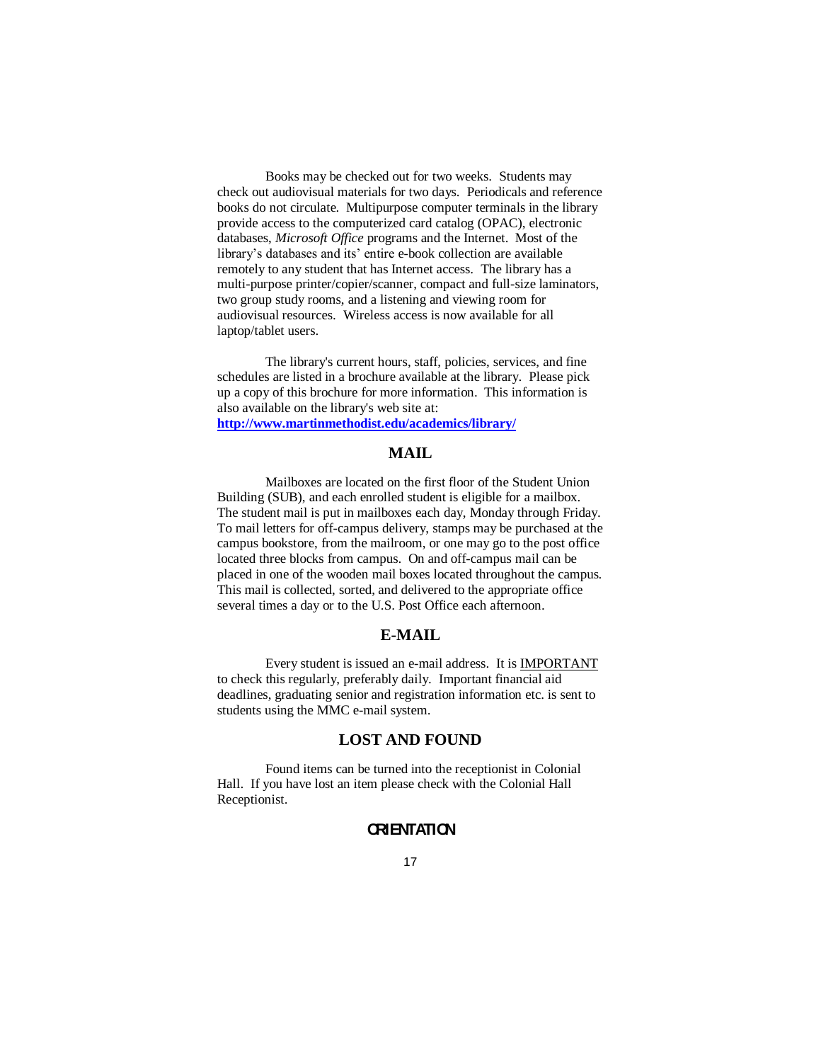Books may be checked out for two weeks. Students may check out audiovisual materials for two days. Periodicals and reference books do not circulate. Multipurpose computer terminals in the library provide access to the computerized card catalog (OPAC), electronic databases, *Microsoft Office* programs and the Internet. Most of the library's databases and its' entire e-book collection are available remotely to any student that has Internet access. The library has a multi-purpose printer/copier/scanner, compact and full-size laminators, two group study rooms, and a listening and viewing room for audiovisual resources. Wireless access is now available for all laptop/tablet users.

The library's current hours, staff, policies, services, and fine schedules are listed in a brochure available at the library. Please pick up a copy of this brochure for more information. This information is also available on the library's web site at: **http://www.martinmethodist.edu/academics/library/**

## MAIL

Mailboxes are located on the first floor of the Student Union Building (SUB), and each enrolled student is eligible for a mailbox. The student mail is put in mailboxes each day, Monday through Friday. To mail letters for off-campus delivery, stamps may be purchased at the campus bookstore, from the mailroom, or one may go to the post office located three blocks from campus. On and off-campus mail can be placed in one of the wooden mail boxes located throughout the campus. This mail is collected, sorted, and delivered to the appropriate office several times a day or to the U.S. Post Office each afternoon.

## E-MAIL

Every student is issued an e-mail address. It is IMPORTANT to check this regularly, preferably daily. Important financial aid deadlines, graduating senior and registration information etc. is sent to students using the MMC e-mail system.

## LOST AND FOUND

Found items can be turned into the receptionist in Colonial Hall. If you have lost an item please check with the Colonial Hall Receptionist.

## ORIENTATION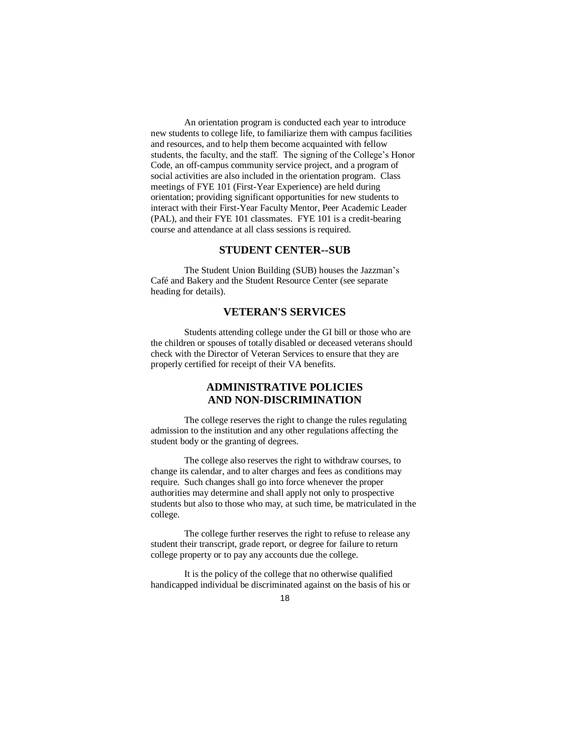An orientation program is conducted each year to introduce new students to college life, to familiarize them with campus facilities and resources, and to help them become acquainted with fellow students, the faculty, and the staff. The signing of the College's Honor Code, an off-campus community service project, and a program of social activities are also included in the orientation program. Class meetings of FYE 101 (First-Year Experience) are held during orientation; providing significant opportunities for new students to interact with their First-Year Faculty Mentor, Peer Academic Leader (PAL), and their FYE 101 classmates. FYE 101 is a credit-bearing course and attendance at all class sessions is required.

## STUDENT CENTER--SUB

The Student Union Building (SUB) houses the Jazzman's Café and Bakery and the Student Resource Center (see separate heading for details).

## VETERAN'S SERVICES

Students attending college under the GI bill or those who are the children or spouses of totally disabled or deceased veterans should check with the Director of Veteran Services to ensure that they are properly certified for receipt of their VA benefits.

## ADMINISTRATIVE POLICIES AND NON-DISCRIMINATION

The college reserves the right to change the rules regulating admission to the institution and any other regulations affecting the student body or the granting of degrees.

The college also reserves the right to withdraw courses, to change its calendar, and to alter charges and fees as conditions may require. Such changes shall go into force whenever the proper authorities may determine and shall apply not only to prospective students but also to those who may, at such time, be matriculated in the college.

The college further reserves the right to refuse to release any student their transcript, grade report, or degree for failure to return college property or to pay any accounts due the college.

It is the policy of the college that no otherwise qualified handicapped individual be discriminated against on the basis of his or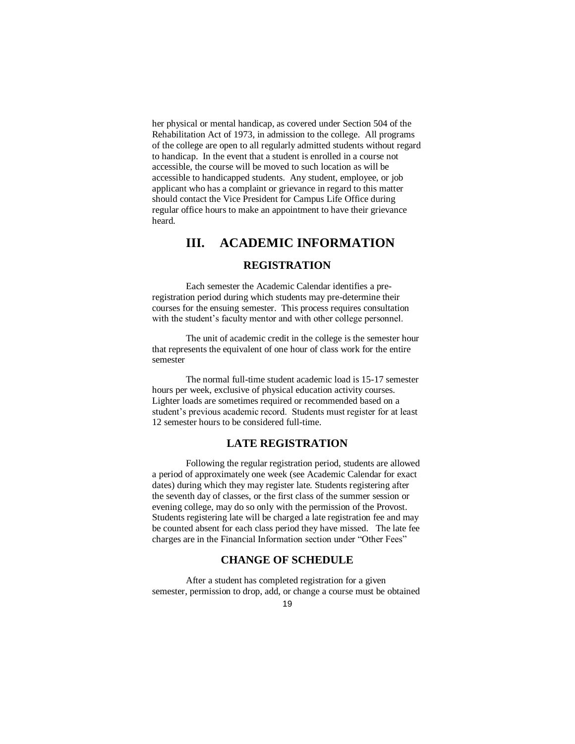her physical or mental handicap, as covered under Section 504 of the Rehabilitation Act of 1973, in admission to the college. All programs of the college are open to all regularly admitted students without regard to handicap. In the event that a student is enrolled in a course not accessible, the course will be moved to such location as will be accessible to handicapped students. Any student, employee, or job applicant who has a complaint or grievance in regard to this matter should contact the Vice President for Campus Life Office during regular office hours to make an appointment to have their grievance heard.

# III. ACADEMIC INFORMATION

## REGISTRATION

Each semester the Academic Calendar identifies a pre-registration period during which students may pre-determine their courses for the ensuing semester. This process requires consultation with the student's faculty mentor and with other college personnel.

The unit of academic credit in the college is the semester hour that represents the equivalent of one hour of class work for the entire semester

The normal full-time student academic load is 15-17 semester hours per week, exclusive of physical education activity courses. Lighter loads are sometimes required or recommended based on a student's previous academic record. Students must register for at least 12 semester hours to be considered full-time.

## LATE REGISTRATION

Following the regular registration period, students are allowed a period of approximately one week (see Academic Calendar for exact dates) during which they may register late. Students registering after the seventh day of classes, or the first class of the summer session or evening college, may do so only with the permission of the Provost. Students registering late will be charged a late registration fee and may be counted absent for each class period they have missed. The late fee charges are in the Financial Information section under "Other Fees"

## CHANGE OF SCHEDULE

After a student has completed registration for a given semester, permission to drop, add, or change a course must be obtained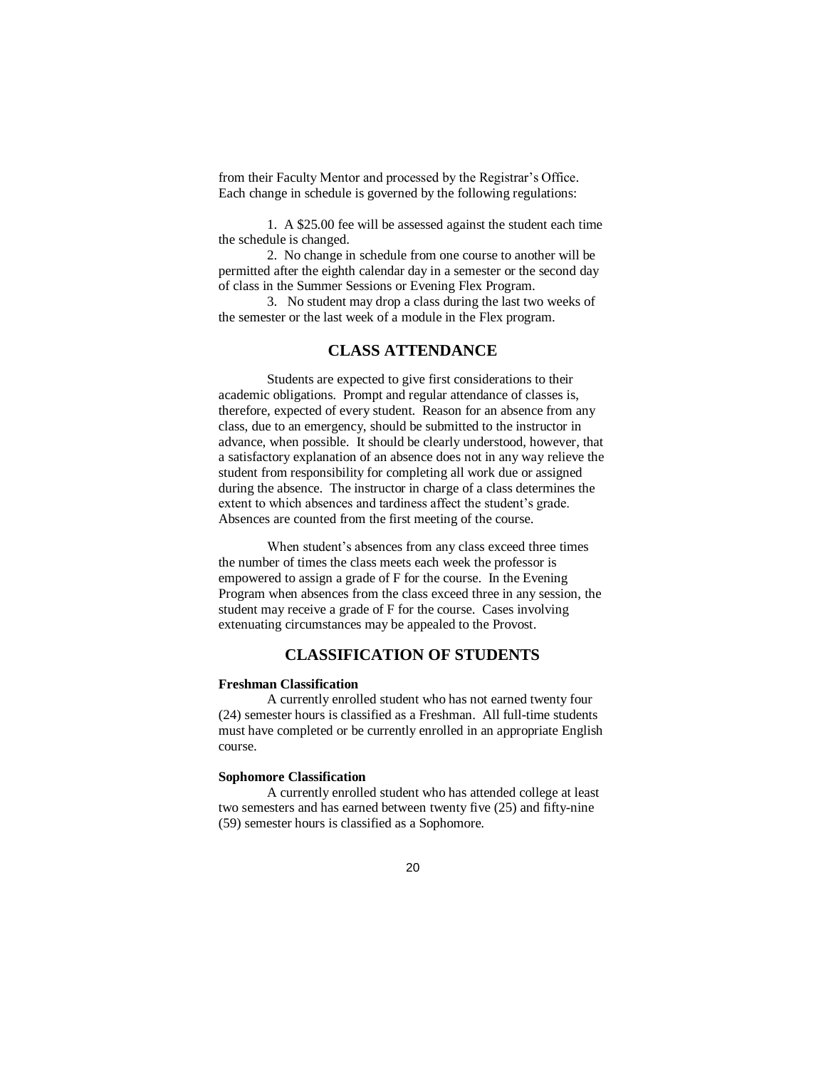from their Faculty Mentor and processed by the Registrar's Office. Each change in schedule is governed by the following regulations:

1. A $25.00 fee will be assessed against the student each time the schedule is changed.
2. No change in schedule from one course to another will be permitted after the eighth calendar day in a semester or the second day of class in the Summer Sessions or Evening Flex Program.
3. No student may drop a class during the last two weeks of the semester or the last week of a module in the Flex program.

## CLASS ATTENDANCE

Students are expected to give first considerations to their academic obligations. Prompt and regular attendance of classes is, therefore, expected of every student. Reason for an absence from any class, due to an emergency, should be submitted to the instructor in advance, when possible. It should be clearly understood, however, that a satisfactory explanation of an absence does not in any way relieve the student from responsibility for completing all work due or assigned during the absence. The instructor in charge of a class determines the extent to which absences and tardiness affect the student's grade. Absences are counted from the first meeting of the course.

When student's absences from any class exceed three times the number of times the class meets each week the professor is empowered to assign a grade of F for the course. In the Evening Program when absences from the class exceed three in any session, the student may receive a grade of F for the course. Cases involving extenuating circumstances may be appealed to the Provost.

## CLASSIFICATION OF STUDENTS

**Freshman Classification**

A currently enrolled student who has not earned twenty four (24) semester hours is classified as a Freshman. All full-time students must have completed or be currently enrolled in an appropriate English course.

**Sophomore Classification**

A currently enrolled student who has attended college at least two semesters and has earned between twenty five (25) and fifty-nine (59) semester hours is classified as a Sophomore.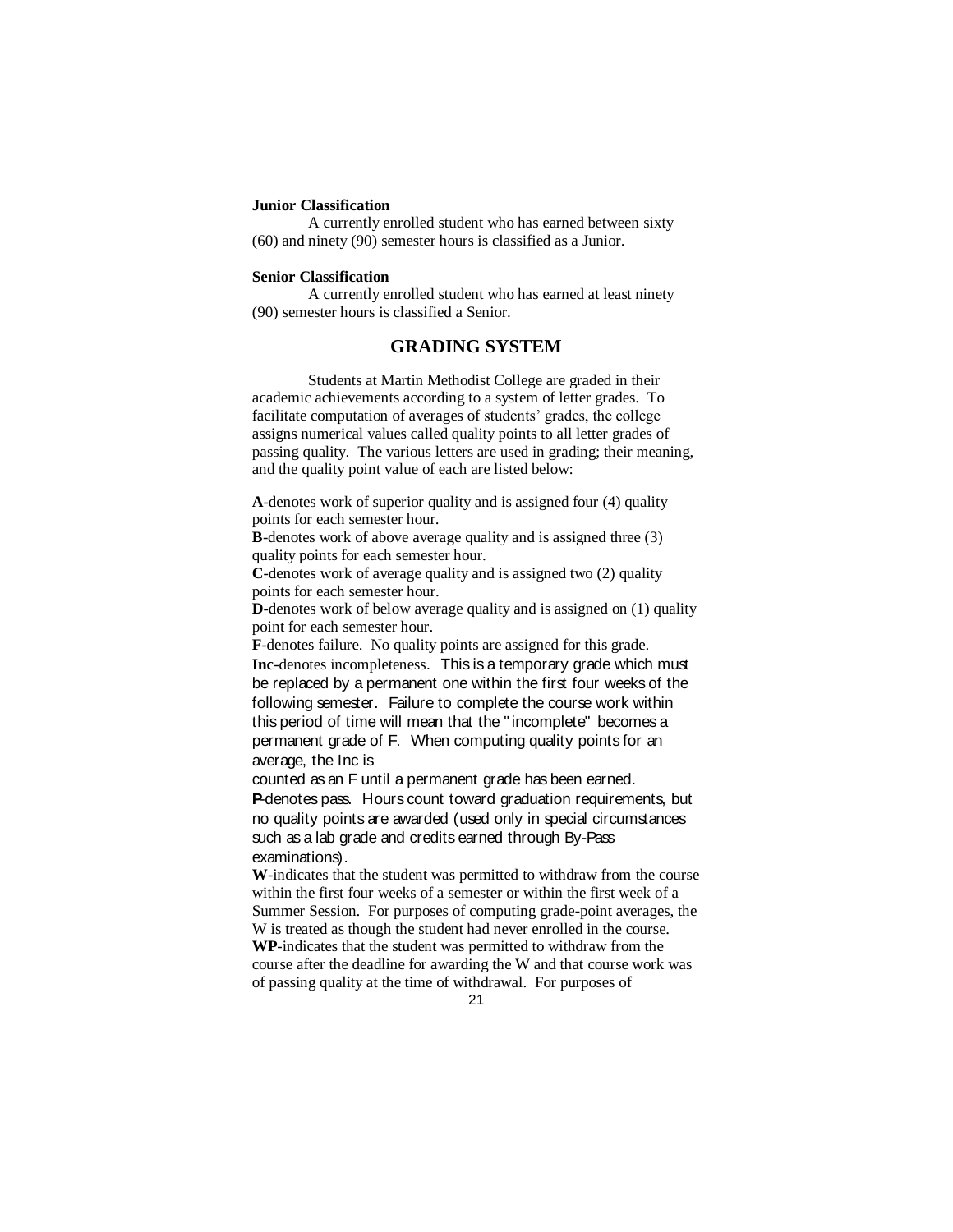**Junior Classification**

A currently enrolled student who has earned between sixty (60) and ninety (90) semester hours is classified as a Junior.

**Senior Classification**

A currently enrolled student who has earned at least ninety (90) semester hours is classified a Senior.

## GRADING SYSTEM

Students at Martin Methodist College are graded in their academic achievements according to a system of letter grades. To facilitate computation of averages of students' grades, the college assigns numerical values called quality points to all letter grades of passing quality. The various letters are used in grading; their meaning, and the quality point value of each are listed below:

**A**-denotes work of superior quality and is assigned four (4) quality points for each semester hour.
**B**-denotes work of above average quality and is assigned three (3) quality points for each semester hour.
**C**-denotes work of average quality and is assigned two (2) quality points for each semester hour.
**D**-denotes work of below average quality and is assigned on (1) quality point for each semester hour.
**F**-denotes failure. No quality points are assigned for this grade.
**Inc**-denotes incompleteness. This is a temporary grade which must be replaced by a permanent one within the first four weeks of the following semester. Failure to complete the course work within this period of time will mean that the "incomplete" becomes a permanent grade of F. When computing quality points for an average, the Inc is counted as an F until a permanent grade has been earned.
**P**-denotes pass. Hours count toward graduation requirements, but no quality points are awarded (used only in special circumstances such as a lab grade and credits earned through By-Pass examinations).
**W**-indicates that the student was permitted to withdraw from the course within the first four weeks of a semester or within the first week of a Summer Session. For purposes of computing grade-point averages, the W is treated as though the student had never enrolled in the course.
**WP**-indicates that the student was permitted to withdraw from the course after the deadline for awarding the W and that course work was of passing quality at the time of withdrawal. For purposes of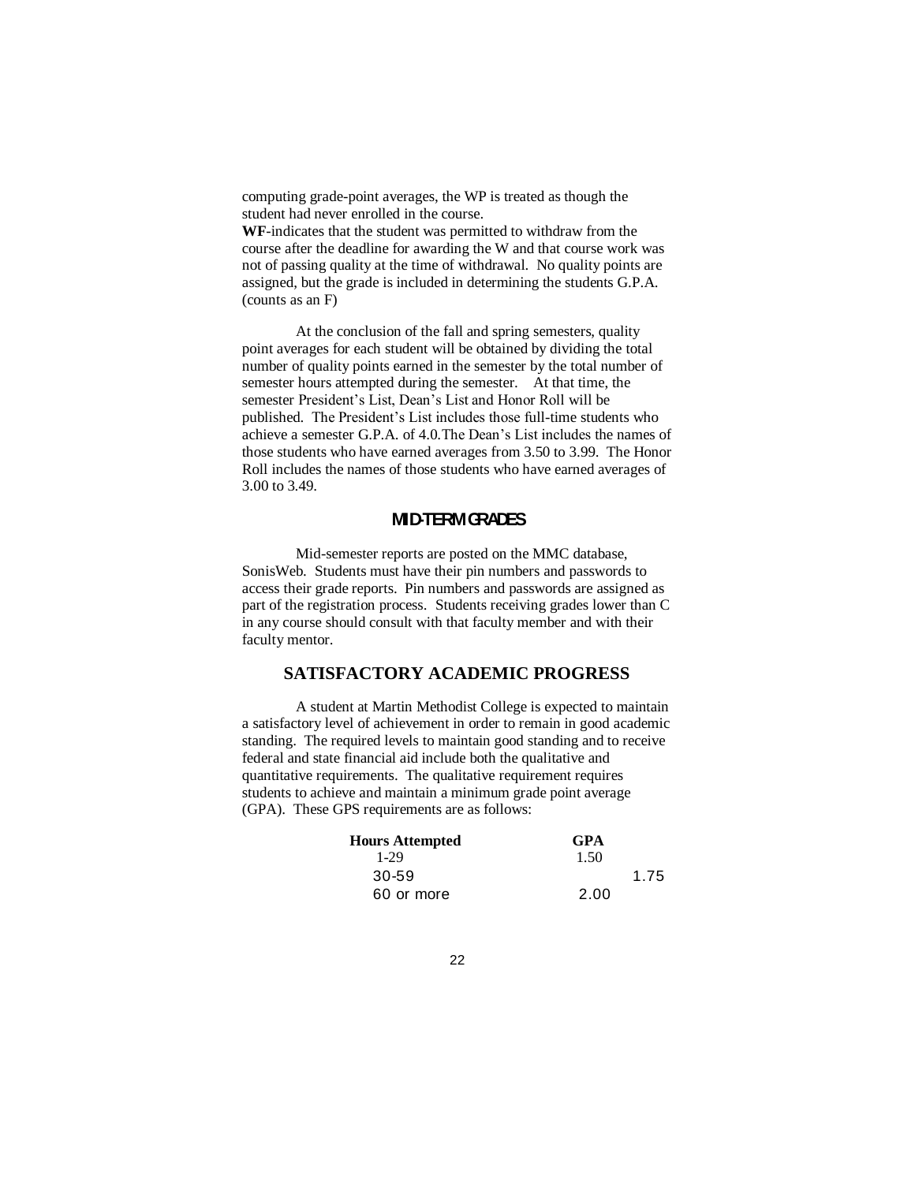computing grade-point averages, the WP is treated as though the student had never enrolled in the course.

**WF**-indicates that the student was permitted to withdraw from the course after the deadline for awarding the W and that course work was not of passing quality at the time of withdrawal. No quality points are assigned, but the grade is included in determining the students G.P.A. (counts as an F)

At the conclusion of the fall and spring semesters, quality point averages for each student will be obtained by dividing the total number of quality points earned in the semester by the total number of semester hours attempted during the semester. At that time, the semester President's List, Dean's List and Honor Roll will be published. The President's List includes those full-time students who achieve a semester G.P.A. of 4.0.The Dean's List includes the names of those students who have earned averages from 3.50 to 3.99. The Honor Roll includes the names of those students who have earned averages of 3.00 to 3.49.

## MID-TERM GRADES

Mid-semester reports are posted on the MMC database, SonisWeb. Students must have their pin numbers and passwords to access their grade reports. Pin numbers and passwords are assigned as part of the registration process. Students receiving grades lower than C in any course should consult with that faculty member and with their faculty mentor.

## SATISFACTORY ACADEMIC PROGRESS

A student at Martin Methodist College is expected to maintain a satisfactory level of achievement in order to remain in good academic standing. The required levels to maintain good standing and to receive federal and state financial aid include both the qualitative and quantitative requirements. The qualitative requirement requires students to achieve and maintain a minimum grade point average (GPA). These GPS requirements are as follows:

| Hours Attempted | GPA |
|---|---|
| 1-29 | 1.50 |
| 30-59 | 1.75 |
| 60 or more | 2.00 |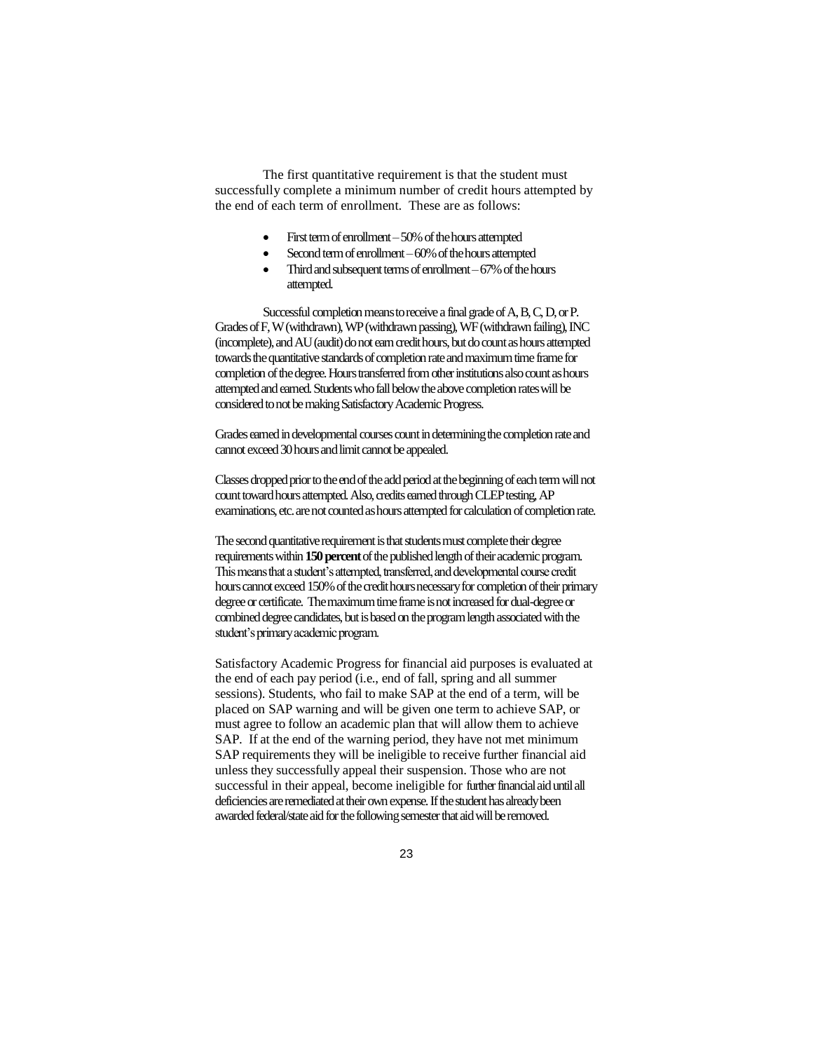The first quantitative requirement is that the student must successfully complete a minimum number of credit hours attempted by the end of each term of enrollment. These are as follows:

- First term of enrollment – 50% of the hours attempted
- Second term of enrollment – 60% of the hours attempted
- Third and subsequent terms of enrollment – 67% of the hours attempted.

Successful completion means to receive a final grade of A, B, C, D, or P. Grades of F, W (withdrawn), WP (withdrawn passing), WF (withdrawn failing), INC (incomplete), and AU (audit) do not earn credit hours, but do count as hours attempted towards the quantitative standards of completion rate and maximum time frame for completion of the degree. Hours transferred from other institutions also count as hours attempted and earned. Students who fall below the above completion rates will be considered to not be making Satisfactory Academic Progress.

Grades earned in developmental courses count in determining the completion rate and cannot exceed 30 hours and limit cannot be appealed.

Classes dropped prior to the end of the add period at the beginning of each term will not count toward hours attempted. Also, credits earned through CLEP testing, AP examinations, etc. are not counted as hours attempted for calculation of completion rate.

The second quantitative requirement is that students must complete their degree requirements within **150 percent** of the published length of their academic program. This means that a student's attempted, transferred, and developmental course credit hours cannot exceed 150% of the credit hours necessary for completion of their primary degree or certificate. The maximum time frame is not increased for dual-degree or combined degree candidates, but is based on the program length associated with the student's primary academic program.

Satisfactory Academic Progress for financial aid purposes is evaluated at the end of each pay period (i.e., end of fall, spring and all summer sessions). Students, who fail to make SAP at the end of a term, will be placed on SAP warning and will be given one term to achieve SAP, or must agree to follow an academic plan that will allow them to achieve SAP. If at the end of the warning period, they have not met minimum SAP requirements they will be ineligible to receive further financial aid unless they successfully appeal their suspension. Those who are not successful in their appeal, become ineligible for further financial aid until all deficiencies are remediated at their own expense. If the student has already been awarded federal/state aid for the following semester that aid will be removed.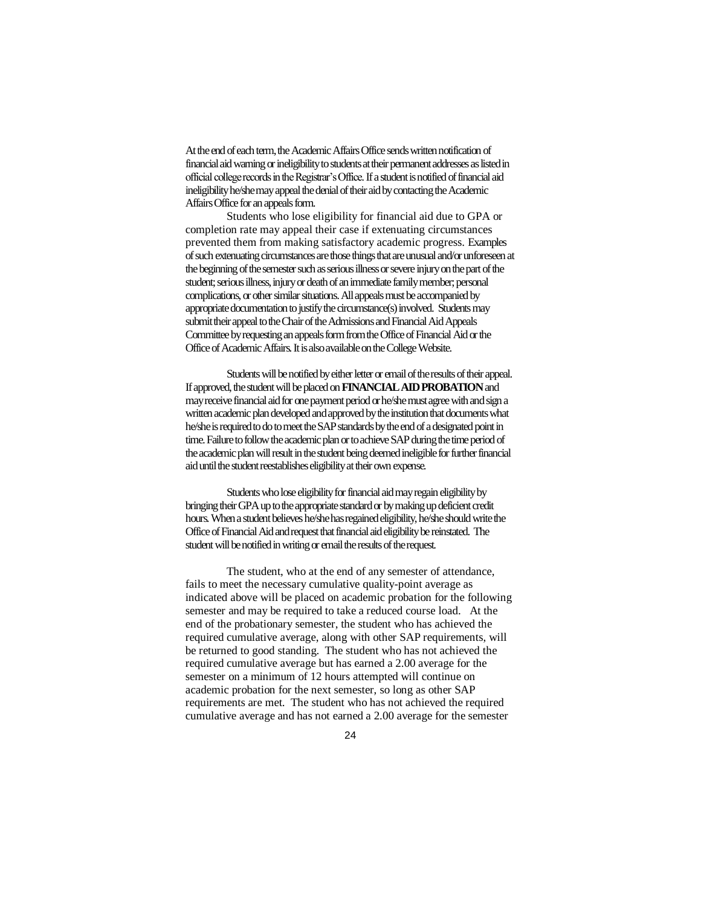At the end of each term, the Academic Affairs Office sends written notification of financial aid warning or ineligibility to students at their permanent addresses as listed in official college records in the Registrar's Office. If a student is notified of financial aid ineligibility he/she may appeal the denial of their aid by contacting the Academic Affairs Office for an appeals form.

Students who lose eligibility for financial aid due to GPA or completion rate may appeal their case if extenuating circumstances prevented them from making satisfactory academic progress. Examples of such extenuating circumstances are those things that are unusual and/or unforeseen at the beginning of the semester such as serious illness or severe injury on the part of the student; serious illness, injury or death of an immediate family member; personal complications, or other similar situations. All appeals must be accompanied by appropriate documentation to justify the circumstance(s) involved. Students may submit their appeal to the Chair of the Admissions and Financial Aid Appeals Committee by requesting an appeals form from the Office of Financial Aid or the Office of Academic Affairs. It is also available on the College Website.

Students will be notified by either letter or email of the results of their appeal. If approved, the student will be placed on **FINANCIAL AID PROBATION** and may receive financial aid for one payment period or he/she must agree with and sign a written academic plan developed and approved by the institution that documents what he/she is required to do to meet the SAP standards by the end of a designated point in time. Failure to follow the academic plan or to achieve SAP during the time period of the academic plan will result in the student being deemed ineligible for further financial aid until the student reestablishes eligibility at their own expense.

Students who lose eligibility for financial aid may regain eligibility by bringing their GPA up to the appropriate standard or by making up deficient credit hours. When a student believes he/she has regained eligibility, he/she should write the Office of Financial Aid and request that financial aid eligibility be reinstated. The student will be notified in writing or email the results of the request.

The student, who at the end of any semester of attendance, fails to meet the necessary cumulative quality-point average as indicated above will be placed on academic probation for the following semester and may be required to take a reduced course load. At the end of the probationary semester, the student who has achieved the required cumulative average, along with other SAP requirements, will be returned to good standing. The student who has not achieved the required cumulative average but has earned a 2.00 average for the semester on a minimum of 12 hours attempted will continue on academic probation for the next semester, so long as other SAP requirements are met. The student who has not achieved the required cumulative average and has not earned a 2.00 average for the semester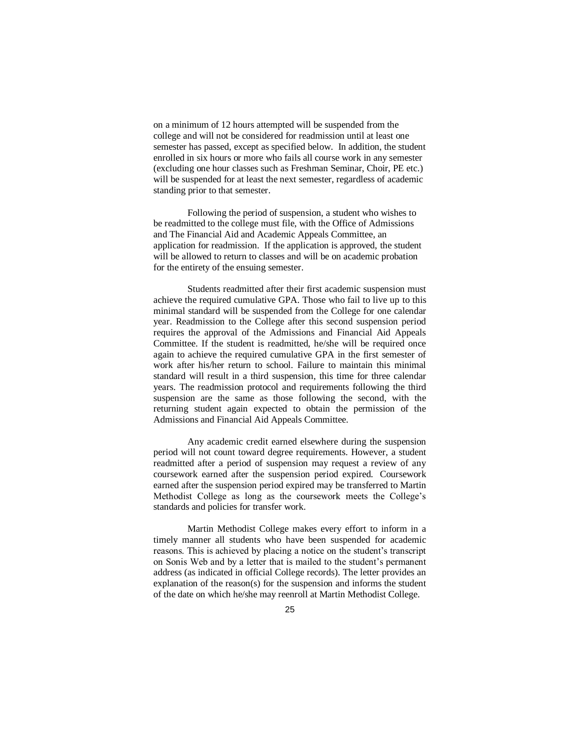on a minimum of 12 hours attempted will be suspended from the college and will not be considered for readmission until at least one semester has passed, except as specified below. In addition, the student enrolled in six hours or more who fails all course work in any semester (excluding one hour classes such as Freshman Seminar, Choir, PE etc.) will be suspended for at least the next semester, regardless of academic standing prior to that semester.

Following the period of suspension, a student who wishes to be readmitted to the college must file, with the Office of Admissions and The Financial Aid and Academic Appeals Committee, an application for readmission. If the application is approved, the student will be allowed to return to classes and will be on academic probation for the entirety of the ensuing semester.

Students readmitted after their first academic suspension must achieve the required cumulative GPA. Those who fail to live up to this minimal standard will be suspended from the College for one calendar year. Readmission to the College after this second suspension period requires the approval of the Admissions and Financial Aid Appeals Committee. If the student is readmitted, he/she will be required once again to achieve the required cumulative GPA in the first semester of work after his/her return to school. Failure to maintain this minimal standard will result in a third suspension, this time for three calendar years. The readmission protocol and requirements following the third suspension are the same as those following the second, with the returning student again expected to obtain the permission of the Admissions and Financial Aid Appeals Committee.

Any academic credit earned elsewhere during the suspension period will not count toward degree requirements. However, a student readmitted after a period of suspension may request a review of any coursework earned after the suspension period expired. Coursework earned after the suspension period expired may be transferred to Martin Methodist College as long as the coursework meets the College's standards and policies for transfer work.

Martin Methodist College makes every effort to inform in a timely manner all students who have been suspended for academic reasons. This is achieved by placing a notice on the student's transcript on Sonis Web and by a letter that is mailed to the student's permanent address (as indicated in official College records). The letter provides an explanation of the reason(s) for the suspension and informs the student of the date on which he/she may reenroll at Martin Methodist College.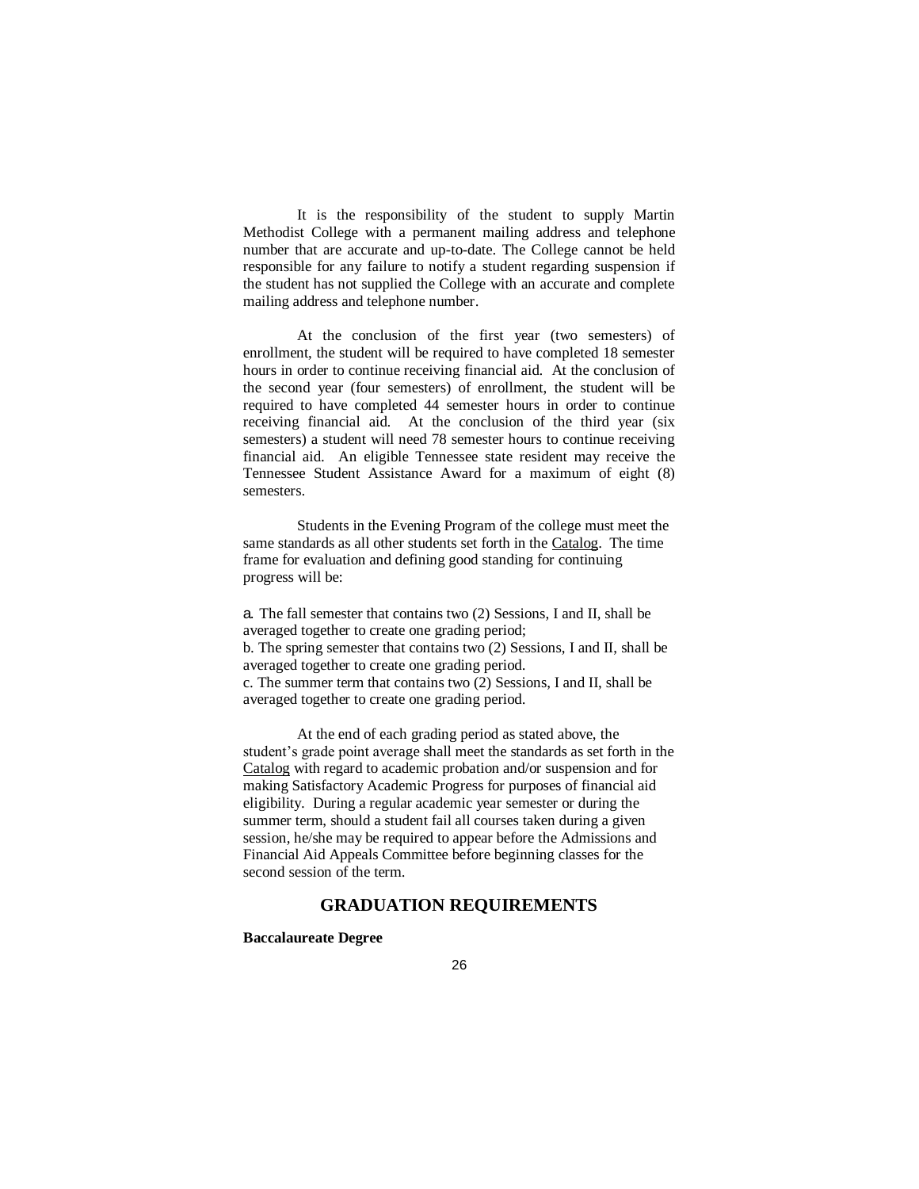It is the responsibility of the student to supply Martin Methodist College with a permanent mailing address and telephone number that are accurate and up-to-date. The College cannot be held responsible for any failure to notify a student regarding suspension if the student has not supplied the College with an accurate and complete mailing address and telephone number.

At the conclusion of the first year (two semesters) of enrollment, the student will be required to have completed 18 semester hours in order to continue receiving financial aid. At the conclusion of the second year (four semesters) of enrollment, the student will be required to have completed 44 semester hours in order to continue receiving financial aid. At the conclusion of the third year (six semesters) a student will need 78 semester hours to continue receiving financial aid. An eligible Tennessee state resident may receive the Tennessee Student Assistance Award for a maximum of eight (8) semesters.

Students in the Evening Program of the college must meet the same standards as all other students set forth in the Catalog. The time frame for evaluation and defining good standing for continuing progress will be:

a. The fall semester that contains two (2) Sessions, I and II, shall be averaged together to create one grading period;
b. The spring semester that contains two (2) Sessions, I and II, shall be averaged together to create one grading period.
c. The summer term that contains two (2) Sessions, I and II, shall be averaged together to create one grading period.

At the end of each grading period as stated above, the student's grade point average shall meet the standards as set forth in the Catalog with regard to academic probation and/or suspension and for making Satisfactory Academic Progress for purposes of financial aid eligibility. During a regular academic year semester or during the summer term, should a student fail all courses taken during a given session, he/she may be required to appear before the Admissions and Financial Aid Appeals Committee before beginning classes for the second session of the term.

## GRADUATION REQUIREMENTS

**Baccalaureate Degree**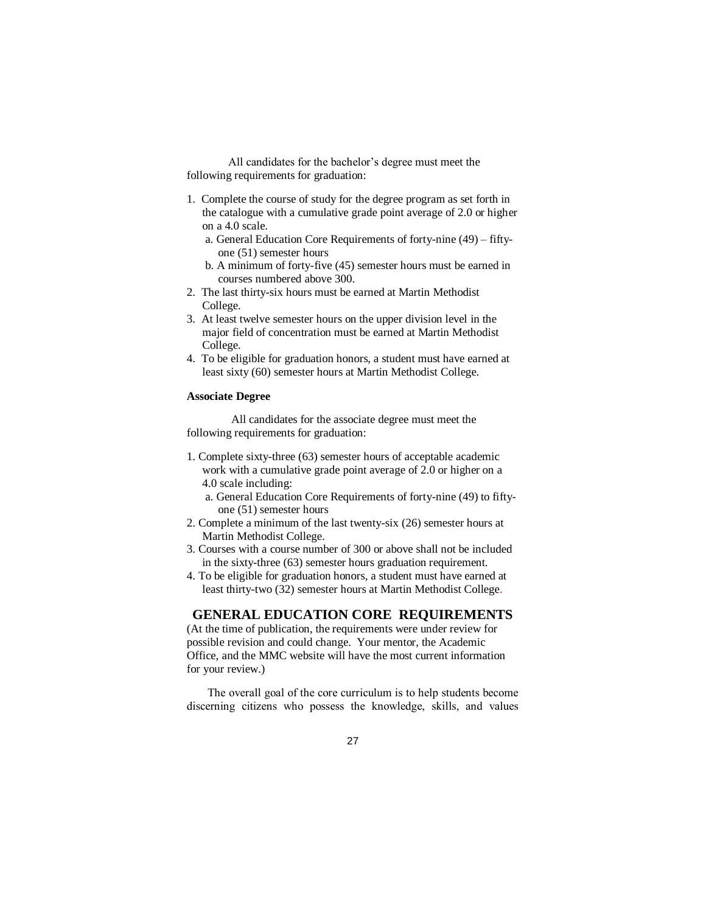All candidates for the bachelor's degree must meet the following requirements for graduation:

1. Complete the course of study for the degree program as set forth in the catalogue with a cumulative grade point average of 2.0 or higher on a 4.0 scale.
   a. General Education Core Requirements of forty-nine (49) – fifty-one (51) semester hours
   b. A minimum of forty-five (45) semester hours must be earned in courses numbered above 300.
2. The last thirty-six hours must be earned at Martin Methodist College.
3. At least twelve semester hours on the upper division level in the major field of concentration must be earned at Martin Methodist College.
4. To be eligible for graduation honors, a student must have earned at least sixty (60) semester hours at Martin Methodist College.

**Associate Degree**

All candidates for the associate degree must meet the following requirements for graduation:

1. Complete sixty-three (63) semester hours of acceptable academic work with a cumulative grade point average of 2.0 or higher on a 4.0 scale including:
   a. General Education Core Requirements of forty-nine (49) to fifty-one (51) semester hours
2. Complete a minimum of the last twenty-six (26) semester hours at Martin Methodist College.
3. Courses with a course number of 300 or above shall not be included in the sixty-three (63) semester hours graduation requirement.
4. To be eligible for graduation honors, a student must have earned at least thirty-two (32) semester hours at Martin Methodist College.

## GENERAL EDUCATION CORE REQUIREMENTS

(At the time of publication, the requirements were under review for possible revision and could change. Your mentor, the Academic Office, and the MMC website will have the most current information for your review.)

The overall goal of the core curriculum is to help students become discerning citizens who possess the knowledge, skills, and values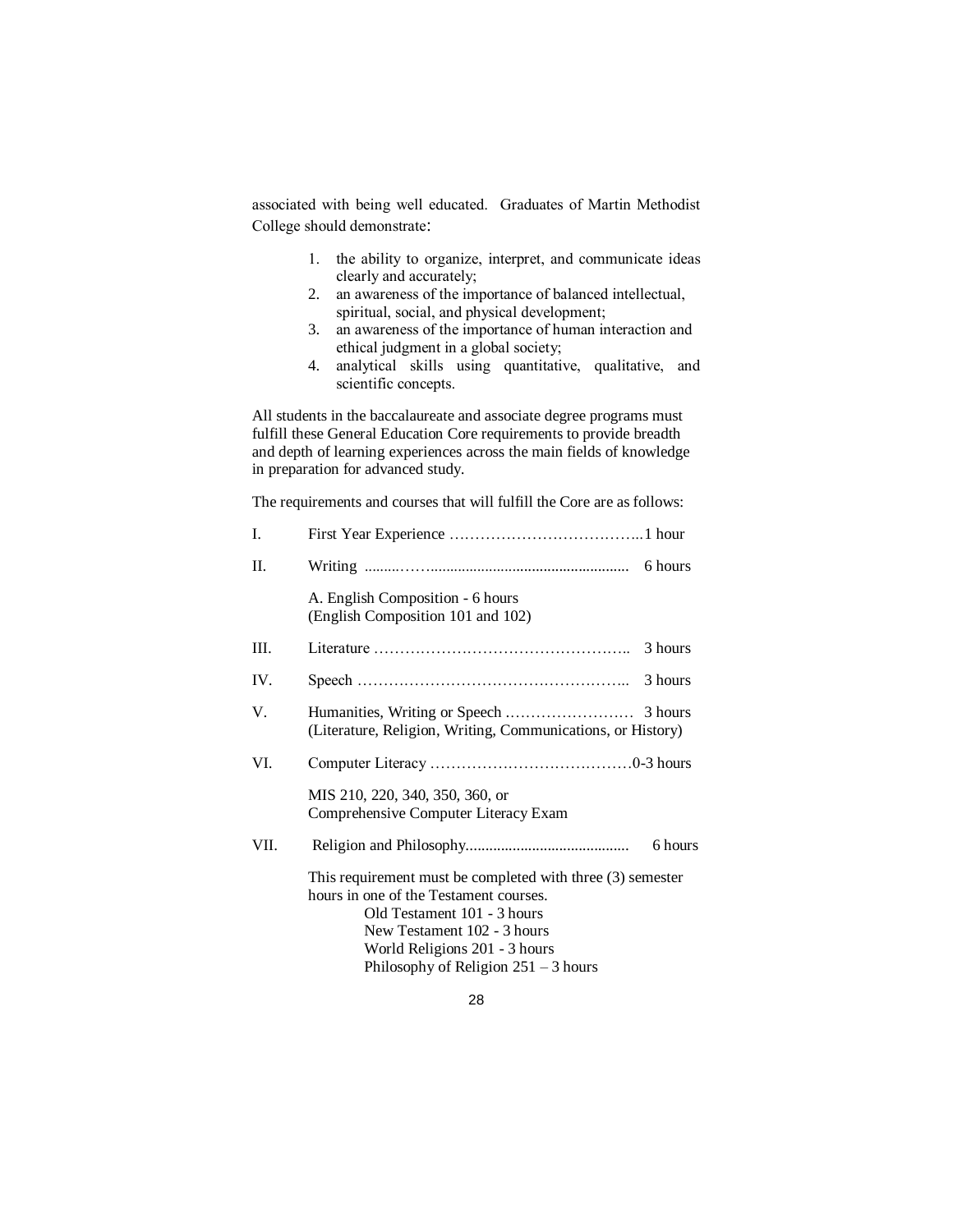associated with being well educated. Graduates of Martin Methodist College should demonstrate:

1. the ability to organize, interpret, and communicate ideas clearly and accurately;
2. an awareness of the importance of balanced intellectual, spiritual, social, and physical development;
3. an awareness of the importance of human interaction and ethical judgment in a global society;
4. analytical skills using quantitative, qualitative, and scientific concepts.

All students in the baccalaureate and associate degree programs must fulfill these General Education Core requirements to provide breadth and depth of learning experiences across the main fields of knowledge in preparation for advanced study.

The requirements and courses that will fulfill the Core are as follows:

I. First Year Experience ……………………………….1 hour

II. Writing ...........…….................................................... 6 hours

A. English Composition - 6 hours
(English Composition 101 and 102)

III. Literature ………………………………………….. 3 hours

IV. Speech ……………………………………………... 3 hours

V. Humanities, Writing or Speech …………………… 3 hours
(Literature, Religion, Writing, Communications, or History)

VI. Computer Literacy …………………………………0-3 hours

MIS 210, 220, 340, 350, 360, or
Comprehensive Computer Literacy Exam

VII. Religion and Philosophy......................................... 6 hours

This requirement must be completed with three (3) semester hours in one of the Testament courses.

- Old Testament 101 - 3 hours
- New Testament 102 - 3 hours
- World Religions 201 - 3 hours
- Philosophy of Religion 251 – 3 hours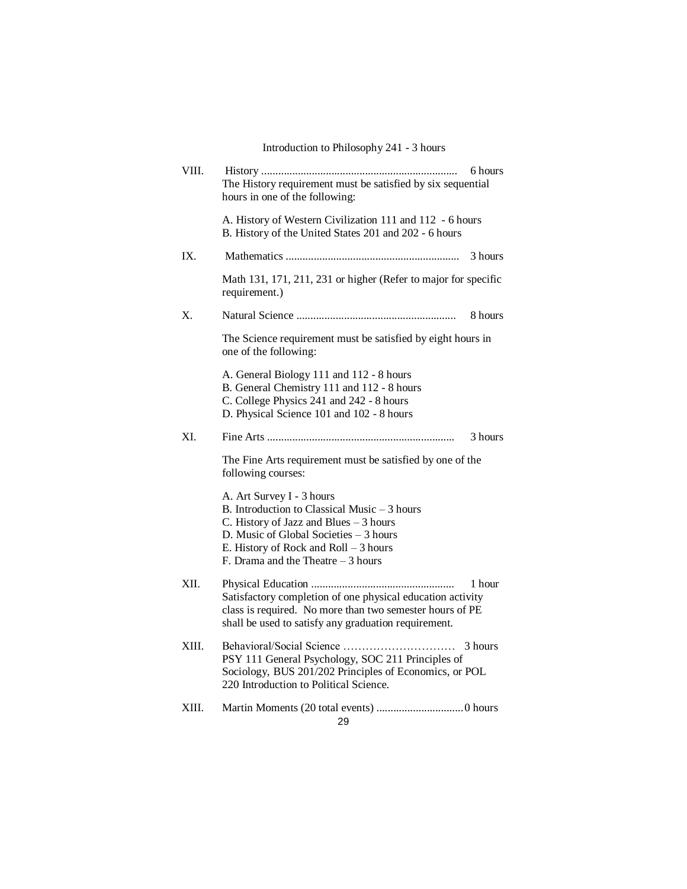Introduction to Philosophy 241 - 3 hours

VIII. History ...................................................................... 6 hours

The History requirement must be satisfied by six sequential hours in one of the following:

A. History of Western Civilization 111 and 112 - 6 hours
B. History of the United States 201 and 202 - 6 hours

IX. Mathematics ............................................................. 3 hours

Math 131, 171, 211, 231 or higher (Refer to major for specific requirement.)

X. Natural Science ......................................................... 8 hours

The Science requirement must be satisfied by eight hours in one of the following:

A. General Biology 111 and 112 - 8 hours
B. General Chemistry 111 and 112 - 8 hours
C. College Physics 241 and 242 - 8 hours
D. Physical Science 101 and 102 - 8 hours

XI. Fine Arts .................................................................. 3 hours

The Fine Arts requirement must be satisfied by one of the following courses:

A. Art Survey I - 3 hours
B. Introduction to Classical Music – 3 hours
C. History of Jazz and Blues – 3 hours
D. Music of Global Societies – 3 hours
E. History of Rock and Roll – 3 hours
F. Drama and the Theatre – 3 hours

XII. Physical Education ................................................... 1 hour

Satisfactory completion of one physical education activity class is required. No more than two semester hours of PE shall be used to satisfy any graduation requirement.

XIII. Behavioral/Social Science ………………………… 3 hours

PSY 111 General Psychology, SOC 211 Principles of Sociology, BUS 201/202 Principles of Economics, or POL 220 Introduction to Political Science.

XIII. Martin Moments (20 total events) ..............................0 hours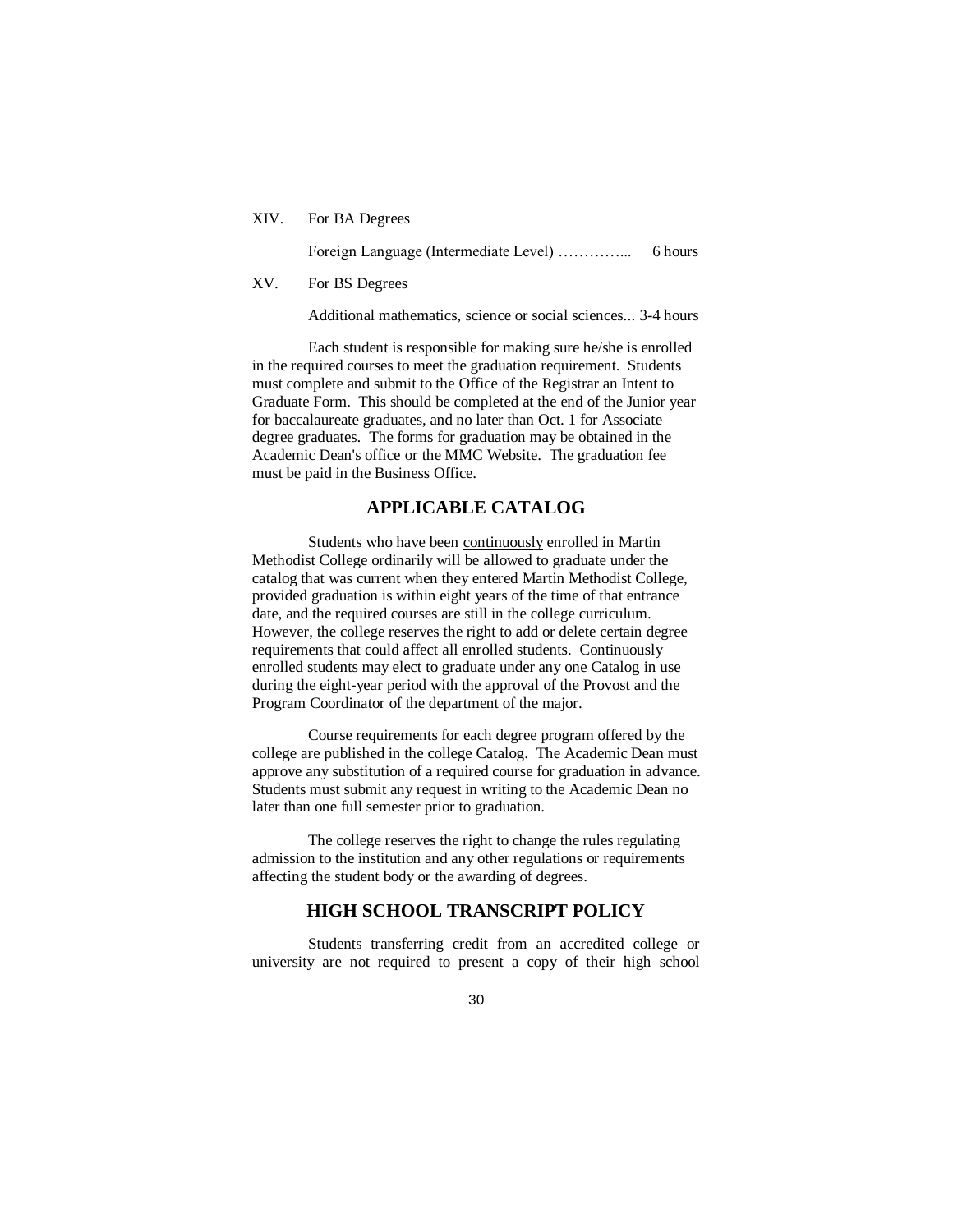XIV. For BA Degrees

Foreign Language (Intermediate Level) …………... 6 hours

XV. For BS Degrees

Additional mathematics, science or social sciences... 3-4 hours

Each student is responsible for making sure he/she is enrolled in the required courses to meet the graduation requirement. Students must complete and submit to the Office of the Registrar an Intent to Graduate Form. This should be completed at the end of the Junior year for baccalaureate graduates, and no later than Oct. 1 for Associate degree graduates. The forms for graduation may be obtained in the Academic Dean's office or the MMC Website. The graduation fee must be paid in the Business Office.

## APPLICABLE CATALOG

Students who have been <u>continuously</u> enrolled in Martin Methodist College ordinarily will be allowed to graduate under the catalog that was current when they entered Martin Methodist College, provided graduation is within eight years of the time of that entrance date, and the required courses are still in the college curriculum. However, the college reserves the right to add or delete certain degree requirements that could affect all enrolled students. Continuously enrolled students may elect to graduate under any one Catalog in use during the eight-year period with the approval of the Provost and the Program Coordinator of the department of the major.

Course requirements for each degree program offered by the college are published in the college Catalog. The Academic Dean must approve any substitution of a required course for graduation in advance. Students must submit any request in writing to the Academic Dean no later than one full semester prior to graduation.

<u>The college reserves the right</u> to change the rules regulating admission to the institution and any other regulations or requirements affecting the student body or the awarding of degrees.

## HIGH SCHOOL TRANSCRIPT POLICY

Students transferring credit from an accredited college or university are not required to present a copy of their high school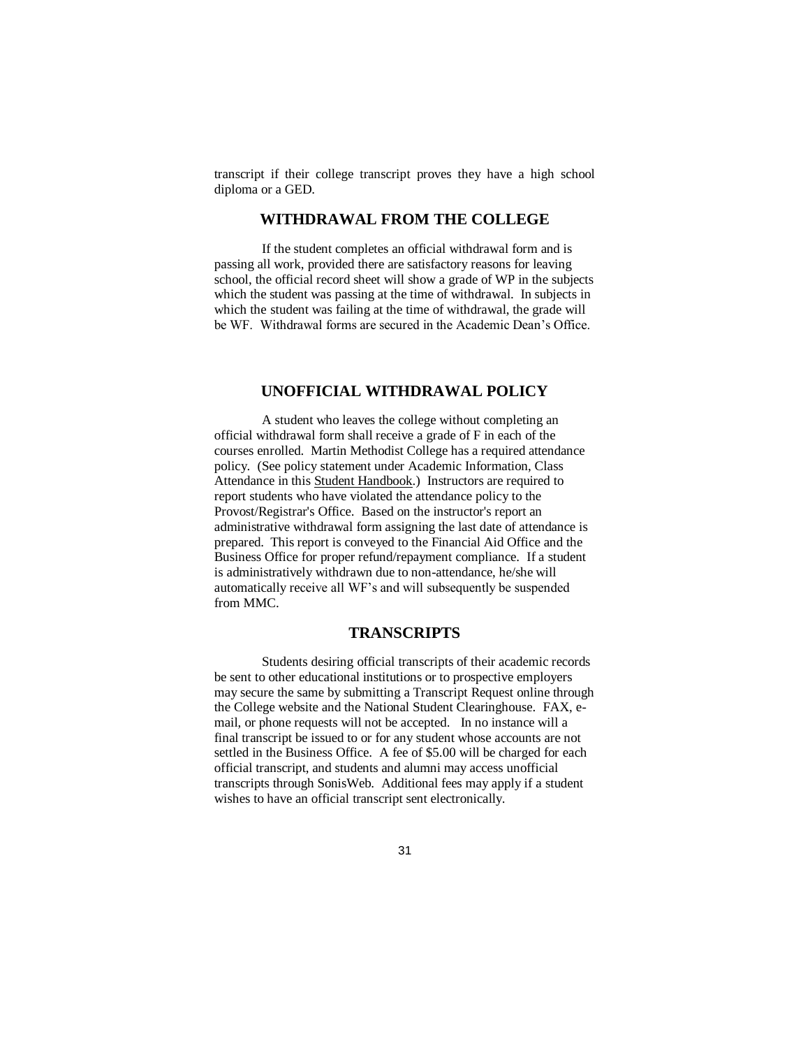transcript if their college transcript proves they have a high school diploma or a GED.

## WITHDRAWAL FROM THE COLLEGE

If the student completes an official withdrawal form and is passing all work, provided there are satisfactory reasons for leaving school, the official record sheet will show a grade of WP in the subjects which the student was passing at the time of withdrawal. In subjects in which the student was failing at the time of withdrawal, the grade will be WF. Withdrawal forms are secured in the Academic Dean's Office.

## UNOFFICIAL WITHDRAWAL POLICY

A student who leaves the college without completing an official withdrawal form shall receive a grade of F in each of the courses enrolled. Martin Methodist College has a required attendance policy. (See policy statement under Academic Information, Class Attendance in this Student Handbook.) Instructors are required to report students who have violated the attendance policy to the Provost/Registrar's Office. Based on the instructor's report an administrative withdrawal form assigning the last date of attendance is prepared. This report is conveyed to the Financial Aid Office and the Business Office for proper refund/repayment compliance. If a student is administratively withdrawn due to non-attendance, he/she will automatically receive all WF's and will subsequently be suspended from MMC.

## TRANSCRIPTS

Students desiring official transcripts of their academic records be sent to other educational institutions or to prospective employers may secure the same by submitting a Transcript Request online through the College website and the National Student Clearinghouse. FAX, e-mail, or phone requests will not be accepted. In no instance will a final transcript be issued to or for any student whose accounts are not settled in the Business Office. A fee of $5.00 will be charged for each official transcript, and students and alumni may access unofficial transcripts through SonisWeb. Additional fees may apply if a student wishes to have an official transcript sent electronically.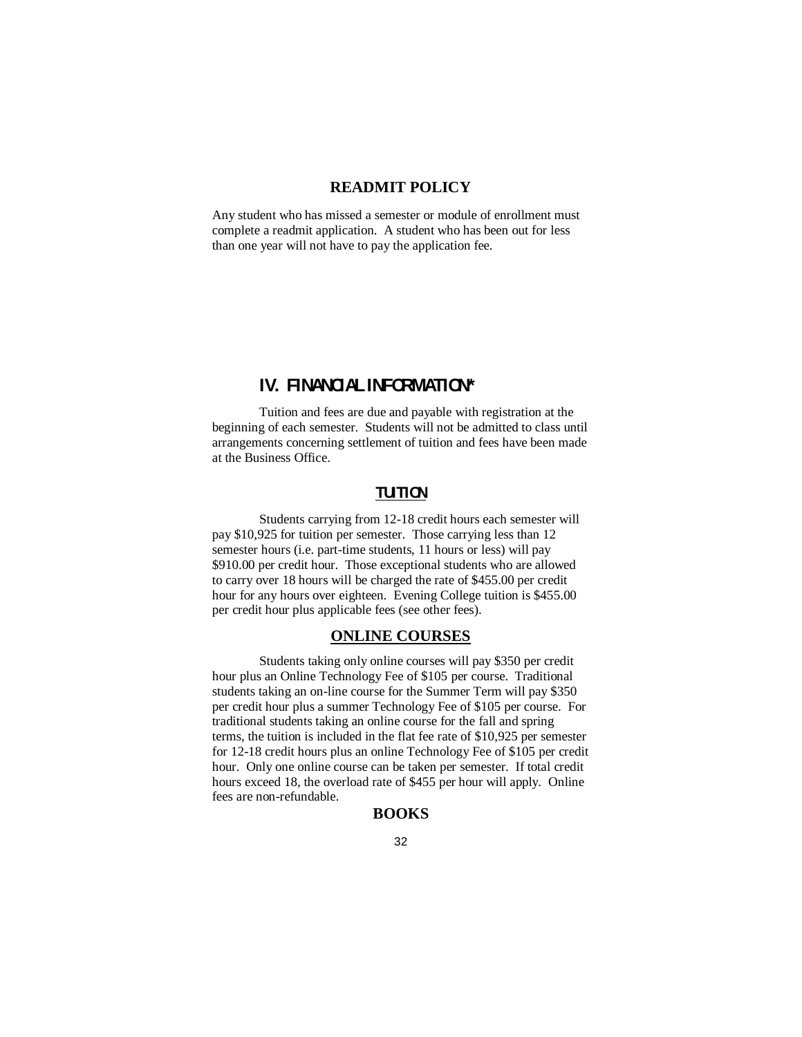## READMIT POLICY

Any student who has missed a semester or module of enrollment must complete a readmit application. A student who has been out for less than one year will not have to pay the application fee.

# IV. FINANCIAL INFORMATION*

Tuition and fees are due and payable with registration at the beginning of each semester. Students will not be admitted to class until arrangements concerning settlement of tuition and fees have been made at the Business Office.

## TUITION

Students carrying from 12-18 credit hours each semester will pay $10,925 for tuition per semester. Those carrying less than 12 semester hours (i.e. part-time students, 11 hours or less) will pay $910.00 per credit hour. Those exceptional students who are allowed to carry over 18 hours will be charged the rate of $455.00 per credit hour for any hours over eighteen. Evening College tuition is $455.00 per credit hour plus applicable fees (see other fees).

## ONLINE COURSES

Students taking only online courses will pay $350 per credit hour plus an Online Technology Fee of $105 per course. Traditional students taking an on-line course for the Summer Term will pay $350 per credit hour plus a summer Technology Fee of $105 per course. For traditional students taking an online course for the fall and spring terms, the tuition is included in the flat fee rate of $10,925 per semester for 12-18 credit hours plus an online Technology Fee of $105 per credit hour. Only one online course can be taken per semester. If total credit hours exceed 18, the overload rate of $455 per hour will apply. Online fees are non-refundable.

## BOOKS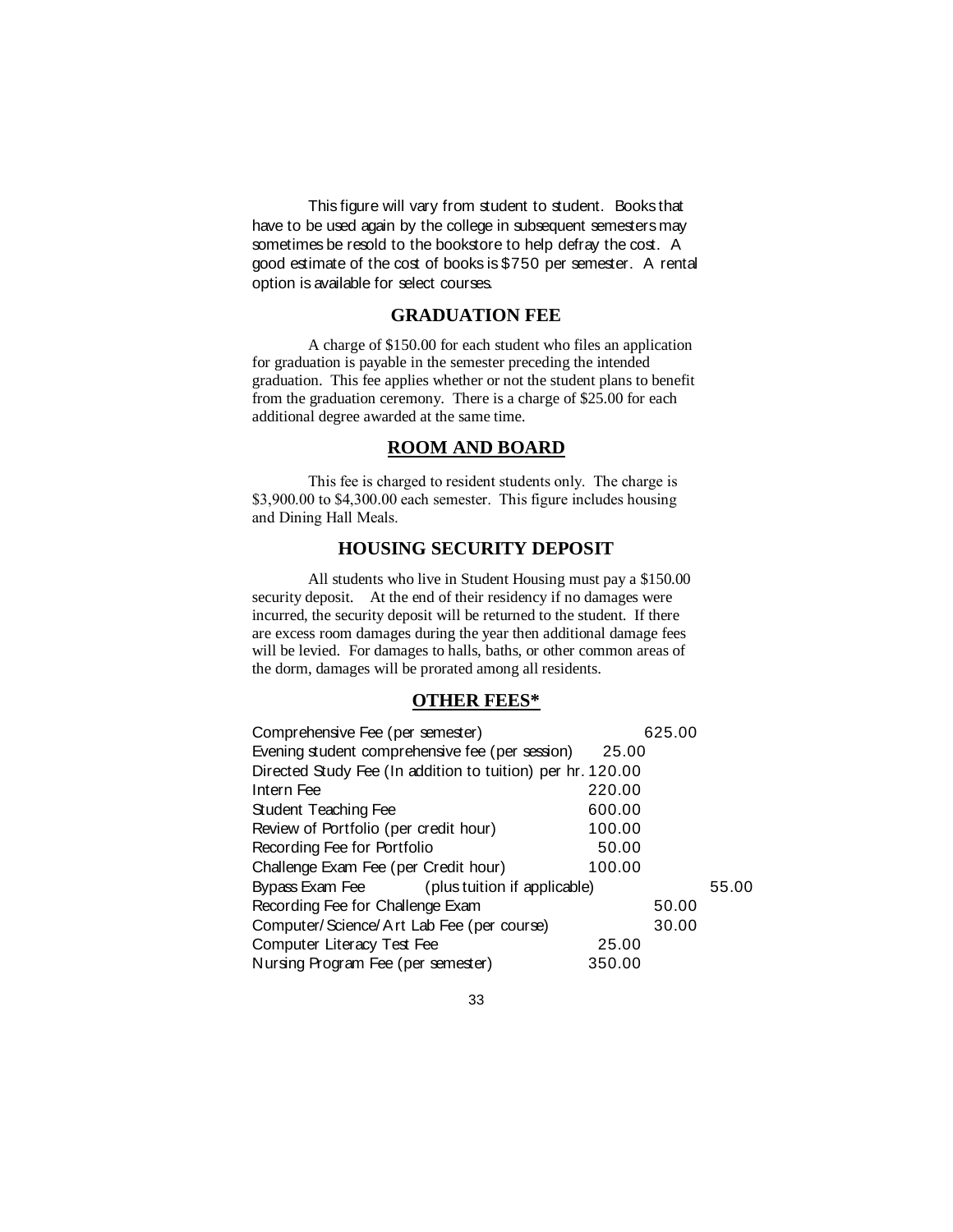This figure will vary from student to student. Books that have to be used again by the college in subsequent semesters may sometimes be resold to the bookstore to help defray the cost. A good estimate of the cost of books is $750 per semester. A rental option is available for select courses.

## GRADUATION FEE

A charge of $150.00 for each student who files an application for graduation is payable in the semester preceding the intended graduation. This fee applies whether or not the student plans to benefit from the graduation ceremony. There is a charge of $25.00 for each additional degree awarded at the same time.

## ROOM AND BOARD

This fee is charged to resident students only. The charge is $3,900.00 to $4,300.00 each semester. This figure includes housing and Dining Hall Meals.

## HOUSING SECURITY DEPOSIT

All students who live in Student Housing must pay a $150.00 security deposit. At the end of their residency if no damages were incurred, the security deposit will be returned to the student. If there are excess room damages during the year then additional damage fees will be levied. For damages to halls, baths, or other common areas of the dorm, damages will be prorated among all residents.

## OTHER FEES*

| Fee | Amount |
|---|---|
| Comprehensive Fee (per semester) | 625.00 |
| Evening student comprehensive fee (per session) | 25.00 |
| Directed Study Fee (In addition to tuition) per hr. | 120.00 |
| Intern Fee | 220.00 |
| Student Teaching Fee | 600.00 |
| Review of Portfolio (per credit hour) | 100.00 |
| Recording Fee for Portfolio | 50.00 |
| Challenge Exam Fee (per Credit hour) | 100.00 |
| Bypass Exam Fee (plus tuition if applicable) | 55.00 |
| Recording Fee for Challenge Exam | 50.00 |
| Computer/Science/Art Lab Fee (per course) | 30.00 |
| Computer Literacy Test Fee | 25.00 |
| Nursing Program Fee (per semester) | 350.00 |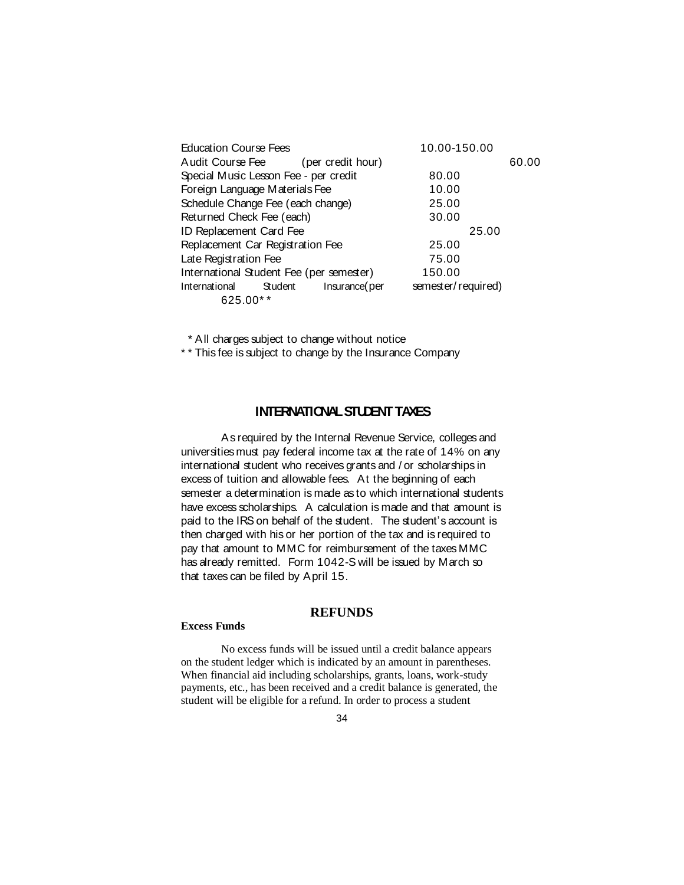| | |
|---|---|
| Education Course Fees | 10.00-150.00 |
| Audit Course Fee (per credit hour) | 60.00 |
| Special Music Lesson Fee - per credit | 80.00 |
| Foreign Language Materials Fee | 10.00 |
| Schedule Change Fee (each change) | 25.00 |
| Returned Check Fee (each) | 30.00 |
| ID Replacement Card Fee | 25.00 |
| Replacement Car Registration Fee | 25.00 |
| Late Registration Fee | 75.00 |
| International Student Fee (per semester) | 150.00 |
| International Student Insurance(per semester/required) | 625.00** |

\* All charges subject to change without notice

** This fee is subject to change by the Insurance Company

## INTERNATIONAL STUDENT TAXES

As required by the Internal Revenue Service, colleges and universities must pay federal income tax at the rate of 14% on any international student who receives grants and / or scholarships in excess of tuition and allowable fees. At the beginning of each semester a determination is made as to which international students have excess scholarships. A calculation is made and that amount is paid to the IRS on behalf of the student. The student's account is then charged with his or her portion of the tax and is required to pay that amount to MMC for reimbursement of the taxes MMC has already remitted. Form 1042-S will be issued by March so that taxes can be filed by April 15.

## REFUNDS

**Excess Funds**

No excess funds will be issued until a credit balance appears on the student ledger which is indicated by an amount in parentheses. When financial aid including scholarships, grants, loans, work-study payments, etc., has been received and a credit balance is generated, the student will be eligible for a refund. In order to process a student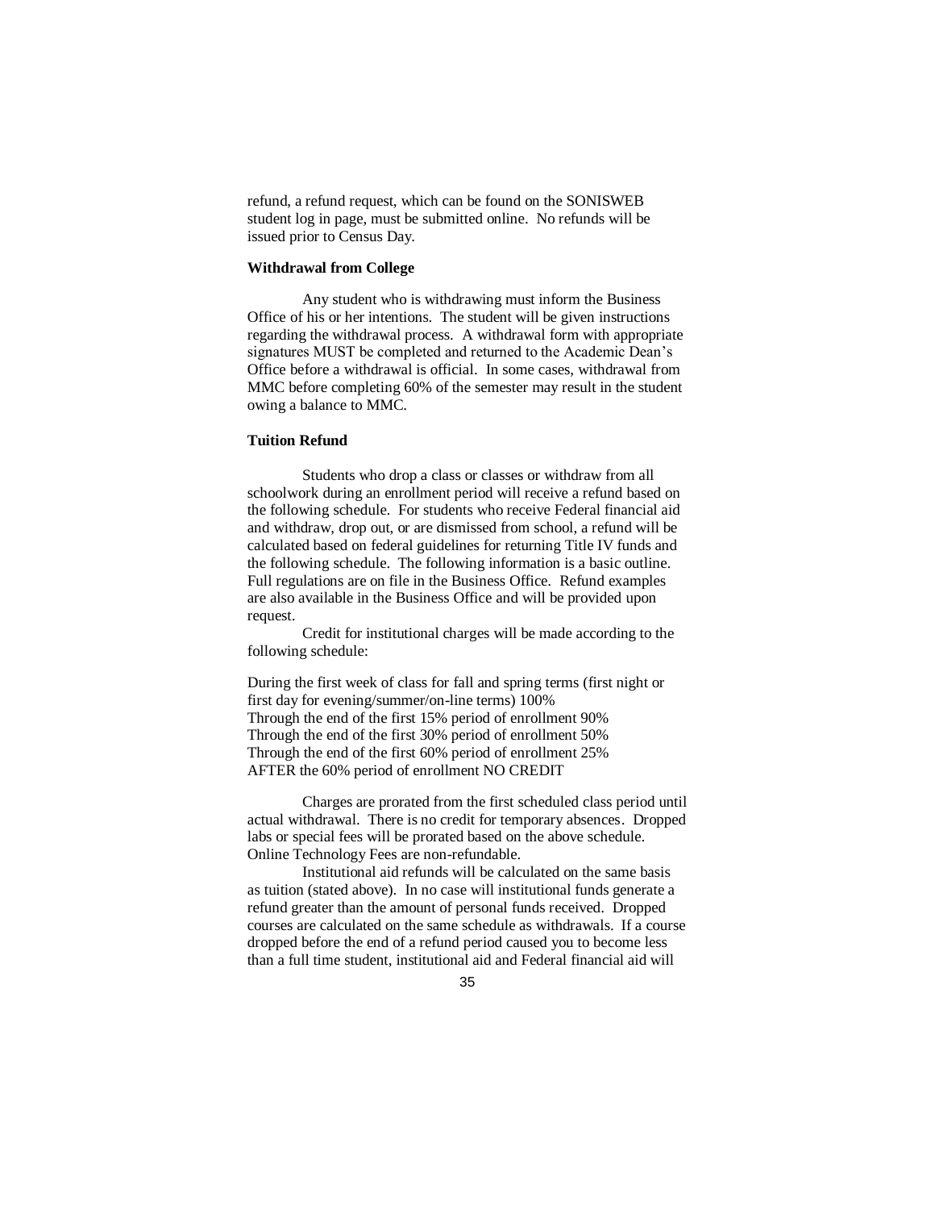refund, a refund request, which can be found on the SONISWEB student log in page, must be submitted online. No refunds will be issued prior to Census Day.

**Withdrawal from College**

Any student who is withdrawing must inform the Business Office of his or her intentions. The student will be given instructions regarding the withdrawal process. A withdrawal form with appropriate signatures MUST be completed and returned to the Academic Dean's Office before a withdrawal is official. In some cases, withdrawal from MMC before completing 60% of the semester may result in the student owing a balance to MMC.

**Tuition Refund**

Students who drop a class or classes or withdraw from all schoolwork during an enrollment period will receive a refund based on the following schedule. For students who receive Federal financial aid and withdraw, drop out, or are dismissed from school, a refund will be calculated based on federal guidelines for returning Title IV funds and the following schedule. The following information is a basic outline. Full regulations are on file in the Business Office. Refund examples are also available in the Business Office and will be provided upon request.

Credit for institutional charges will be made according to the following schedule:

During the first week of class for fall and spring terms (first night or first day for evening/summer/on-line terms) 100%  
Through the end of the first 15% period of enrollment 90%  
Through the end of the first 30% period of enrollment 50%  
Through the end of the first 60% period of enrollment 25%  
AFTER the 60% period of enrollment NO CREDIT

Charges are prorated from the first scheduled class period until actual withdrawal. There is no credit for temporary absences. Dropped labs or special fees will be prorated based on the above schedule. Online Technology Fees are non-refundable.

Institutional aid refunds will be calculated on the same basis as tuition (stated above). In no case will institutional funds generate a refund greater than the amount of personal funds received. Dropped courses are calculated on the same schedule as withdrawals. If a course dropped before the end of a refund period caused you to become less than a full time student, institutional aid and Federal financial aid will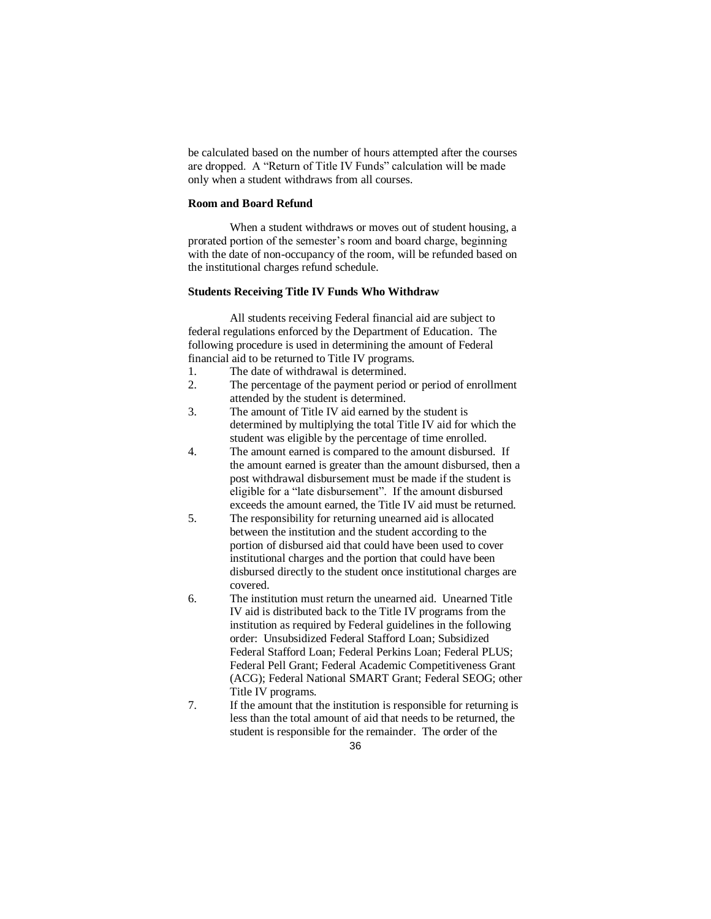be calculated based on the number of hours attempted after the courses are dropped. A "Return of Title IV Funds" calculation will be made only when a student withdraws from all courses.

**Room and Board Refund**

When a student withdraws or moves out of student housing, a prorated portion of the semester's room and board charge, beginning with the date of non-occupancy of the room, will be refunded based on the institutional charges refund schedule.

**Students Receiving Title IV Funds Who Withdraw**

All students receiving Federal financial aid are subject to federal regulations enforced by the Department of Education. The following procedure is used in determining the amount of Federal financial aid to be returned to Title IV programs.

1. The date of withdrawal is determined.
2. The percentage of the payment period or period of enrollment attended by the student is determined.
3. The amount of Title IV aid earned by the student is determined by multiplying the total Title IV aid for which the student was eligible by the percentage of time enrolled.
4. The amount earned is compared to the amount disbursed. If the amount earned is greater than the amount disbursed, then a post withdrawal disbursement must be made if the student is eligible for a "late disbursement". If the amount disbursed exceeds the amount earned, the Title IV aid must be returned.
5. The responsibility for returning unearned aid is allocated between the institution and the student according to the portion of disbursed aid that could have been used to cover institutional charges and the portion that could have been disbursed directly to the student once institutional charges are covered.
6. The institution must return the unearned aid. Unearned Title IV aid is distributed back to the Title IV programs from the institution as required by Federal guidelines in the following order: Unsubsidized Federal Stafford Loan; Subsidized Federal Stafford Loan; Federal Perkins Loan; Federal PLUS; Federal Pell Grant; Federal Academic Competitiveness Grant (ACG); Federal National SMART Grant; Federal SEOG; other Title IV programs.
7. If the amount that the institution is responsible for returning is less than the total amount of aid that needs to be returned, the student is responsible for the remainder. The order of the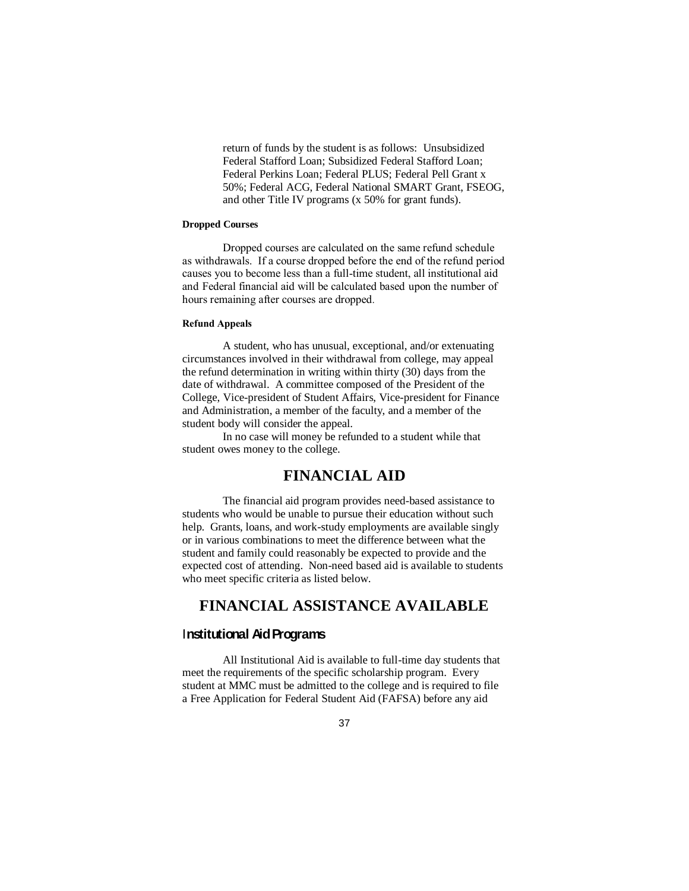return of funds by the student is as follows: Unsubsidized Federal Stafford Loan; Subsidized Federal Stafford Loan; Federal Perkins Loan; Federal PLUS; Federal Pell Grant x 50%; Federal ACG, Federal National SMART Grant, FSEOG, and other Title IV programs (x 50% for grant funds).

#### Dropped Courses

Dropped courses are calculated on the same refund schedule as withdrawals. If a course dropped before the end of the refund period causes you to become less than a full-time student, all institutional aid and Federal financial aid will be calculated based upon the number of hours remaining after courses are dropped.

#### Refund Appeals

A student, who has unusual, exceptional, and/or extenuating circumstances involved in their withdrawal from college, may appeal the refund determination in writing within thirty (30) days from the date of withdrawal. A committee composed of the President of the College, Vice-president of Student Affairs, Vice-president for Finance and Administration, a member of the faculty, and a member of the student body will consider the appeal.

In no case will money be refunded to a student while that student owes money to the college.

## FINANCIAL AID

The financial aid program provides need-based assistance to students who would be unable to pursue their education without such help. Grants, loans, and work-study employments are available singly or in various combinations to meet the difference between what the student and family could reasonably be expected to provide and the expected cost of attending. Non-need based aid is available to students who meet specific criteria as listed below.

## FINANCIAL ASSISTANCE AVAILABLE

### Institutional Aid Programs

All Institutional Aid is available to full-time day students that meet the requirements of the specific scholarship program. Every student at MMC must be admitted to the college and is required to file a Free Application for Federal Student Aid (FAFSA) before any aid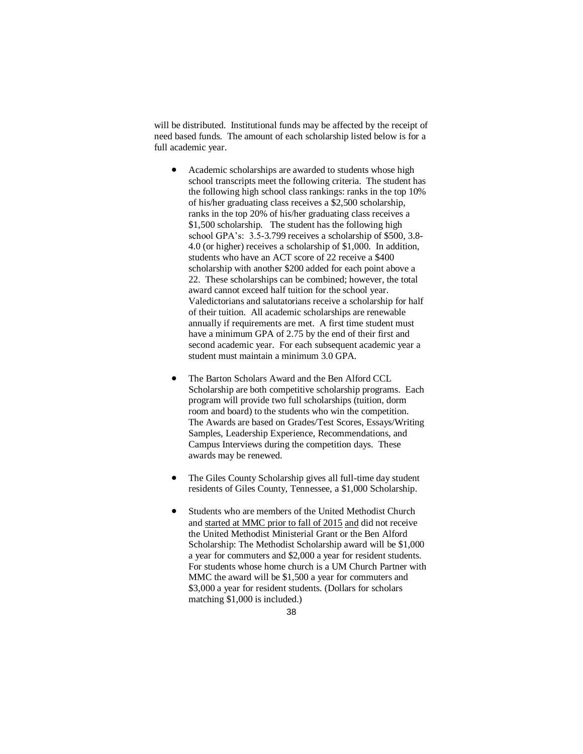will be distributed. Institutional funds may be affected by the receipt of need based funds. The amount of each scholarship listed below is for a full academic year.

- Academic scholarships are awarded to students whose high school transcripts meet the following criteria. The student has the following high school class rankings: ranks in the top 10% of his/her graduating class receives a $2,500 scholarship, ranks in the top 20% of his/her graduating class receives a $1,500 scholarship. The student has the following high school GPA's: 3.5-3.799 receives a scholarship of $500, 3.8-4.0 (or higher) receives a scholarship of $1,000. In addition, students who have an ACT score of 22 receive a $400 scholarship with another $200 added for each point above a 22. These scholarships can be combined; however, the total award cannot exceed half tuition for the school year. Valedictorians and salutatorians receive a scholarship for half of their tuition. All academic scholarships are renewable annually if requirements are met. A first time student must have a minimum GPA of 2.75 by the end of their first and second academic year. For each subsequent academic year a student must maintain a minimum 3.0 GPA.

- The Barton Scholars Award and the Ben Alford CCL Scholarship are both competitive scholarship programs. Each program will provide two full scholarships (tuition, dorm room and board) to the students who win the competition. The Awards are based on Grades/Test Scores, Essays/Writing Samples, Leadership Experience, Recommendations, and Campus Interviews during the competition days. These awards may be renewed.

- The Giles County Scholarship gives all full-time day student residents of Giles County, Tennessee, a $1,000 Scholarship.

- Students who are members of the United Methodist Church and <u>started at MMC prior to fall of 2015</u> <u>and</u> did not receive the United Methodist Ministerial Grant or the Ben Alford Scholarship: The Methodist Scholarship award will be $1,000 a year for commuters and $2,000 a year for resident students. For students whose home church is a UM Church Partner with MMC the award will be $1,500 a year for commuters and $3,000 a year for resident students. (Dollars for scholars matching $1,000 is included.)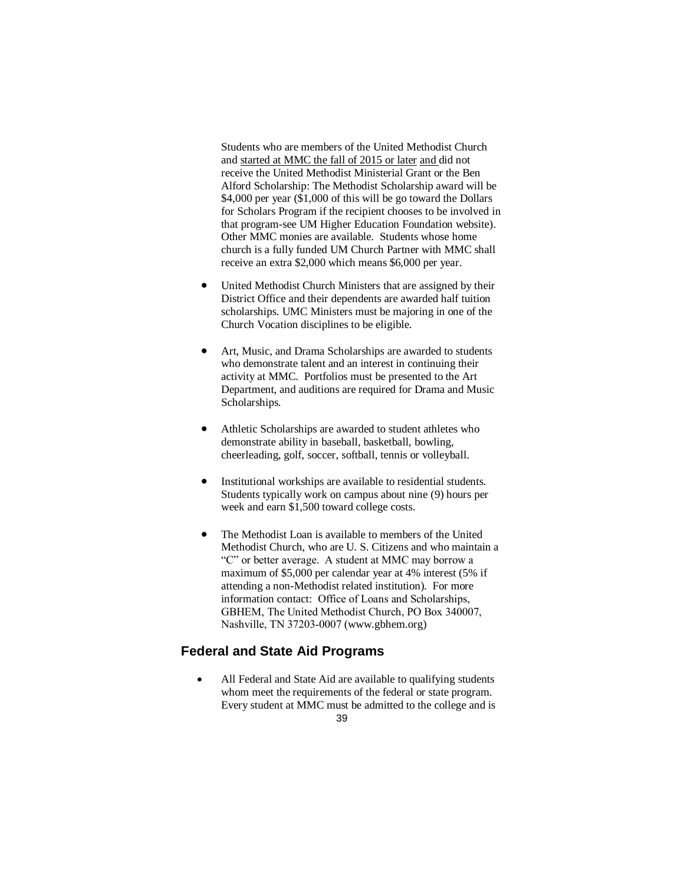Students who are members of the United Methodist Church and started at MMC the fall of 2015 or later and did not receive the United Methodist Ministerial Grant or the Ben Alford Scholarship: The Methodist Scholarship award will be $4,000 per year ($1,000 of this will be go toward the Dollars for Scholars Program if the recipient chooses to be involved in that program-see UM Higher Education Foundation website). Other MMC monies are available. Students whose home church is a fully funded UM Church Partner with MMC shall receive an extra $2,000 which means $6,000 per year.

- United Methodist Church Ministers that are assigned by their District Office and their dependents are awarded half tuition scholarships. UMC Ministers must be majoring in one of the Church Vocation disciplines to be eligible.

- Art, Music, and Drama Scholarships are awarded to students who demonstrate talent and an interest in continuing their activity at MMC. Portfolios must be presented to the Art Department, and auditions are required for Drama and Music Scholarships.

- Athletic Scholarships are awarded to student athletes who demonstrate ability in baseball, basketball, bowling, cheerleading, golf, soccer, softball, tennis or volleyball.

- Institutional workships are available to residential students. Students typically work on campus about nine (9) hours per week and earn $1,500 toward college costs.

- The Methodist Loan is available to members of the United Methodist Church, who are U. S. Citizens and who maintain a "C" or better average. A student at MMC may borrow a maximum of $5,000 per calendar year at 4% interest (5% if attending a non-Methodist related institution). For more information contact: Office of Loans and Scholarships, GBHEM, The United Methodist Church, PO Box 340007, Nashville, TN 37203-0007 (www.gbhem.org)

## Federal and State Aid Programs

- All Federal and State Aid are available to qualifying students whom meet the requirements of the federal or state program. Every student at MMC must be admitted to the college and is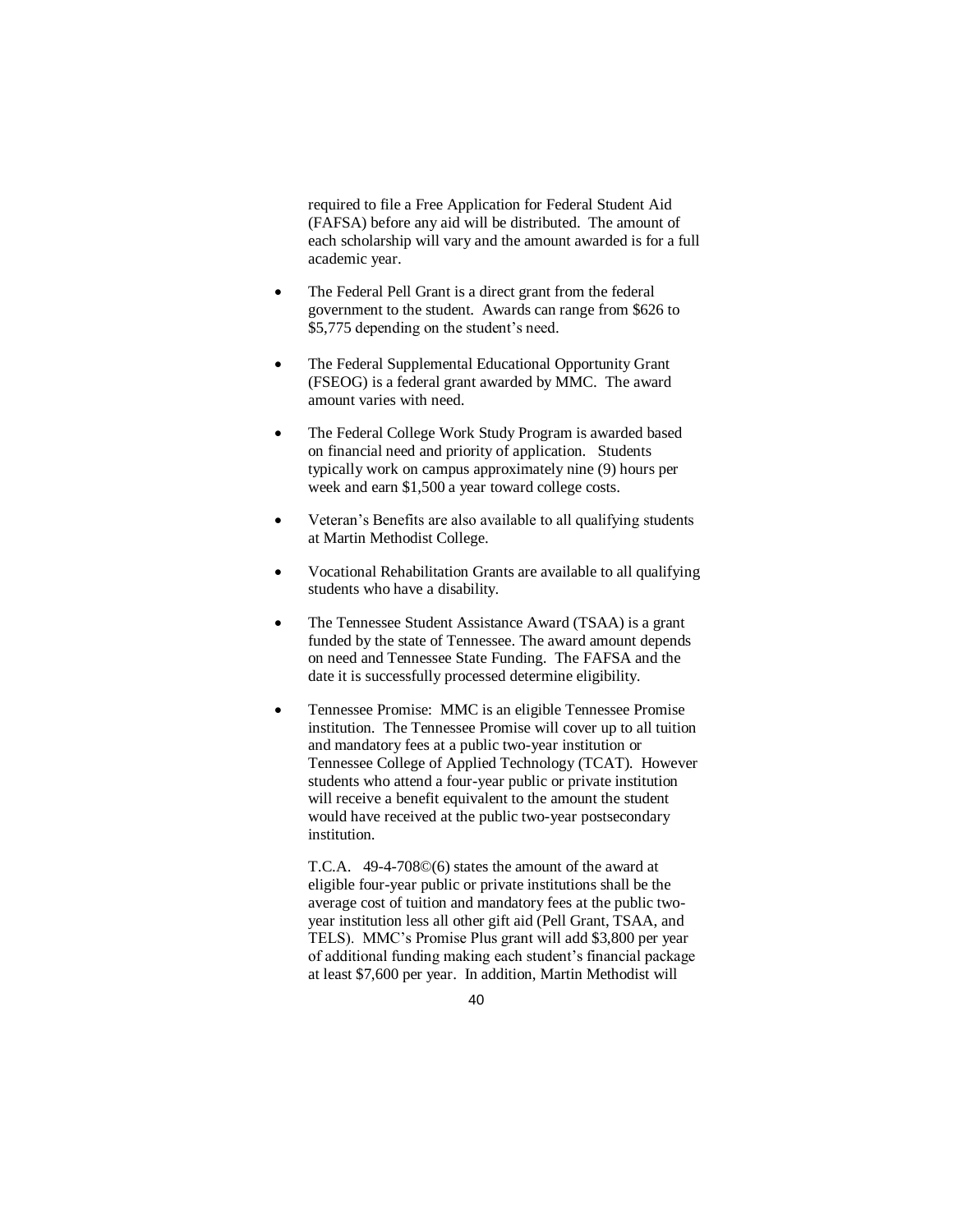required to file a Free Application for Federal Student Aid (FAFSA) before any aid will be distributed. The amount of each scholarship will vary and the amount awarded is for a full academic year.

- The Federal Pell Grant is a direct grant from the federal government to the student. Awards can range from $626 to $5,775 depending on the student's need.

- The Federal Supplemental Educational Opportunity Grant (FSEOG) is a federal grant awarded by MMC. The award amount varies with need.

- The Federal College Work Study Program is awarded based on financial need and priority of application. Students typically work on campus approximately nine (9) hours per week and earn $1,500 a year toward college costs.

- Veteran's Benefits are also available to all qualifying students at Martin Methodist College.

- Vocational Rehabilitation Grants are available to all qualifying students who have a disability.

- The Tennessee Student Assistance Award (TSAA) is a grant funded by the state of Tennessee. The award amount depends on need and Tennessee State Funding. The FAFSA and the date it is successfully processed determine eligibility.

- Tennessee Promise: MMC is an eligible Tennessee Promise institution. The Tennessee Promise will cover up to all tuition and mandatory fees at a public two-year institution or Tennessee College of Applied Technology (TCAT). However students who attend a four-year public or private institution will receive a benefit equivalent to the amount the student would have received at the public two-year postsecondary institution.

  T.C.A. 49-4-708©(6) states the amount of the award at eligible four-year public or private institutions shall be the average cost of tuition and mandatory fees at the public two-year institution less all other gift aid (Pell Grant, TSAA, and TELS). MMC's Promise Plus grant will add $3,800 per year of additional funding making each student's financial package at least $7,600 per year. In addition, Martin Methodist will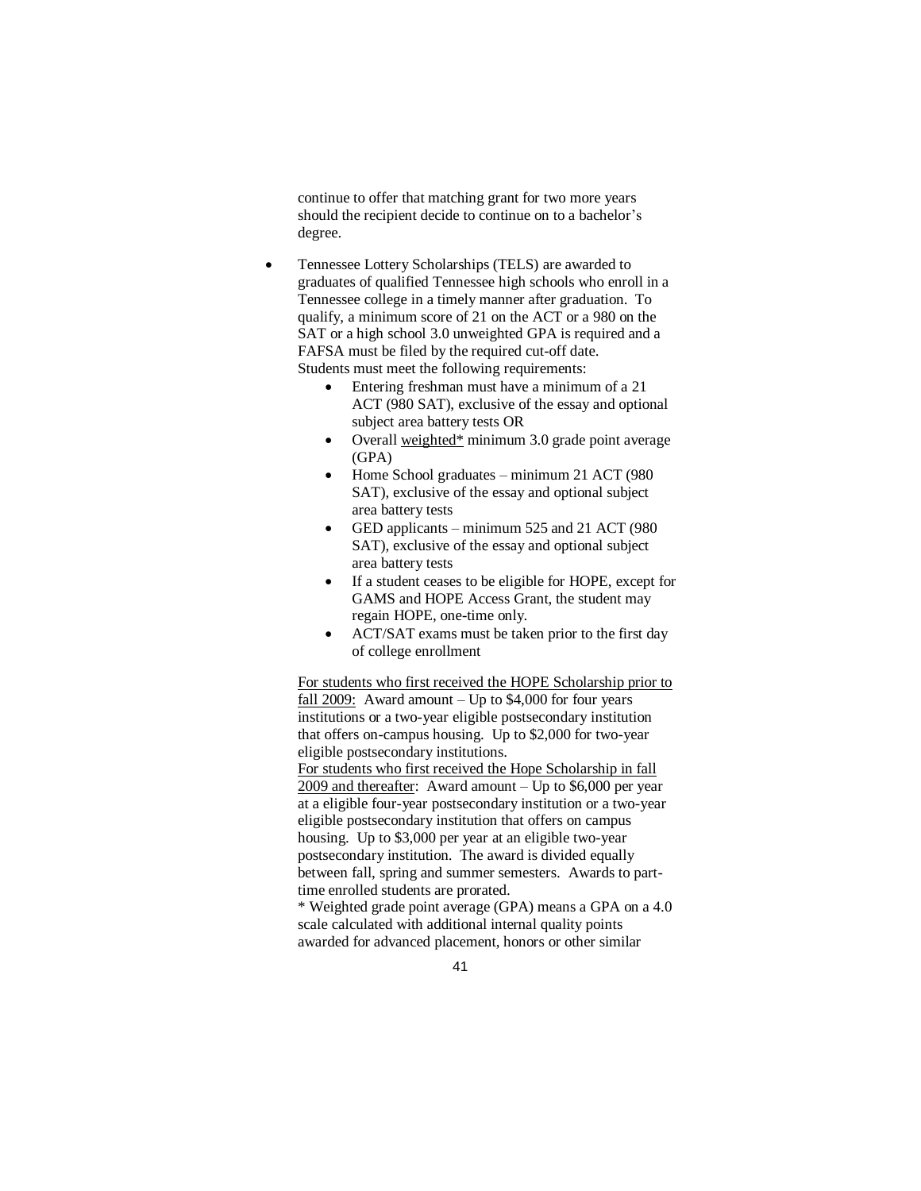continue to offer that matching grant for two more years should the recipient decide to continue on to a bachelor's degree.

- Tennessee Lottery Scholarships (TELS) are awarded to graduates of qualified Tennessee high schools who enroll in a Tennessee college in a timely manner after graduation. To qualify, a minimum score of 21 on the ACT or a 980 on the SAT or a high school 3.0 unweighted GPA is required and a FAFSA must be filed by the required cut-off date. Students must meet the following requirements:
    - Entering freshman must have a minimum of a 21 ACT (980 SAT), exclusive of the essay and optional subject area battery tests OR
    - Overall <u>weighted*</u> minimum 3.0 grade point average (GPA)
    - Home School graduates – minimum 21 ACT (980 SAT), exclusive of the essay and optional subject area battery tests
    - GED applicants – minimum 525 and 21 ACT (980 SAT), exclusive of the essay and optional subject area battery tests
    - If a student ceases to be eligible for HOPE, except for GAMS and HOPE Access Grant, the student may regain HOPE, one-time only.
    - ACT/SAT exams must be taken prior to the first day of college enrollment

  <u>For students who first received the HOPE Scholarship prior to fall 2009:</u> Award amount – Up to $4,000 for four years institutions or a two-year eligible postsecondary institution that offers on-campus housing. Up to $2,000 for two-year eligible postsecondary institutions.
  <u>For students who first received the Hope Scholarship in fall 2009 and thereafter</u>: Award amount – Up to $6,000 per year at a eligible four-year postsecondary institution or a two-year eligible postsecondary institution that offers on campus housing. Up to $3,000 per year at an eligible two-year postsecondary institution. The award is divided equally between fall, spring and summer semesters. Awards to part-time enrolled students are prorated.
  * Weighted grade point average (GPA) means a GPA on a 4.0 scale calculated with additional internal quality points awarded for advanced placement, honors or other similar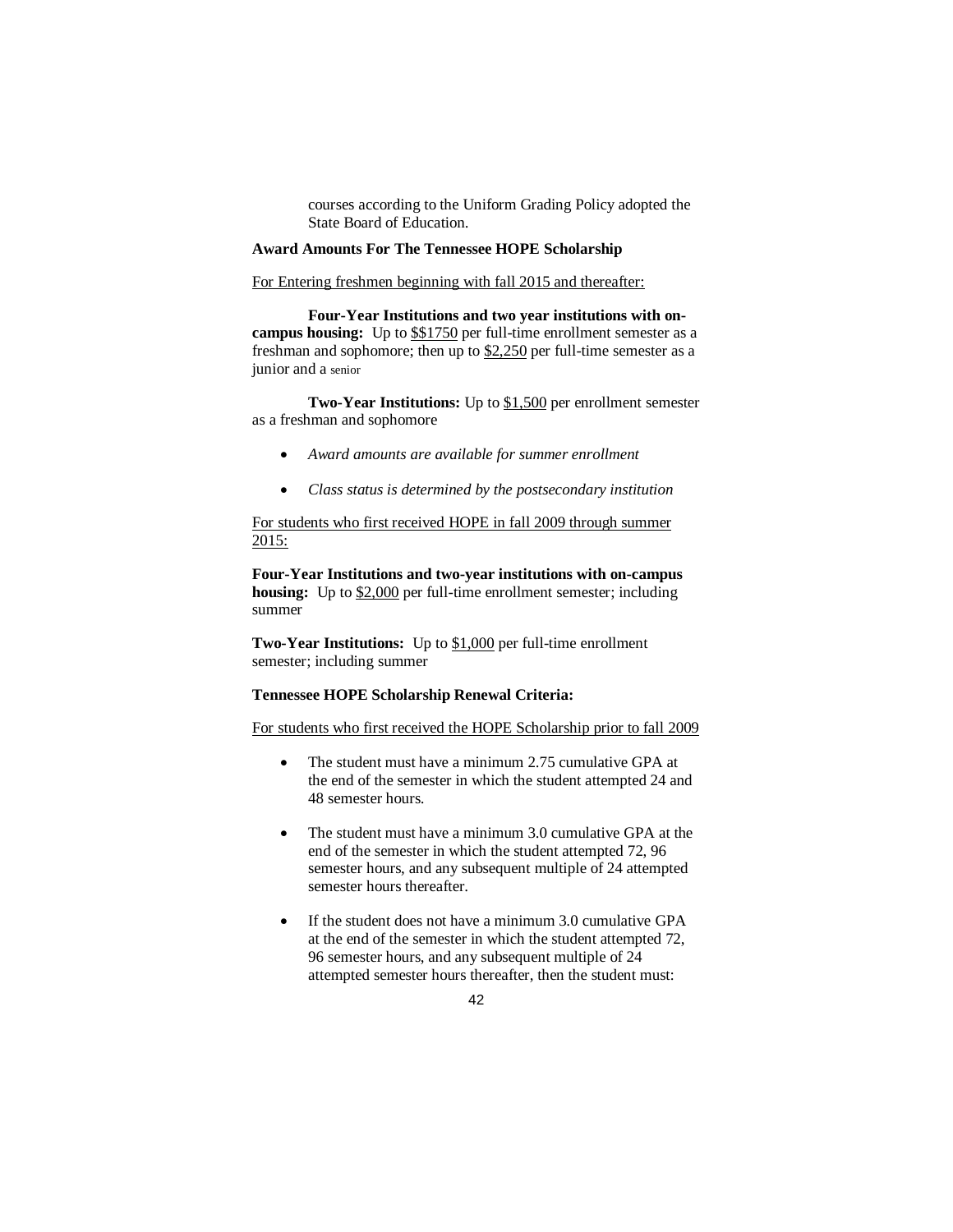courses according to the Uniform Grading Policy adopted the State Board of Education.

**Award Amounts For The Tennessee HOPE Scholarship**

<u>For Entering freshmen beginning with fall 2015 and thereafter:</u>

**Four-Year Institutions and two year institutions with on-campus housing:** Up to <u>$$1750</u> per full-time enrollment semester as a freshman and sophomore; then up to <u>$2,250</u> per full-time semester as a junior and a senior

**Two-Year Institutions:** Up to <u>$1,500</u> per enrollment semester as a freshman and sophomore

- *Award amounts are available for summer enrollment*
- *Class status is determined by the postsecondary institution*

<u>For students who first received HOPE in fall 2009 through summer 2015:</u>

**Four-Year Institutions and two-year institutions with on-campus housing:** Up to <u>$2,000</u> per full-time enrollment semester; including summer

**Two-Year Institutions:** Up to <u>$1,000</u> per full-time enrollment semester; including summer

**Tennessee HOPE Scholarship Renewal Criteria:**

<u>For students who first received the HOPE Scholarship prior to fall 2009</u>

- The student must have a minimum 2.75 cumulative GPA at the end of the semester in which the student attempted 24 and 48 semester hours.
- The student must have a minimum 3.0 cumulative GPA at the end of the semester in which the student attempted 72, 96 semester hours, and any subsequent multiple of 24 attempted semester hours thereafter.
- If the student does not have a minimum 3.0 cumulative GPA at the end of the semester in which the student attempted 72, 96 semester hours, and any subsequent multiple of 24 attempted semester hours thereafter, then the student must: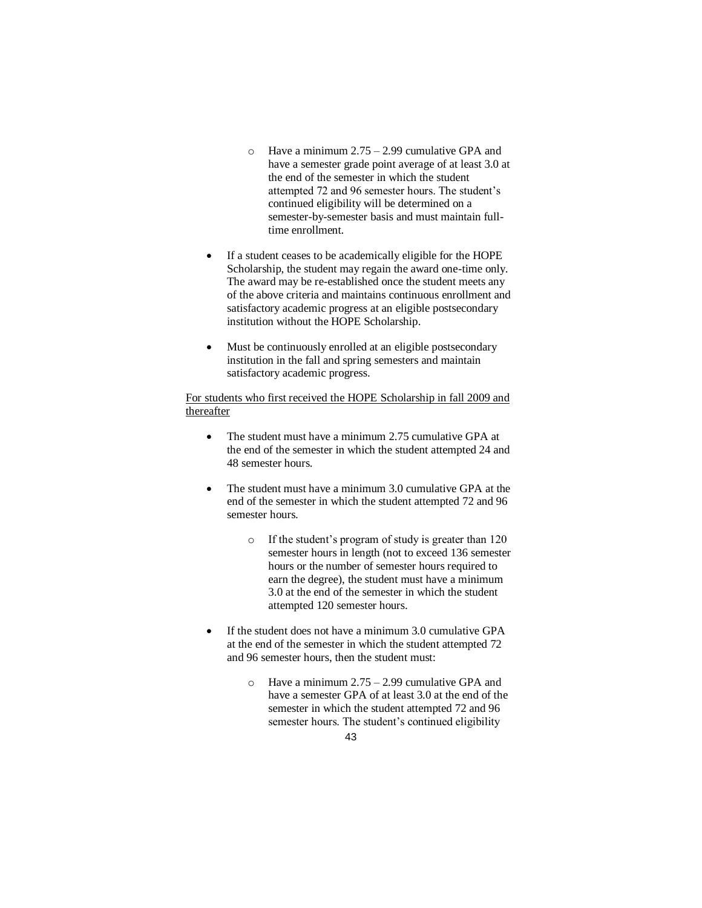- Have a minimum 2.75 – 2.99 cumulative GPA and have a semester grade point average of at least 3.0 at the end of the semester in which the student attempted 72 and 96 semester hours. The student's continued eligibility will be determined on a semester-by-semester basis and must maintain full-time enrollment.

- If a student ceases to be academically eligible for the HOPE Scholarship, the student may regain the award one-time only. The award may be re-established once the student meets any of the above criteria and maintains continuous enrollment and satisfactory academic progress at an eligible postsecondary institution without the HOPE Scholarship.

- Must be continuously enrolled at an eligible postsecondary institution in the fall and spring semesters and maintain satisfactory academic progress.

<u>For students who first received the HOPE Scholarship in fall 2009 and thereafter</u>

- The student must have a minimum 2.75 cumulative GPA at the end of the semester in which the student attempted 24 and 48 semester hours.

- The student must have a minimum 3.0 cumulative GPA at the end of the semester in which the student attempted 72 and 96 semester hours.

    - If the student's program of study is greater than 120 semester hours in length (not to exceed 136 semester hours or the number of semester hours required to earn the degree), the student must have a minimum 3.0 at the end of the semester in which the student attempted 120 semester hours.

- If the student does not have a minimum 3.0 cumulative GPA at the end of the semester in which the student attempted 72 and 96 semester hours, then the student must:

    - Have a minimum 2.75 – 2.99 cumulative GPA and have a semester GPA of at least 3.0 at the end of the semester in which the student attempted 72 and 96 semester hours. The student's continued eligibility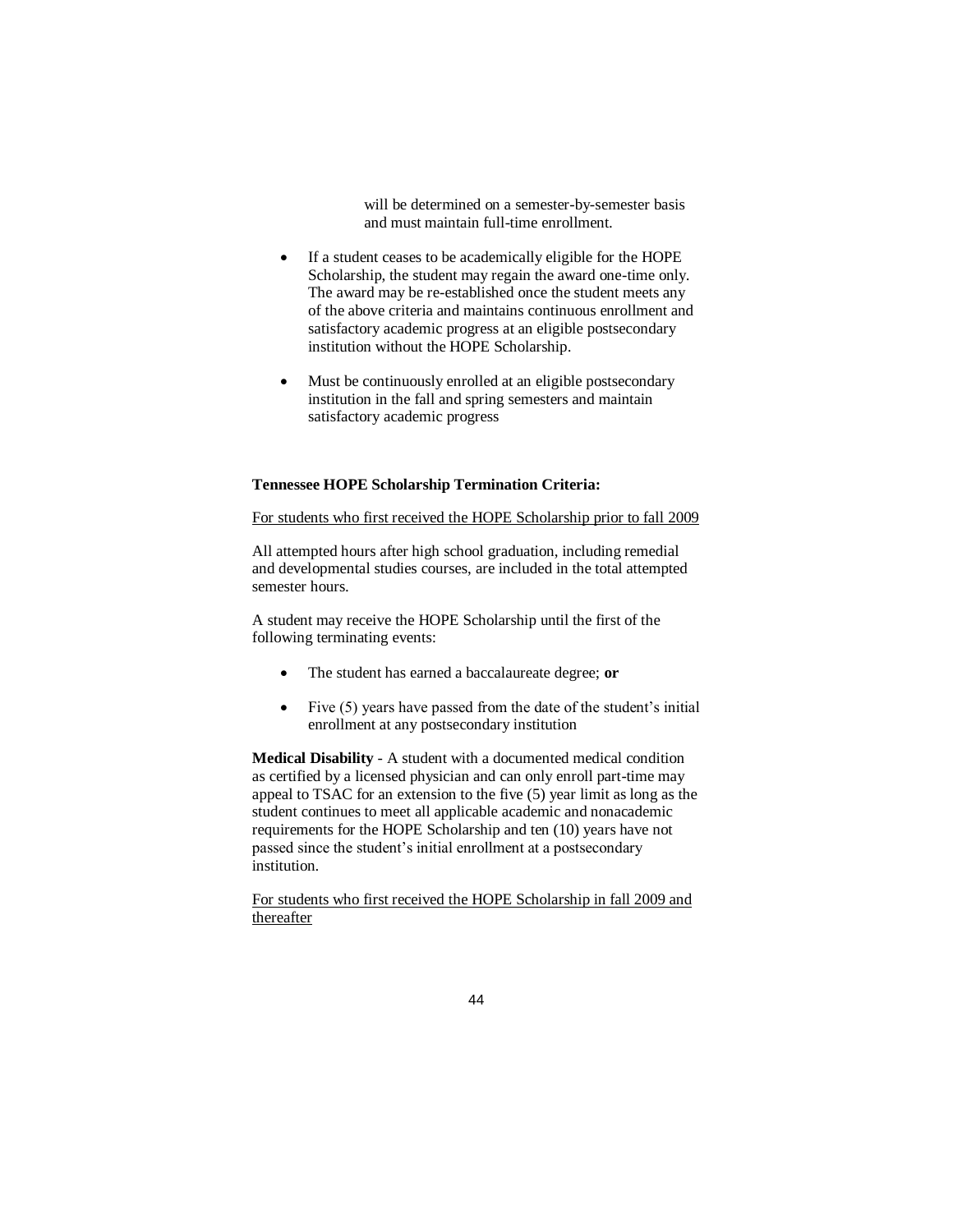will be determined on a semester-by-semester basis and must maintain full-time enrollment.

- If a student ceases to be academically eligible for the HOPE Scholarship, the student may regain the award one-time only. The award may be re-established once the student meets any of the above criteria and maintains continuous enrollment and satisfactory academic progress at an eligible postsecondary institution without the HOPE Scholarship.

- Must be continuously enrolled at an eligible postsecondary institution in the fall and spring semesters and maintain satisfactory academic progress

**Tennessee HOPE Scholarship Termination Criteria:**

<u>For students who first received the HOPE Scholarship prior to fall 2009</u>

All attempted hours after high school graduation, including remedial and developmental studies courses, are included in the total attempted semester hours.

A student may receive the HOPE Scholarship until the first of the following terminating events:

- The student has earned a baccalaureate degree; **or**

- Five (5) years have passed from the date of the student's initial enrollment at any postsecondary institution

**Medical Disability** - A student with a documented medical condition as certified by a licensed physician and can only enroll part-time may appeal to TSAC for an extension to the five (5) year limit as long as the student continues to meet all applicable academic and nonacademic requirements for the HOPE Scholarship and ten (10) years have not passed since the student's initial enrollment at a postsecondary institution.

<u>For students who first received the HOPE Scholarship in fall 2009 and thereafter</u>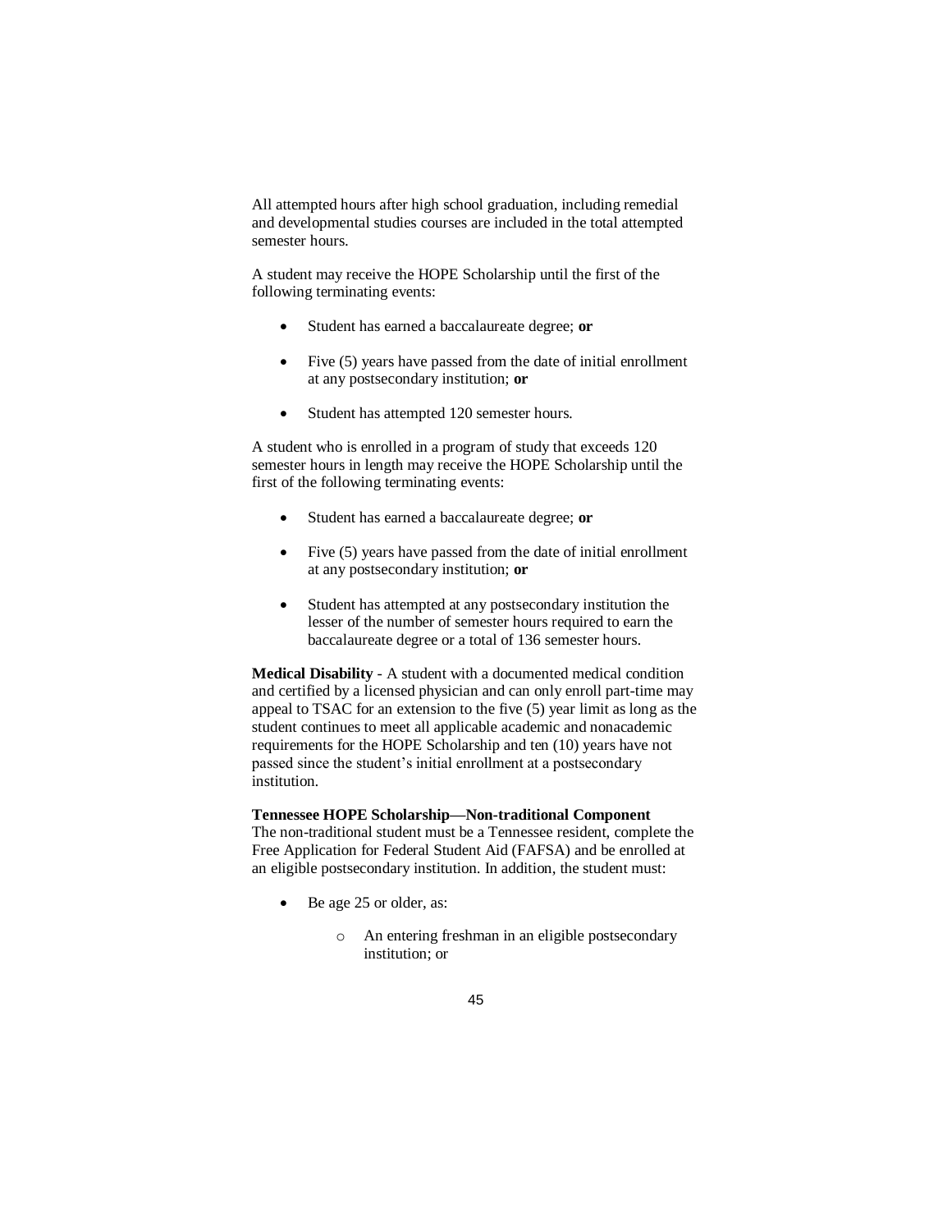All attempted hours after high school graduation, including remedial and developmental studies courses are included in the total attempted semester hours.

A student may receive the HOPE Scholarship until the first of the following terminating events:

- Student has earned a baccalaureate degree; **or**
- Five (5) years have passed from the date of initial enrollment at any postsecondary institution; **or**
- Student has attempted 120 semester hours.

A student who is enrolled in a program of study that exceeds 120 semester hours in length may receive the HOPE Scholarship until the first of the following terminating events:

- Student has earned a baccalaureate degree; **or**
- Five (5) years have passed from the date of initial enrollment at any postsecondary institution; **or**
- Student has attempted at any postsecondary institution the lesser of the number of semester hours required to earn the baccalaureate degree or a total of 136 semester hours.

**Medical Disability** - A student with a documented medical condition and certified by a licensed physician and can only enroll part-time may appeal to TSAC for an extension to the five (5) year limit as long as the student continues to meet all applicable academic and nonacademic requirements for the HOPE Scholarship and ten (10) years have not passed since the student's initial enrollment at a postsecondary institution.

**Tennessee HOPE Scholarship—Non-traditional Component**
The non-traditional student must be a Tennessee resident, complete the Free Application for Federal Student Aid (FAFSA) and be enrolled at an eligible postsecondary institution. In addition, the student must:

- Be age 25 or older, as:
  - An entering freshman in an eligible postsecondary institution; or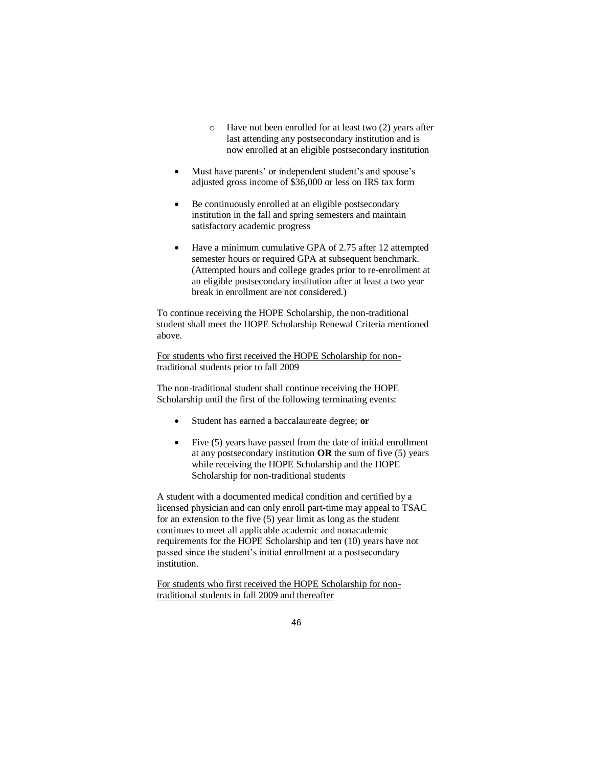- Have not been enrolled for at least two (2) years after last attending any postsecondary institution and is now enrolled at an eligible postsecondary institution

- Must have parents' or independent student's and spouse's adjusted gross income of $36,000 or less on IRS tax form

- Be continuously enrolled at an eligible postsecondary institution in the fall and spring semesters and maintain satisfactory academic progress

- Have a minimum cumulative GPA of 2.75 after 12 attempted semester hours or required GPA at subsequent benchmark. (Attempted hours and college grades prior to re-enrollment at an eligible postsecondary institution after at least a two year break in enrollment are not considered.)

To continue receiving the HOPE Scholarship, the non-traditional student shall meet the HOPE Scholarship Renewal Criteria mentioned above.

<u>For students who first received the HOPE Scholarship for non-traditional students prior to fall 2009</u>

The non-traditional student shall continue receiving the HOPE Scholarship until the first of the following terminating events:

- Student has earned a baccalaureate degree; **or**

- Five (5) years have passed from the date of initial enrollment at any postsecondary institution **OR** the sum of five (5) years while receiving the HOPE Scholarship and the HOPE Scholarship for non-traditional students

A student with a documented medical condition and certified by a licensed physician and can only enroll part-time may appeal to TSAC for an extension to the five (5) year limit as long as the student continues to meet all applicable academic and nonacademic requirements for the HOPE Scholarship and ten (10) years have not passed since the student's initial enrollment at a postsecondary institution.

<u>For students who first received the HOPE Scholarship for non-traditional students in fall 2009 and thereafter</u>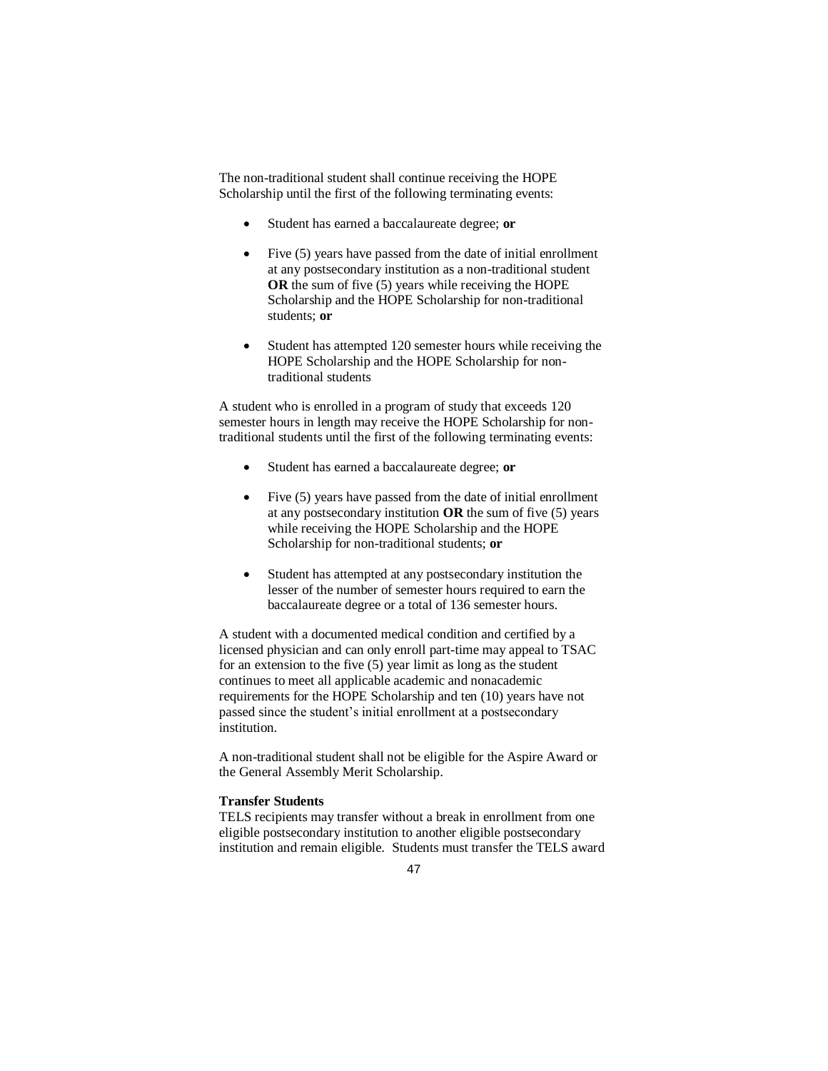The non-traditional student shall continue receiving the HOPE Scholarship until the first of the following terminating events:

- Student has earned a baccalaureate degree; **or**
- Five (5) years have passed from the date of initial enrollment at any postsecondary institution as a non-traditional student **OR** the sum of five (5) years while receiving the HOPE Scholarship and the HOPE Scholarship for non-traditional students; **or**
- Student has attempted 120 semester hours while receiving the HOPE Scholarship and the HOPE Scholarship for non-traditional students

A student who is enrolled in a program of study that exceeds 120 semester hours in length may receive the HOPE Scholarship for non-traditional students until the first of the following terminating events:

- Student has earned a baccalaureate degree; **or**
- Five (5) years have passed from the date of initial enrollment at any postsecondary institution **OR** the sum of five (5) years while receiving the HOPE Scholarship and the HOPE Scholarship for non-traditional students; **or**
- Student has attempted at any postsecondary institution the lesser of the number of semester hours required to earn the baccalaureate degree or a total of 136 semester hours.

A student with a documented medical condition and certified by a licensed physician and can only enroll part-time may appeal to TSAC for an extension to the five (5) year limit as long as the student continues to meet all applicable academic and nonacademic requirements for the HOPE Scholarship and ten (10) years have not passed since the student's initial enrollment at a postsecondary institution.

A non-traditional student shall not be eligible for the Aspire Award or the General Assembly Merit Scholarship.

**Transfer Students**

TELS recipients may transfer without a break in enrollment from one eligible postsecondary institution to another eligible postsecondary institution and remain eligible. Students must transfer the TELS award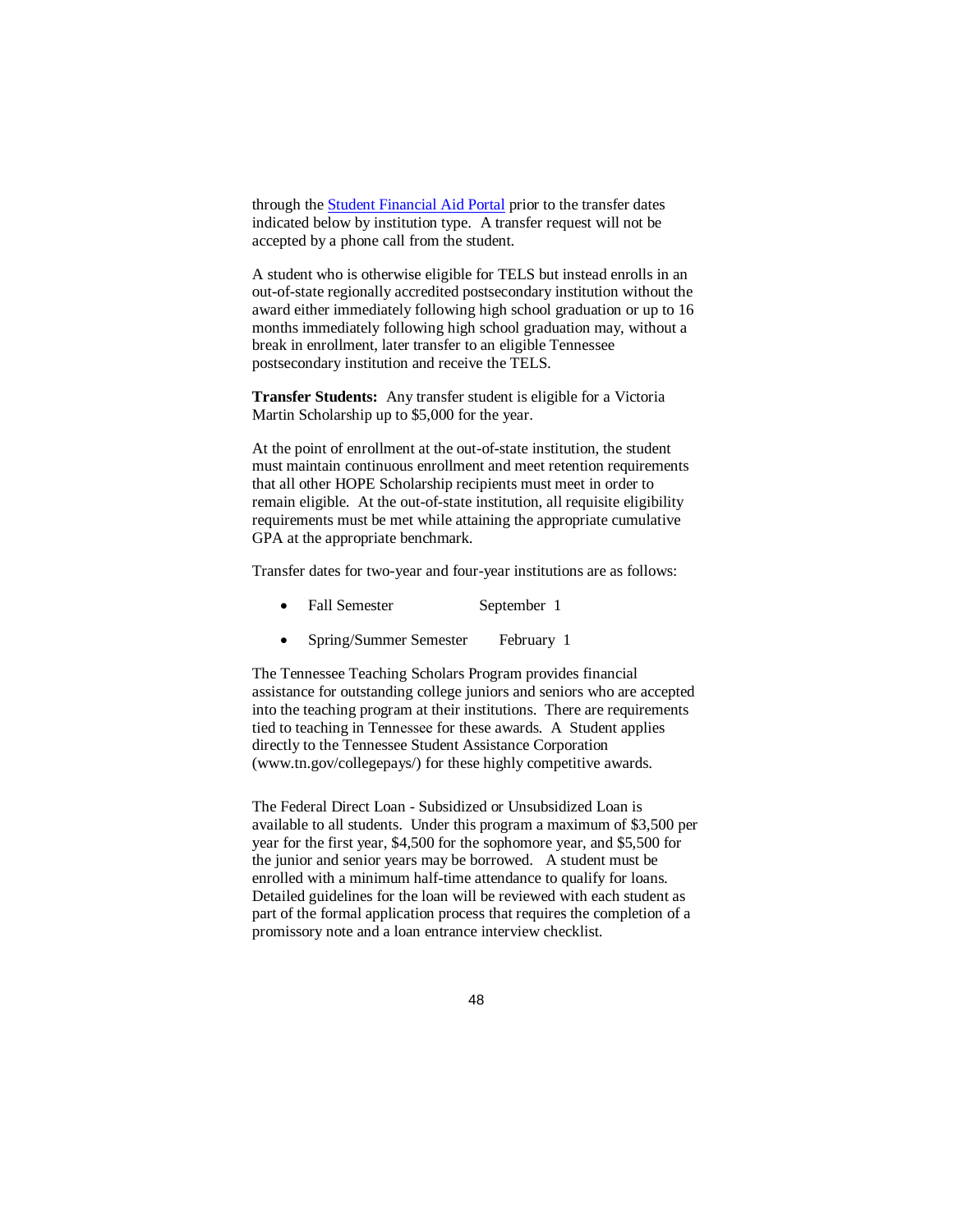through the [Student Financial Aid Portal] prior to the transfer dates indicated below by institution type. A transfer request will not be accepted by a phone call from the student.

A student who is otherwise eligible for TELS but instead enrolls in an out-of-state regionally accredited postsecondary institution without the award either immediately following high school graduation or up to 16 months immediately following high school graduation may, without a break in enrollment, later transfer to an eligible Tennessee postsecondary institution and receive the TELS.

**Transfer Students:** Any transfer student is eligible for a Victoria Martin Scholarship up to $5,000 for the year.

At the point of enrollment at the out-of-state institution, the student must maintain continuous enrollment and meet retention requirements that all other HOPE Scholarship recipients must meet in order to remain eligible. At the out-of-state institution, all requisite eligibility requirements must be met while attaining the appropriate cumulative GPA at the appropriate benchmark.

Transfer dates for two-year and four-year institutions are as follows:

- Fall Semester September 1
- Spring/Summer Semester February 1

The Tennessee Teaching Scholars Program provides financial assistance for outstanding college juniors and seniors who are accepted into the teaching program at their institutions. There are requirements tied to teaching in Tennessee for these awards. A Student applies directly to the Tennessee Student Assistance Corporation (www.tn.gov/collegepays/) for these highly competitive awards.

The Federal Direct Loan - Subsidized or Unsubsidized Loan is available to all students. Under this program a maximum of $3,500 per year for the first year, $4,500 for the sophomore year, and $5,500 for the junior and senior years may be borrowed. A student must be enrolled with a minimum half-time attendance to qualify for loans. Detailed guidelines for the loan will be reviewed with each student as part of the formal application process that requires the completion of a promissory note and a loan entrance interview checklist.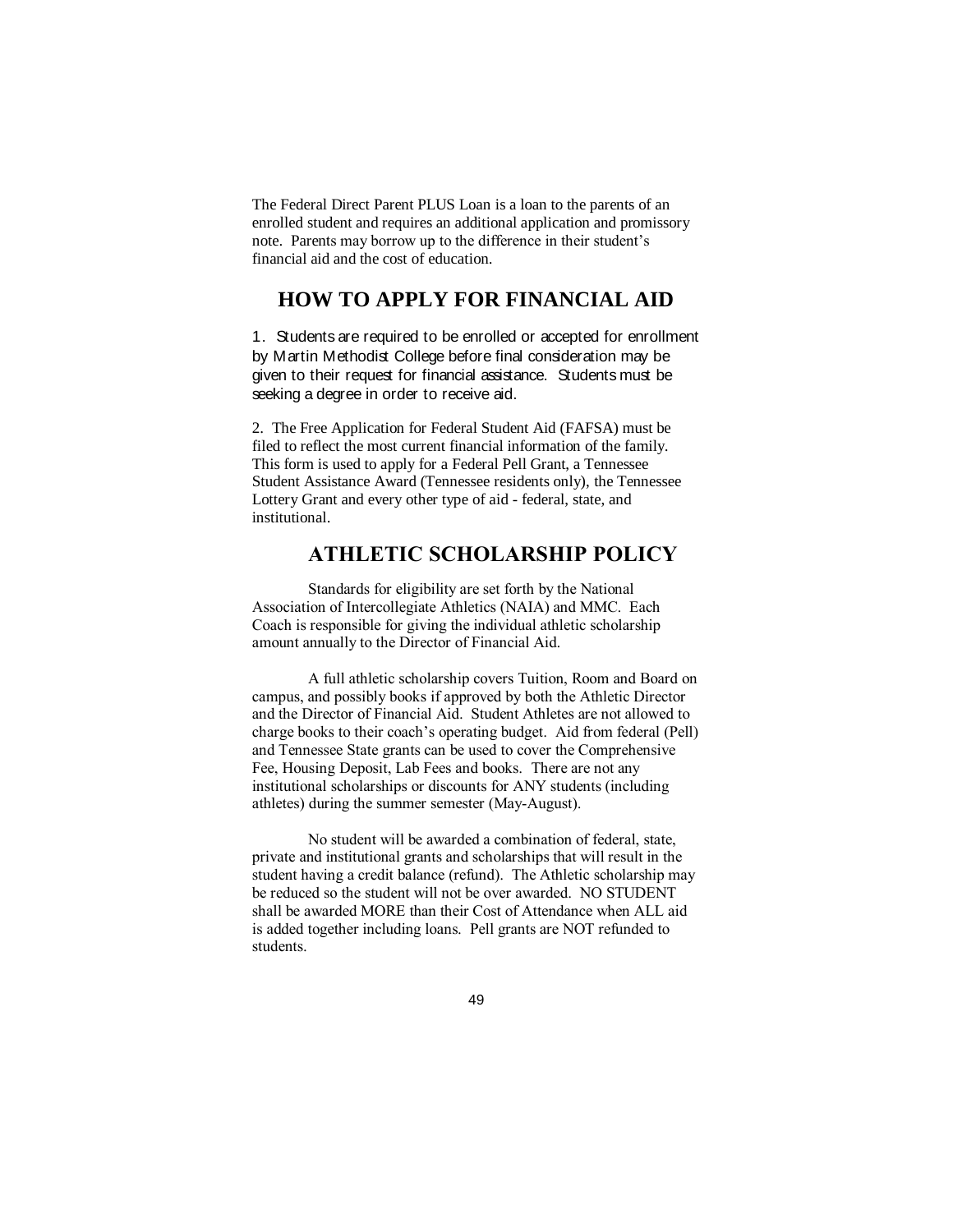The Federal Direct Parent PLUS Loan is a loan to the parents of an enrolled student and requires an additional application and promissory note. Parents may borrow up to the difference in their student's financial aid and the cost of education.

## HOW TO APPLY FOR FINANCIAL AID

1. Students are required to be enrolled or accepted for enrollment by Martin Methodist College before final consideration may be given to their request for financial assistance. Students must be seeking a degree in order to receive aid.

2. The Free Application for Federal Student Aid (FAFSA) must be filed to reflect the most current financial information of the family. This form is used to apply for a Federal Pell Grant, a Tennessee Student Assistance Award (Tennessee residents only), the Tennessee Lottery Grant and every other type of aid - federal, state, and institutional.

## ATHLETIC SCHOLARSHIP POLICY

Standards for eligibility are set forth by the National Association of Intercollegiate Athletics (NAIA) and MMC. Each Coach is responsible for giving the individual athletic scholarship amount annually to the Director of Financial Aid.

A full athletic scholarship covers Tuition, Room and Board on campus, and possibly books if approved by both the Athletic Director and the Director of Financial Aid. Student Athletes are not allowed to charge books to their coach's operating budget. Aid from federal (Pell) and Tennessee State grants can be used to cover the Comprehensive Fee, Housing Deposit, Lab Fees and books. There are not any institutional scholarships or discounts for ANY students (including athletes) during the summer semester (May-August).

No student will be awarded a combination of federal, state, private and institutional grants and scholarships that will result in the student having a credit balance (refund). The Athletic scholarship may be reduced so the student will not be over awarded. NO STUDENT shall be awarded MORE than their Cost of Attendance when ALL aid is added together including loans. Pell grants are NOT refunded to students.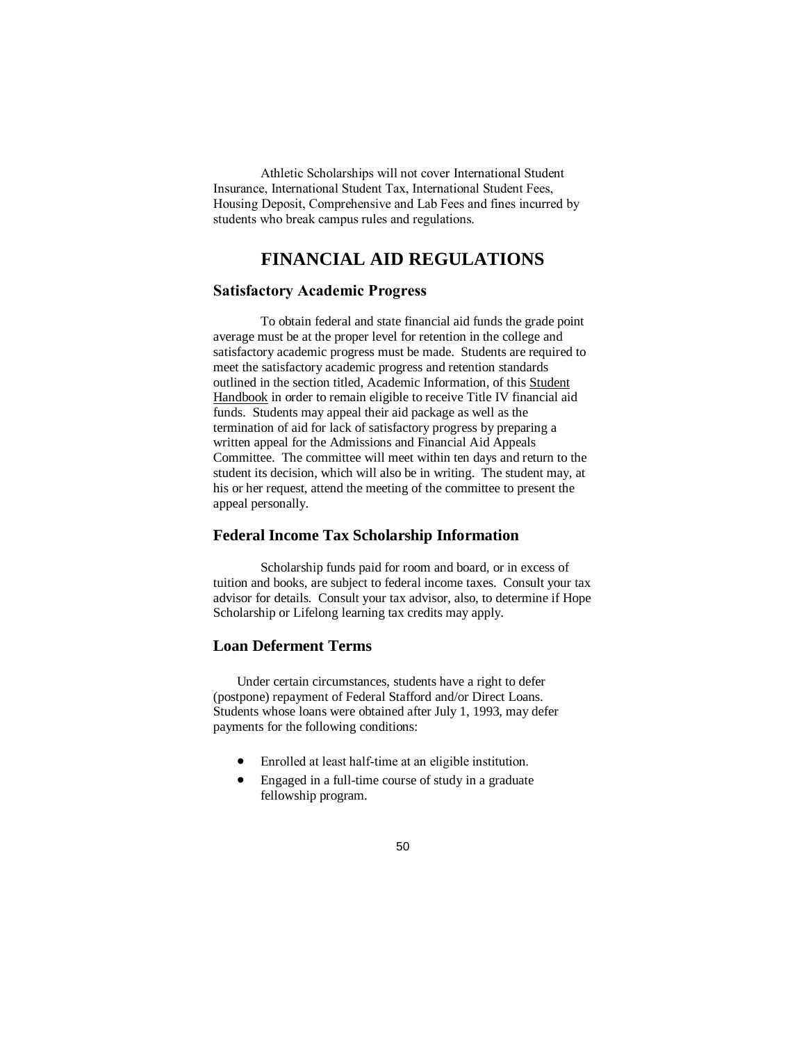Athletic Scholarships will not cover International Student Insurance, International Student Tax, International Student Fees, Housing Deposit, Comprehensive and Lab Fees and fines incurred by students who break campus rules and regulations.

# FINANCIAL AID REGULATIONS

## Satisfactory Academic Progress

To obtain federal and state financial aid funds the grade point average must be at the proper level for retention in the college and satisfactory academic progress must be made. Students are required to meet the satisfactory academic progress and retention standards outlined in the section titled, Academic Information, of this Student Handbook in order to remain eligible to receive Title IV financial aid funds. Students may appeal their aid package as well as the termination of aid for lack of satisfactory progress by preparing a written appeal for the Admissions and Financial Aid Appeals Committee. The committee will meet within ten days and return to the student its decision, which will also be in writing. The student may, at his or her request, attend the meeting of the committee to present the appeal personally.

## Federal Income Tax Scholarship Information

Scholarship funds paid for room and board, or in excess of tuition and books, are subject to federal income taxes. Consult your tax advisor for details. Consult your tax advisor, also, to determine if Hope Scholarship or Lifelong learning tax credits may apply.

## Loan Deferment Terms

Under certain circumstances, students have a right to defer (postpone) repayment of Federal Stafford and/or Direct Loans. Students whose loans were obtained after July 1, 1993, may defer payments for the following conditions:

- Enrolled at least half-time at an eligible institution.
- Engaged in a full-time course of study in a graduate fellowship program.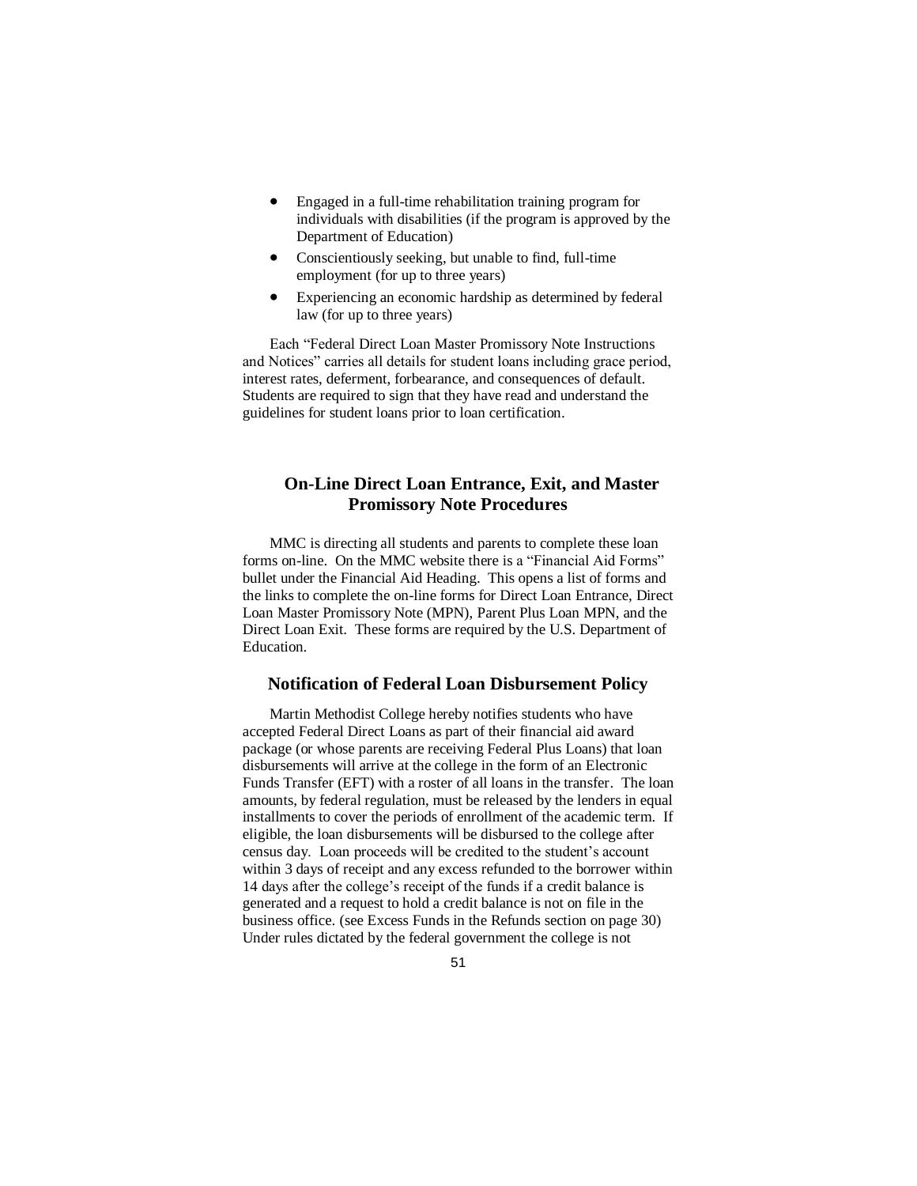- Engaged in a full-time rehabilitation training program for individuals with disabilities (if the program is approved by the Department of Education)
- Conscientiously seeking, but unable to find, full-time employment (for up to three years)
- Experiencing an economic hardship as determined by federal law (for up to three years)

Each "Federal Direct Loan Master Promissory Note Instructions and Notices" carries all details for student loans including grace period, interest rates, deferment, forbearance, and consequences of default. Students are required to sign that they have read and understand the guidelines for student loans prior to loan certification.

## On-Line Direct Loan Entrance, Exit, and Master Promissory Note Procedures

MMC is directing all students and parents to complete these loan forms on-line. On the MMC website there is a "Financial Aid Forms" bullet under the Financial Aid Heading. This opens a list of forms and the links to complete the on-line forms for Direct Loan Entrance, Direct Loan Master Promissory Note (MPN), Parent Plus Loan MPN, and the Direct Loan Exit. These forms are required by the U.S. Department of Education.

## Notification of Federal Loan Disbursement Policy

Martin Methodist College hereby notifies students who have accepted Federal Direct Loans as part of their financial aid award package (or whose parents are receiving Federal Plus Loans) that loan disbursements will arrive at the college in the form of an Electronic Funds Transfer (EFT) with a roster of all loans in the transfer. The loan amounts, by federal regulation, must be released by the lenders in equal installments to cover the periods of enrollment of the academic term. If eligible, the loan disbursements will be disbursed to the college after census day. Loan proceeds will be credited to the student's account within 3 days of receipt and any excess refunded to the borrower within 14 days after the college's receipt of the funds if a credit balance is generated and a request to hold a credit balance is not on file in the business office. (see Excess Funds in the Refunds section on page 30) Under rules dictated by the federal government the college is not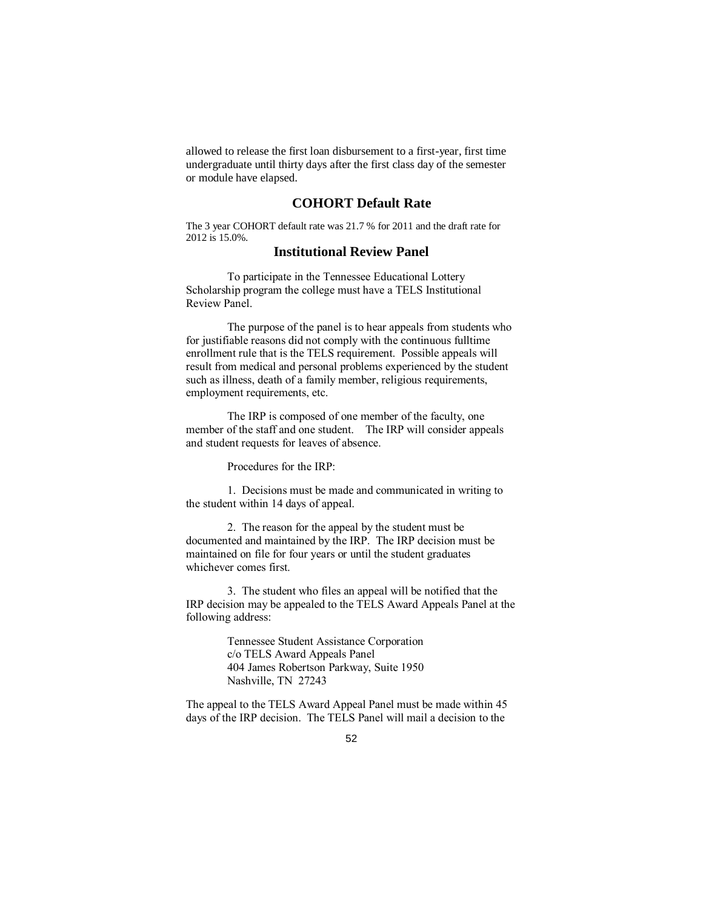allowed to release the first loan disbursement to a first-year, first time undergraduate until thirty days after the first class day of the semester or module have elapsed.

## COHORT Default Rate

The 3 year COHORT default rate was 21.7 % for 2011 and the draft rate for 2012 is 15.0%.

## Institutional Review Panel

To participate in the Tennessee Educational Lottery Scholarship program the college must have a TELS Institutional Review Panel.

The purpose of the panel is to hear appeals from students who for justifiable reasons did not comply with the continuous fulltime enrollment rule that is the TELS requirement. Possible appeals will result from medical and personal problems experienced by the student such as illness, death of a family member, religious requirements, employment requirements, etc.

The IRP is composed of one member of the faculty, one member of the staff and one student. The IRP will consider appeals and student requests for leaves of absence.

Procedures for the IRP:

1. Decisions must be made and communicated in writing to the student within 14 days of appeal.

2. The reason for the appeal by the student must be documented and maintained by the IRP. The IRP decision must be maintained on file for four years or until the student graduates whichever comes first.

3. The student who files an appeal will be notified that the IRP decision may be appealed to the TELS Award Appeals Panel at the following address:

> Tennessee Student Assistance Corporation
> c/o TELS Award Appeals Panel
> 404 James Robertson Parkway, Suite 1950
> Nashville, TN 27243

The appeal to the TELS Award Appeal Panel must be made within 45 days of the IRP decision. The TELS Panel will mail a decision to the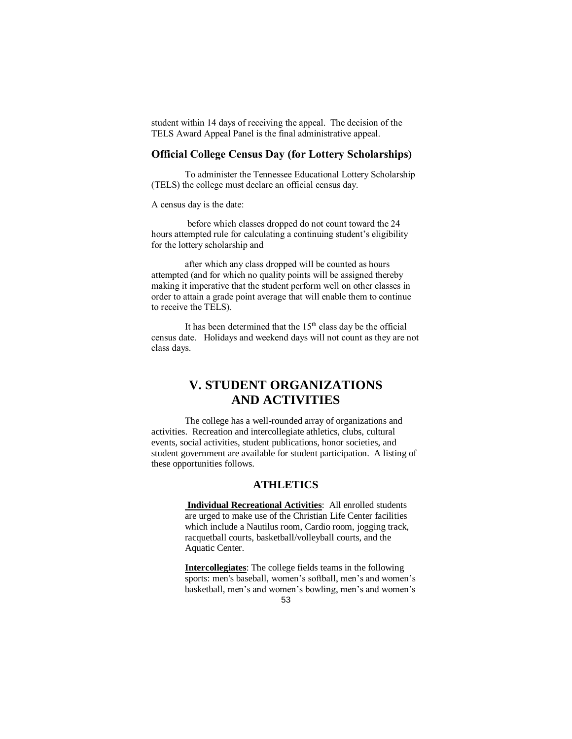student within 14 days of receiving the appeal. The decision of the TELS Award Appeal Panel is the final administrative appeal.

### Official College Census Day (for Lottery Scholarships)

To administer the Tennessee Educational Lottery Scholarship (TELS) the college must declare an official census day.

A census day is the date:

before which classes dropped do not count toward the 24 hours attempted rule for calculating a continuing student's eligibility for the lottery scholarship and

after which any class dropped will be counted as hours attempted (and for which no quality points will be assigned thereby making it imperative that the student perform well on other classes in order to attain a grade point average that will enable them to continue to receive the TELS).

It has been determined that the 15th class day be the official census date. Holidays and weekend days will not count as they are not class days.

# V. STUDENT ORGANIZATIONS AND ACTIVITIES

The college has a well-rounded array of organizations and activities. Recreation and intercollegiate athletics, clubs, cultural events, social activities, student publications, honor societies, and student government are available for student participation. A listing of these opportunities follows.

## ATHLETICS

**Individual Recreational Activities**: All enrolled students are urged to make use of the Christian Life Center facilities which include a Nautilus room, Cardio room, jogging track, racquetball courts, basketball/volleyball courts, and the Aquatic Center.

**Intercollegiates**: The college fields teams in the following sports: men's baseball, women's softball, men's and women's basketball, men's and women's bowling, men's and women's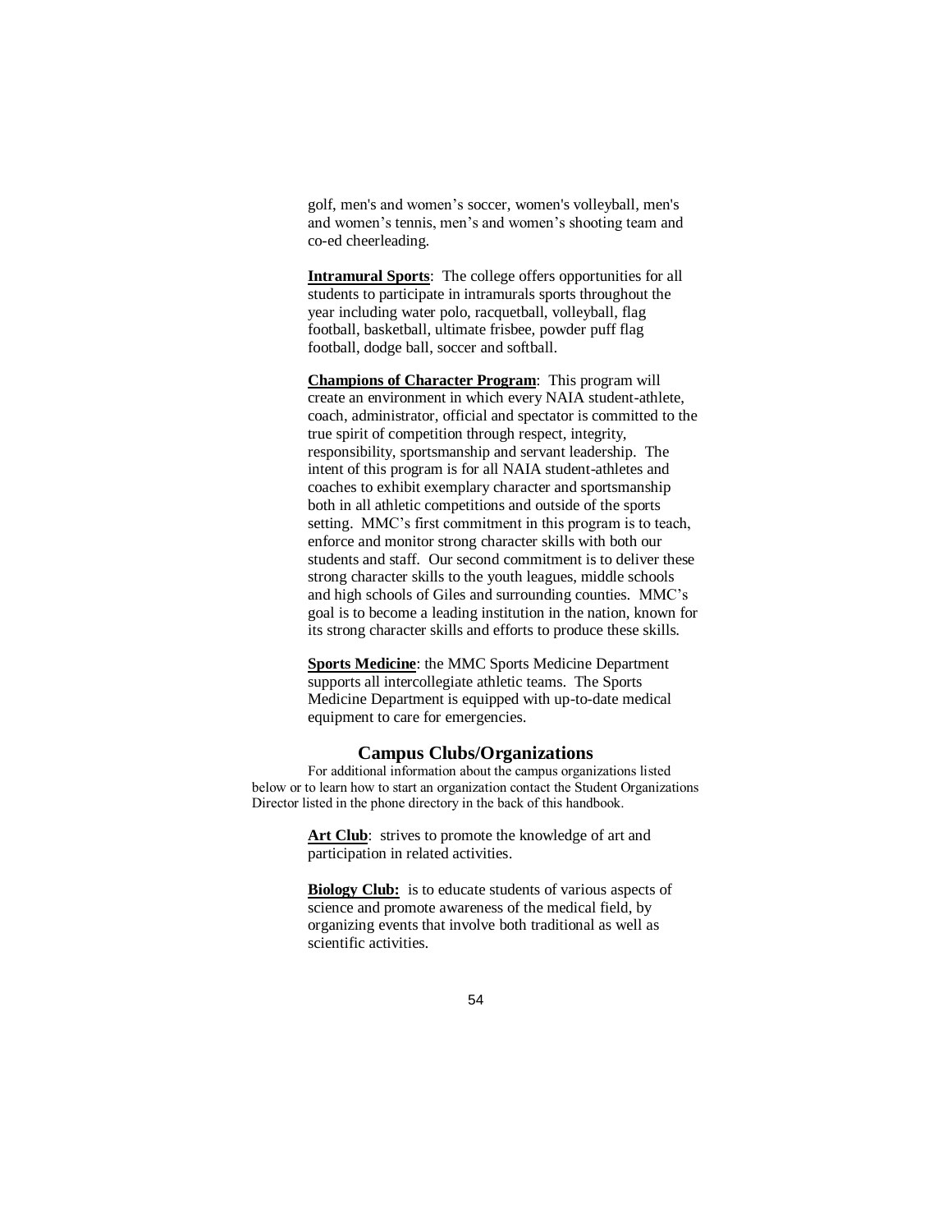golf, men's and women's soccer, women's volleyball, men's and women's tennis, men's and women's shooting team and co-ed cheerleading.

**Intramural Sports**: The college offers opportunities for all students to participate in intramurals sports throughout the year including water polo, racquetball, volleyball, flag football, basketball, ultimate frisbee, powder puff flag football, dodge ball, soccer and softball.

**Champions of Character Program**: This program will create an environment in which every NAIA student-athlete, coach, administrator, official and spectator is committed to the true spirit of competition through respect, integrity, responsibility, sportsmanship and servant leadership. The intent of this program is for all NAIA student-athletes and coaches to exhibit exemplary character and sportsmanship both in all athletic competitions and outside of the sports setting. MMC's first commitment in this program is to teach, enforce and monitor strong character skills with both our students and staff. Our second commitment is to deliver these strong character skills to the youth leagues, middle schools and high schools of Giles and surrounding counties. MMC's goal is to become a leading institution in the nation, known for its strong character skills and efforts to produce these skills.

**Sports Medicine**: the MMC Sports Medicine Department supports all intercollegiate athletic teams. The Sports Medicine Department is equipped with up-to-date medical equipment to care for emergencies.

## Campus Clubs/Organizations

For additional information about the campus organizations listed below or to learn how to start an organization contact the Student Organizations Director listed in the phone directory in the back of this handbook.

**Art Club**: strives to promote the knowledge of art and participation in related activities.

**Biology Club:** is to educate students of various aspects of science and promote awareness of the medical field, by organizing events that involve both traditional as well as scientific activities.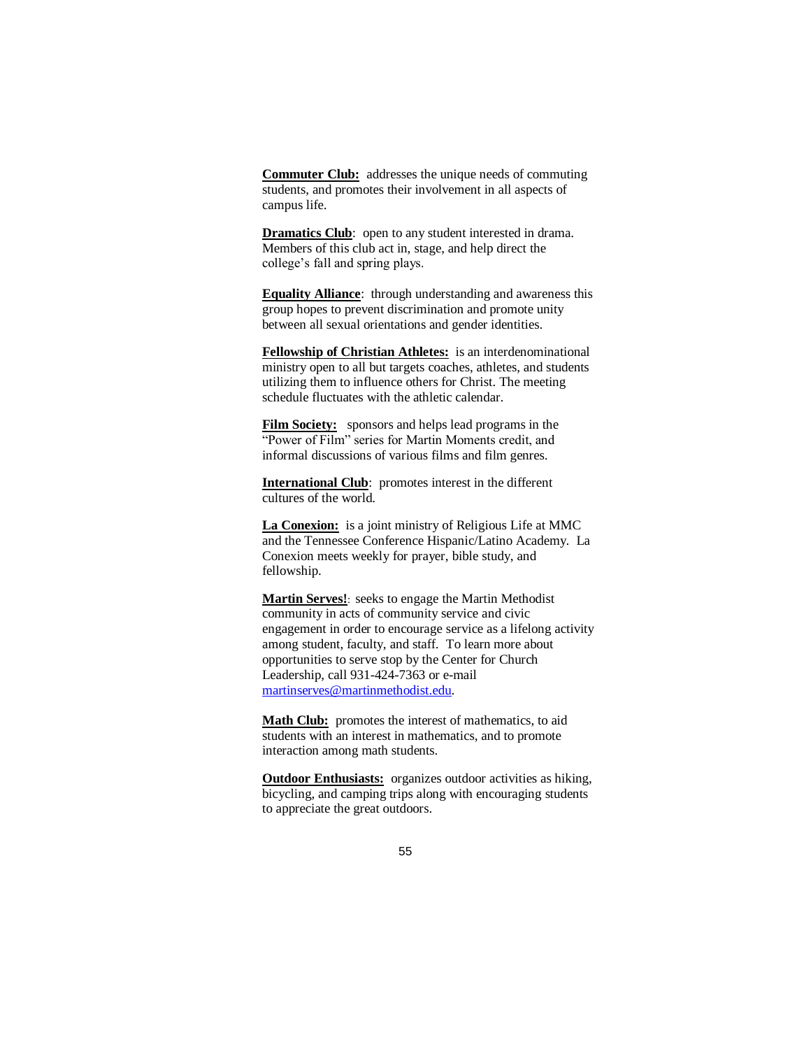**Commuter Club:** addresses the unique needs of commuting students, and promotes their involvement in all aspects of campus life.

**Dramatics Club**: open to any student interested in drama. Members of this club act in, stage, and help direct the college's fall and spring plays.

**Equality Alliance**: through understanding and awareness this group hopes to prevent discrimination and promote unity between all sexual orientations and gender identities.

**Fellowship of Christian Athletes:** is an interdenominational ministry open to all but targets coaches, athletes, and students utilizing them to influence others for Christ. The meeting schedule fluctuates with the athletic calendar.

**Film Society:** sponsors and helps lead programs in the "Power of Film" series for Martin Moments credit, and informal discussions of various films and film genres.

**International Club**: promotes interest in the different cultures of the world.

**La Conexion:** is a joint ministry of Religious Life at MMC and the Tennessee Conference Hispanic/Latino Academy. La Conexion meets weekly for prayer, bible study, and fellowship.

**Martin Serves!**: seeks to engage the Martin Methodist community in acts of community service and civic engagement in order to encourage service as a lifelong activity among student, faculty, and staff. To learn more about opportunities to serve stop by the Center for Church Leadership, call 931-424-7363 or e-mail martinserves@martinmethodist.edu.

**Math Club:** promotes the interest of mathematics, to aid students with an interest in mathematics, and to promote interaction among math students.

**Outdoor Enthusiasts:** organizes outdoor activities as hiking, bicycling, and camping trips along with encouraging students to appreciate the great outdoors.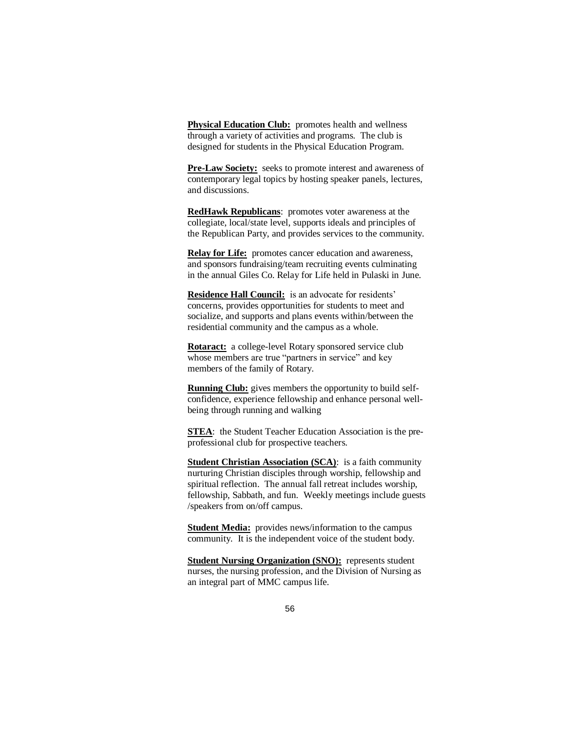**Physical Education Club:** promotes health and wellness through a variety of activities and programs. The club is designed for students in the Physical Education Program.

**Pre-Law Society:** seeks to promote interest and awareness of contemporary legal topics by hosting speaker panels, lectures, and discussions.

**RedHawk Republicans**: promotes voter awareness at the collegiate, local/state level, supports ideals and principles of the Republican Party, and provides services to the community.

**Relay for Life:** promotes cancer education and awareness, and sponsors fundraising/team recruiting events culminating in the annual Giles Co. Relay for Life held in Pulaski in June.

**Residence Hall Council:** is an advocate for residents' concerns, provides opportunities for students to meet and socialize, and supports and plans events within/between the residential community and the campus as a whole.

**Rotaract:** a college-level Rotary sponsored service club whose members are true "partners in service" and key members of the family of Rotary.

**Running Club:** gives members the opportunity to build self-confidence, experience fellowship and enhance personal well-being through running and walking

**STEA**: the Student Teacher Education Association is the pre-professional club for prospective teachers.

**Student Christian Association (SCA)**: is a faith community nurturing Christian disciples through worship, fellowship and spiritual reflection. The annual fall retreat includes worship, fellowship, Sabbath, and fun. Weekly meetings include guests /speakers from on/off campus.

**Student Media:** provides news/information to the campus community. It is the independent voice of the student body.

**Student Nursing Organization (SNO):** represents student nurses, the nursing profession, and the Division of Nursing as an integral part of MMC campus life.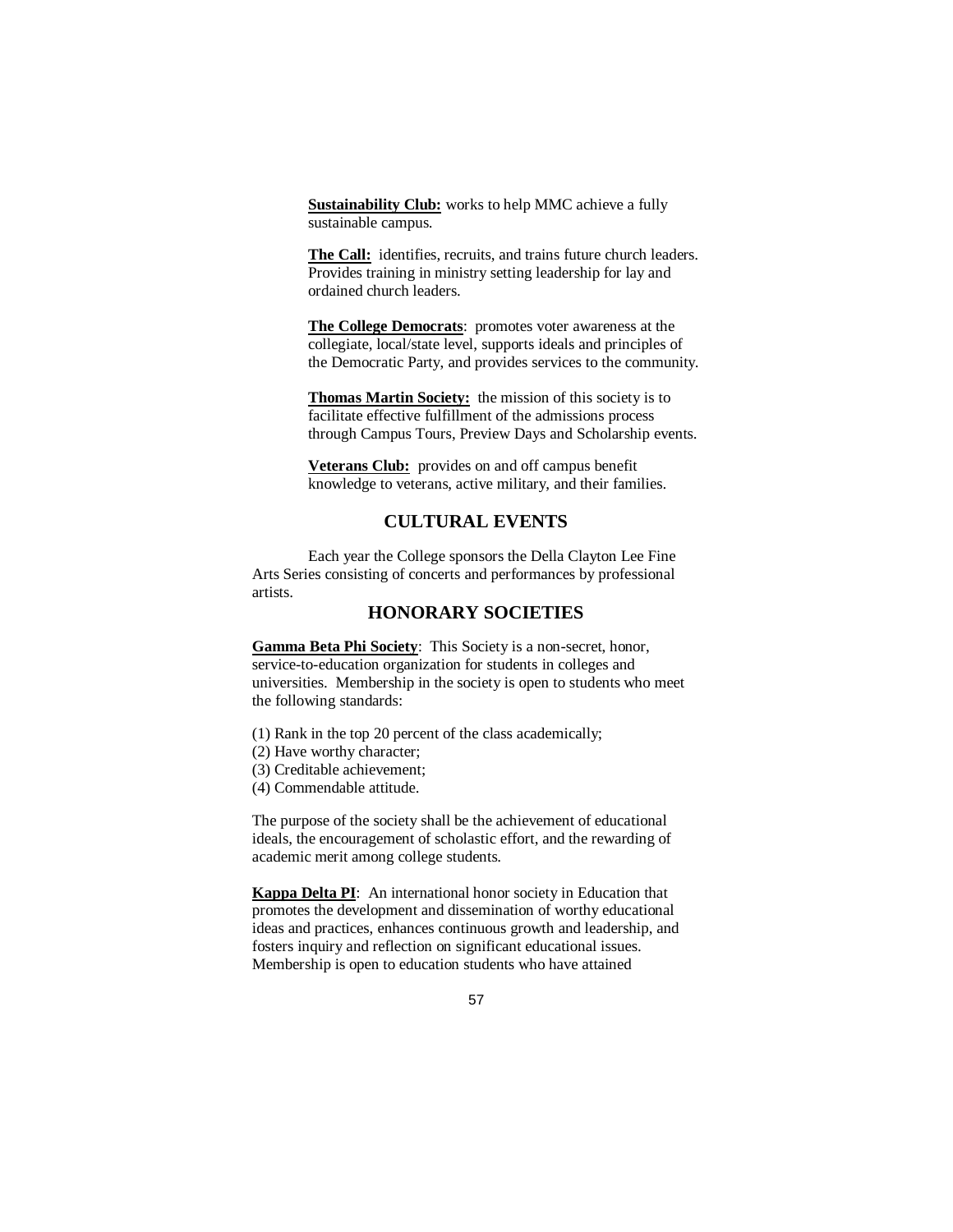**Sustainability Club:** works to help MMC achieve a fully sustainable campus.

**The Call:** identifies, recruits, and trains future church leaders. Provides training in ministry setting leadership for lay and ordained church leaders.

**The College Democrats**: promotes voter awareness at the collegiate, local/state level, supports ideals and principles of the Democratic Party, and provides services to the community.

**Thomas Martin Society:** the mission of this society is to facilitate effective fulfillment of the admissions process through Campus Tours, Preview Days and Scholarship events.

**Veterans Club:** provides on and off campus benefit knowledge to veterans, active military, and their families.

## CULTURAL EVENTS

Each year the College sponsors the Della Clayton Lee Fine Arts Series consisting of concerts and performances by professional artists.

## HONORARY SOCIETIES

**Gamma Beta Phi Society**: This Society is a non-secret, honor, service-to-education organization for students in colleges and universities. Membership in the society is open to students who meet the following standards:

(1) Rank in the top 20 percent of the class academically;
(2) Have worthy character;
(3) Creditable achievement;
(4) Commendable attitude.

The purpose of the society shall be the achievement of educational ideals, the encouragement of scholastic effort, and the rewarding of academic merit among college students.

**Kappa Delta PI**: An international honor society in Education that promotes the development and dissemination of worthy educational ideas and practices, enhances continuous growth and leadership, and fosters inquiry and reflection on significant educational issues. Membership is open to education students who have attained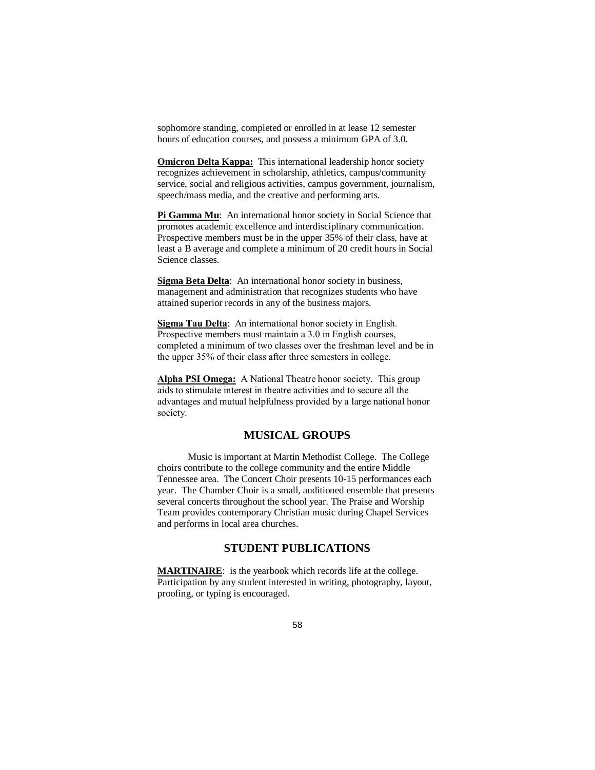sophomore standing, completed or enrolled in at lease 12 semester hours of education courses, and possess a minimum GPA of 3.0.

**Omicron Delta Kappa:** This international leadership honor society recognizes achievement in scholarship, athletics, campus/community service, social and religious activities, campus government, journalism, speech/mass media, and the creative and performing arts.

**Pi Gamma Mu**: An international honor society in Social Science that promotes academic excellence and interdisciplinary communication. Prospective members must be in the upper 35% of their class, have at least a B average and complete a minimum of 20 credit hours in Social Science classes.

**Sigma Beta Delta**: An international honor society in business, management and administration that recognizes students who have attained superior records in any of the business majors.

**Sigma Tau Delta**: An international honor society in English. Prospective members must maintain a 3.0 in English courses, completed a minimum of two classes over the freshman level and be in the upper 35% of their class after three semesters in college.

**Alpha PSI Omega:** A National Theatre honor society. This group aids to stimulate interest in theatre activities and to secure all the advantages and mutual helpfulness provided by a large national honor society.

## MUSICAL GROUPS

Music is important at Martin Methodist College. The College choirs contribute to the college community and the entire Middle Tennessee area. The Concert Choir presents 10-15 performances each year. The Chamber Choir is a small, auditioned ensemble that presents several concerts throughout the school year. The Praise and Worship Team provides contemporary Christian music during Chapel Services and performs in local area churches.

## STUDENT PUBLICATIONS

**MARTINAIRE**: is the yearbook which records life at the college. Participation by any student interested in writing, photography, layout, proofing, or typing is encouraged.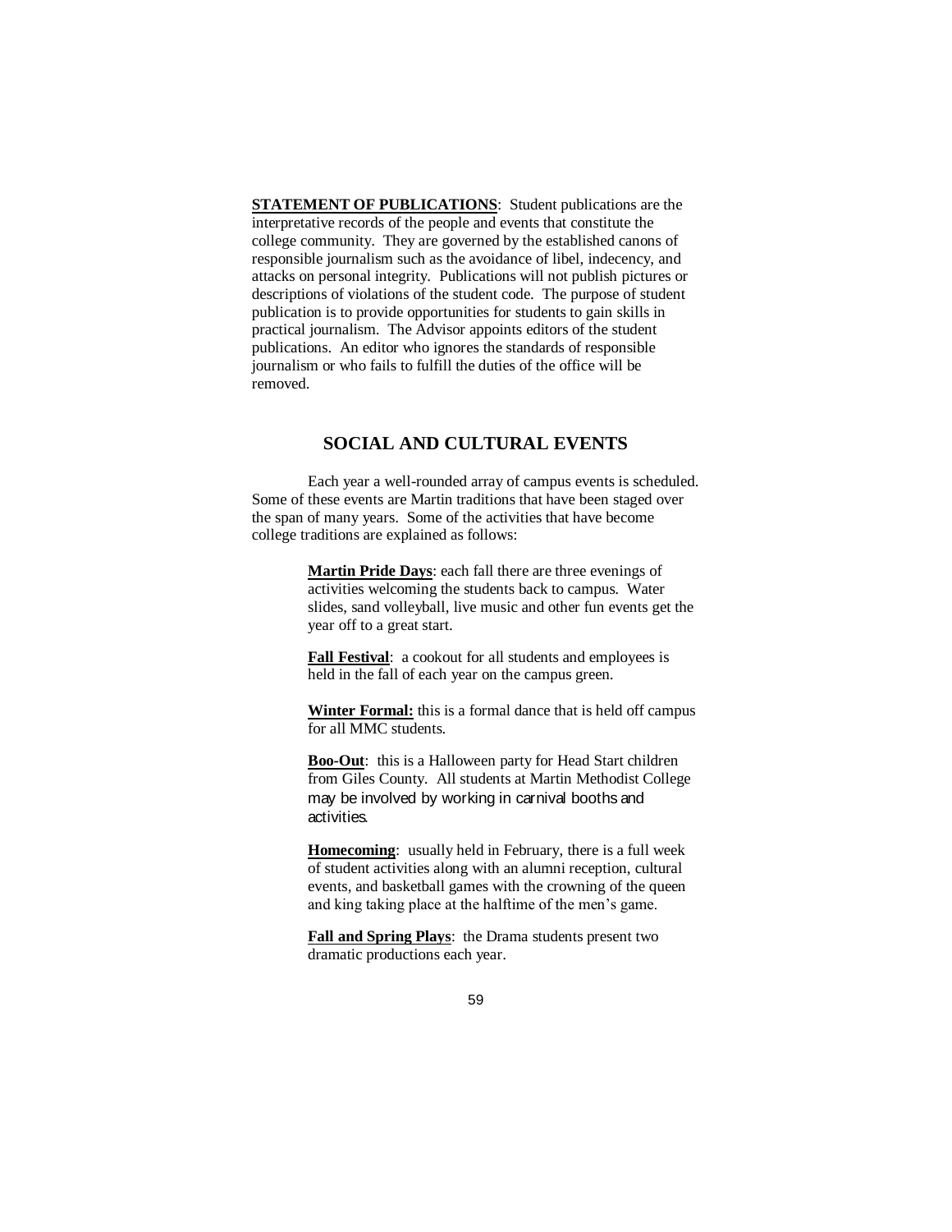**STATEMENT OF PUBLICATIONS**: Student publications are the interpretative records of the people and events that constitute the college community. They are governed by the established canons of responsible journalism such as the avoidance of libel, indecency, and attacks on personal integrity. Publications will not publish pictures or descriptions of violations of the student code. The purpose of student publication is to provide opportunities for students to gain skills in practical journalism. The Advisor appoints editors of the student publications. An editor who ignores the standards of responsible journalism or who fails to fulfill the duties of the office will be removed.

## SOCIAL AND CULTURAL EVENTS

Each year a well-rounded array of campus events is scheduled. Some of these events are Martin traditions that have been staged over the span of many years. Some of the activities that have become college traditions are explained as follows:

**Martin Pride Days**: each fall there are three evenings of activities welcoming the students back to campus. Water slides, sand volleyball, live music and other fun events get the year off to a great start.

**Fall Festival**: a cookout for all students and employees is held in the fall of each year on the campus green.

**Winter Formal:** this is a formal dance that is held off campus for all MMC students.

**Boo-Out**: this is a Halloween party for Head Start children from Giles County. All students at Martin Methodist College may be involved by working in carnival booths and activities.

**Homecoming**: usually held in February, there is a full week of student activities along with an alumni reception, cultural events, and basketball games with the crowning of the queen and king taking place at the halftime of the men's game.

**Fall and Spring Plays**: the Drama students present two dramatic productions each year.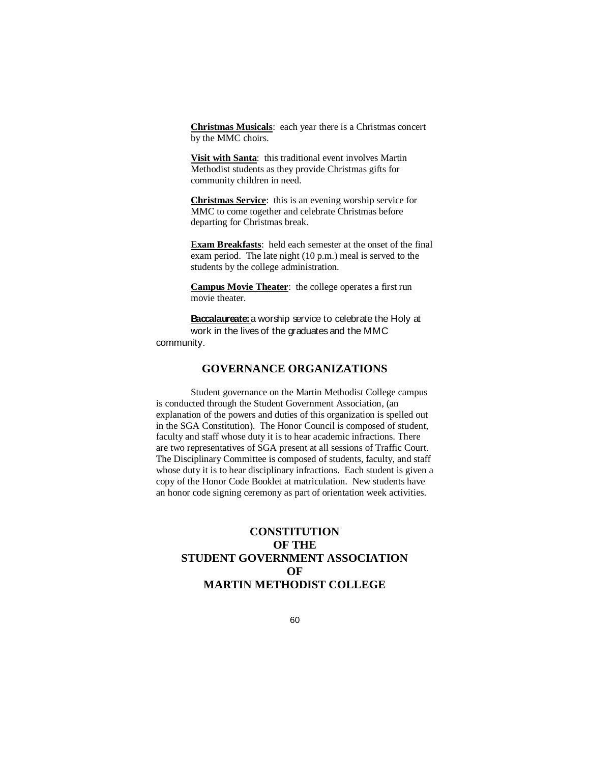**Christmas Musicals**: each year there is a Christmas concert by the MMC choirs.

**Visit with Santa**: this traditional event involves Martin Methodist students as they provide Christmas gifts for community children in need.

**Christmas Service**: this is an evening worship service for MMC to come together and celebrate Christmas before departing for Christmas break.

**Exam Breakfasts**: held each semester at the onset of the final exam period. The late night (10 p.m.) meal is served to the students by the college administration.

**Campus Movie Theater**: the college operates a first run movie theater.

**Baccalaureate:** a worship service to celebrate the Holy at work in the lives of the graduates and the MMC community.

## GOVERNANCE ORGANIZATIONS

Student governance on the Martin Methodist College campus is conducted through the Student Government Association, (an explanation of the powers and duties of this organization is spelled out in the SGA Constitution). The Honor Council is composed of student, faculty and staff whose duty it is to hear academic infractions. There are two representatives of SGA present at all sessions of Traffic Court. The Disciplinary Committee is composed of students, faculty, and staff whose duty it is to hear disciplinary infractions. Each student is given a copy of the Honor Code Booklet at matriculation. New students have an honor code signing ceremony as part of orientation week activities.

# CONSTITUTION OF THE STUDENT GOVERNMENT ASSOCIATION OF MARTIN METHODIST COLLEGE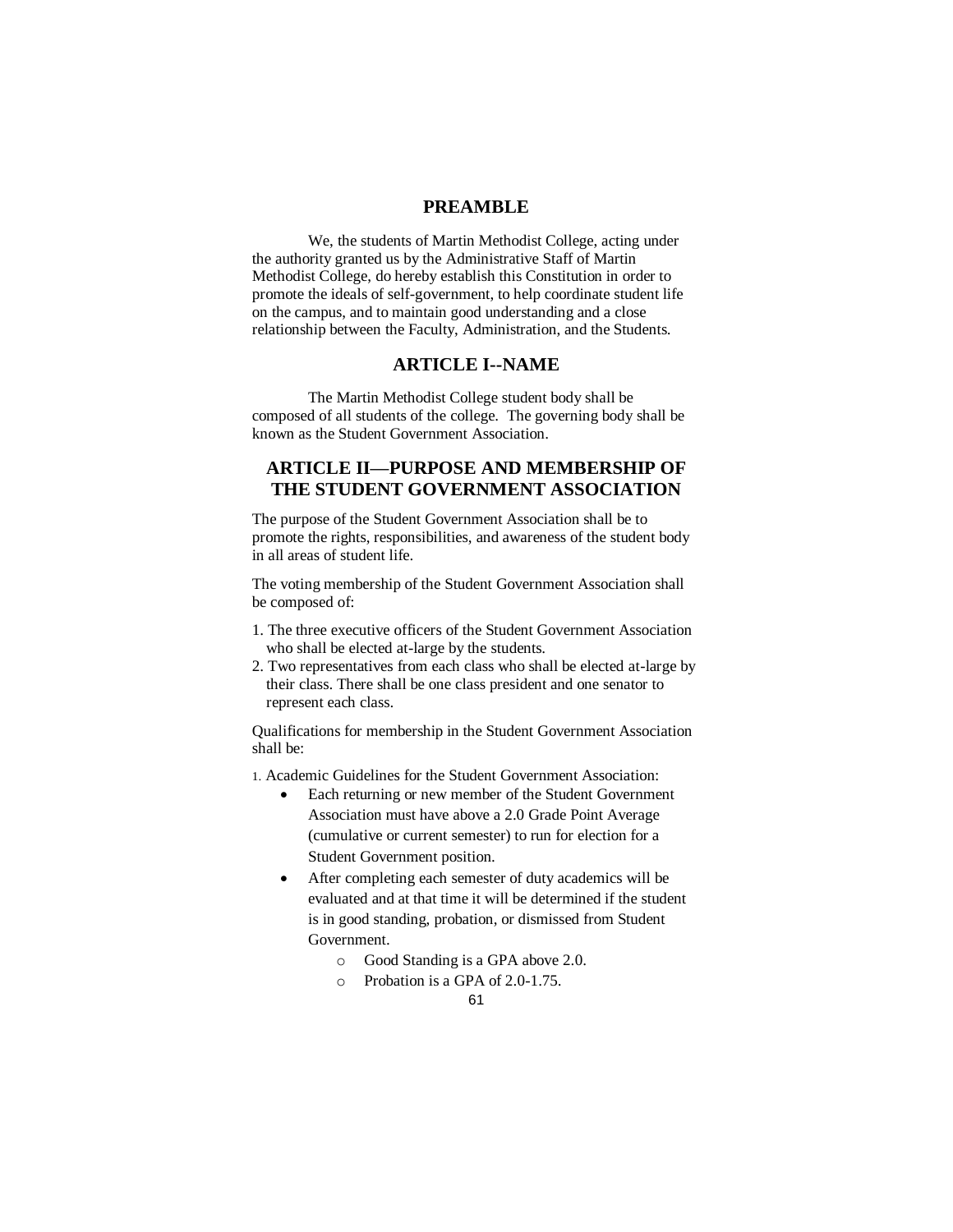## PREAMBLE

We, the students of Martin Methodist College, acting under the authority granted us by the Administrative Staff of Martin Methodist College, do hereby establish this Constitution in order to promote the ideals of self-government, to help coordinate student life on the campus, and to maintain good understanding and a close relationship between the Faculty, Administration, and the Students.

## ARTICLE I--NAME

The Martin Methodist College student body shall be composed of all students of the college. The governing body shall be known as the Student Government Association.

## ARTICLE II—PURPOSE AND MEMBERSHIP OF THE STUDENT GOVERNMENT ASSOCIATION

The purpose of the Student Government Association shall be to promote the rights, responsibilities, and awareness of the student body in all areas of student life.

The voting membership of the Student Government Association shall be composed of:

1. The three executive officers of the Student Government Association who shall be elected at-large by the students.
2. Two representatives from each class who shall be elected at-large by their class. There shall be one class president and one senator to represent each class.

Qualifications for membership in the Student Government Association shall be:

1. Academic Guidelines for the Student Government Association:
   - Each returning or new member of the Student Government Association must have above a 2.0 Grade Point Average (cumulative or current semester) to run for election for a Student Government position.
   - After completing each semester of duty academics will be evaluated and at that time it will be determined if the student is in good standing, probation, or dismissed from Student Government.
     - Good Standing is a GPA above 2.0.
     - Probation is a GPA of 2.0-1.75.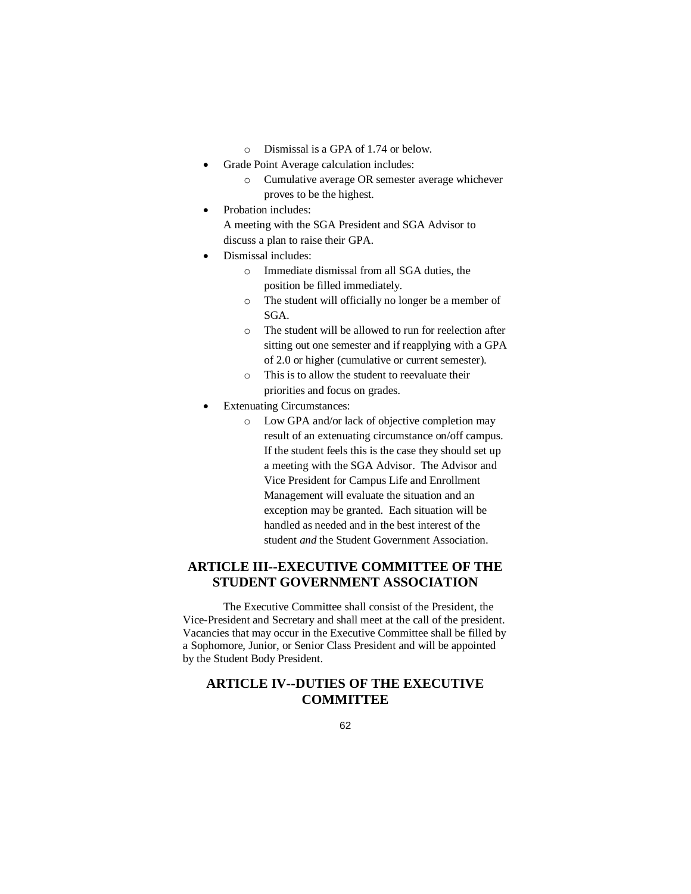- Dismissal is a GPA of 1.74 or below.
- Grade Point Average calculation includes:
  - Cumulative average OR semester average whichever proves to be the highest.
- Probation includes:
  A meeting with the SGA President and SGA Advisor to discuss a plan to raise their GPA.
- Dismissal includes:
  - Immediate dismissal from all SGA duties, the position be filled immediately.
  - The student will officially no longer be a member of SGA.
  - The student will be allowed to run for reelection after sitting out one semester and if reapplying with a GPA of 2.0 or higher (cumulative or current semester).
  - This is to allow the student to reevaluate their priorities and focus on grades.
- Extenuating Circumstances:
  - Low GPA and/or lack of objective completion may result of an extenuating circumstance on/off campus. If the student feels this is the case they should set up a meeting with the SGA Advisor. The Advisor and Vice President for Campus Life and Enrollment Management will evaluate the situation and an exception may be granted. Each situation will be handled as needed and in the best interest of the student *and* the Student Government Association.

## ARTICLE III--EXECUTIVE COMMITTEE OF THE STUDENT GOVERNMENT ASSOCIATION

The Executive Committee shall consist of the President, the Vice-President and Secretary and shall meet at the call of the president. Vacancies that may occur in the Executive Committee shall be filled by a Sophomore, Junior, or Senior Class President and will be appointed by the Student Body President.

## ARTICLE IV--DUTIES OF THE EXECUTIVE COMMITTEE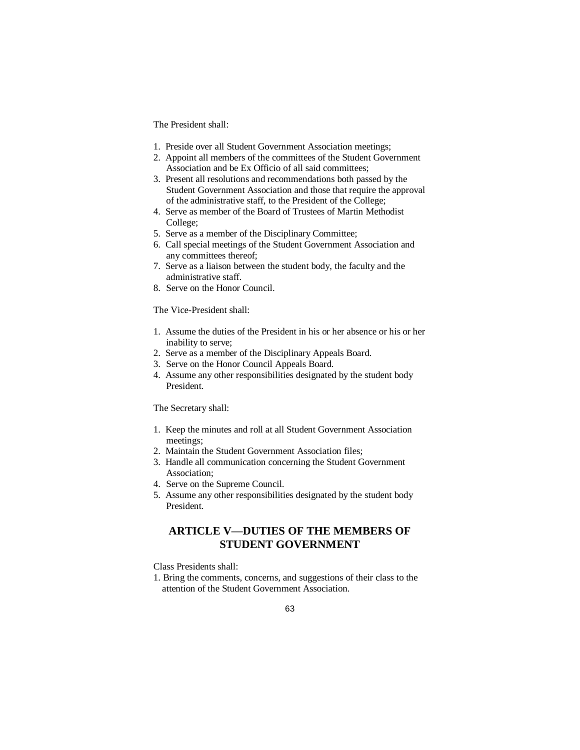The President shall:

1. Preside over all Student Government Association meetings;
2. Appoint all members of the committees of the Student Government Association and be Ex Officio of all said committees;
3. Present all resolutions and recommendations both passed by the Student Government Association and those that require the approval of the administrative staff, to the President of the College;
4. Serve as member of the Board of Trustees of Martin Methodist College;
5. Serve as a member of the Disciplinary Committee;
6. Call special meetings of the Student Government Association and any committees thereof;
7. Serve as a liaison between the student body, the faculty and the administrative staff.
8. Serve on the Honor Council.

The Vice-President shall:

1. Assume the duties of the President in his or her absence or his or her inability to serve;
2. Serve as a member of the Disciplinary Appeals Board.
3. Serve on the Honor Council Appeals Board.
4. Assume any other responsibilities designated by the student body President.

The Secretary shall:

1. Keep the minutes and roll at all Student Government Association meetings;
2. Maintain the Student Government Association files;
3. Handle all communication concerning the Student Government Association;
4. Serve on the Supreme Council.
5. Assume any other responsibilities designated by the student body President.

## ARTICLE V—DUTIES OF THE MEMBERS OF STUDENT GOVERNMENT

Class Presidents shall:

1. Bring the comments, concerns, and suggestions of their class to the attention of the Student Government Association.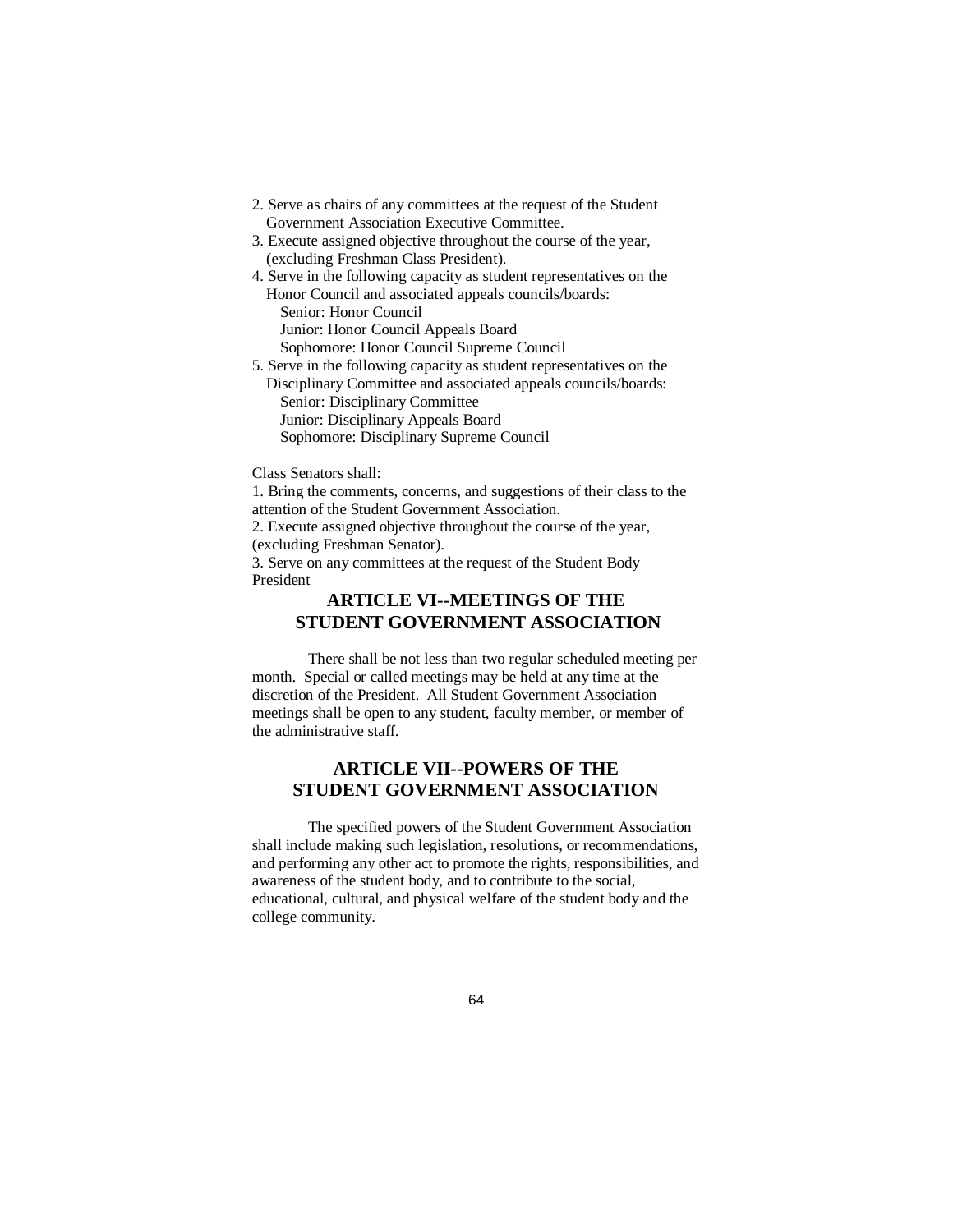2. Serve as chairs of any committees at the request of the Student Government Association Executive Committee.
3. Execute assigned objective throughout the course of the year, (excluding Freshman Class President).
4. Serve in the following capacity as student representatives on the Honor Council and associated appeals councils/boards:
   - Senior: Honor Council
   - Junior: Honor Council Appeals Board
   - Sophomore: Honor Council Supreme Council
5. Serve in the following capacity as student representatives on the Disciplinary Committee and associated appeals councils/boards:
   - Senior: Disciplinary Committee
   - Junior: Disciplinary Appeals Board
   - Sophomore: Disciplinary Supreme Council

Class Senators shall:

1. Bring the comments, concerns, and suggestions of their class to the attention of the Student Government Association.
2. Execute assigned objective throughout the course of the year, (excluding Freshman Senator).
3. Serve on any committees at the request of the Student Body President

## ARTICLE VI--MEETINGS OF THE STUDENT GOVERNMENT ASSOCIATION

There shall be not less than two regular scheduled meeting per month. Special or called meetings may be held at any time at the discretion of the President. All Student Government Association meetings shall be open to any student, faculty member, or member of the administrative staff.

## ARTICLE VII--POWERS OF THE STUDENT GOVERNMENT ASSOCIATION

The specified powers of the Student Government Association shall include making such legislation, resolutions, or recommendations, and performing any other act to promote the rights, responsibilities, and awareness of the student body, and to contribute to the social, educational, cultural, and physical welfare of the student body and the college community.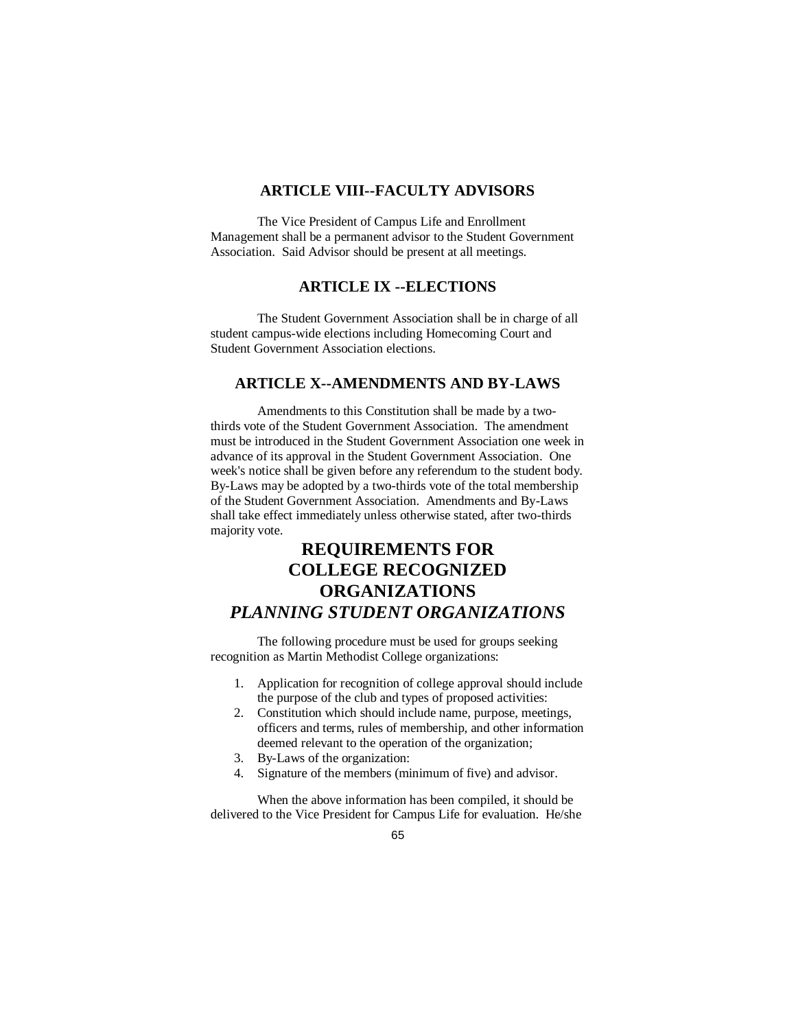## ARTICLE VIII--FACULTY ADVISORS

The Vice President of Campus Life and Enrollment Management shall be a permanent advisor to the Student Government Association. Said Advisor should be present at all meetings.

## ARTICLE IX --ELECTIONS

The Student Government Association shall be in charge of all student campus-wide elections including Homecoming Court and Student Government Association elections.

## ARTICLE X--AMENDMENTS AND BY-LAWS

Amendments to this Constitution shall be made by a two-thirds vote of the Student Government Association. The amendment must be introduced in the Student Government Association one week in advance of its approval in the Student Government Association. One week's notice shall be given before any referendum to the student body. By-Laws may be adopted by a two-thirds vote of the total membership of the Student Government Association. Amendments and By-Laws shall take effect immediately unless otherwise stated, after two-thirds majority vote.

# REQUIREMENTS FOR COLLEGE RECOGNIZED ORGANIZATIONS

## *PLANNING STUDENT ORGANIZATIONS*

The following procedure must be used for groups seeking recognition as Martin Methodist College organizations:

1. Application for recognition of college approval should include the purpose of the club and types of proposed activities:
2. Constitution which should include name, purpose, meetings, officers and terms, rules of membership, and other information deemed relevant to the operation of the organization;
3. By-Laws of the organization:
4. Signature of the members (minimum of five) and advisor.

When the above information has been compiled, it should be delivered to the Vice President for Campus Life for evaluation. He/she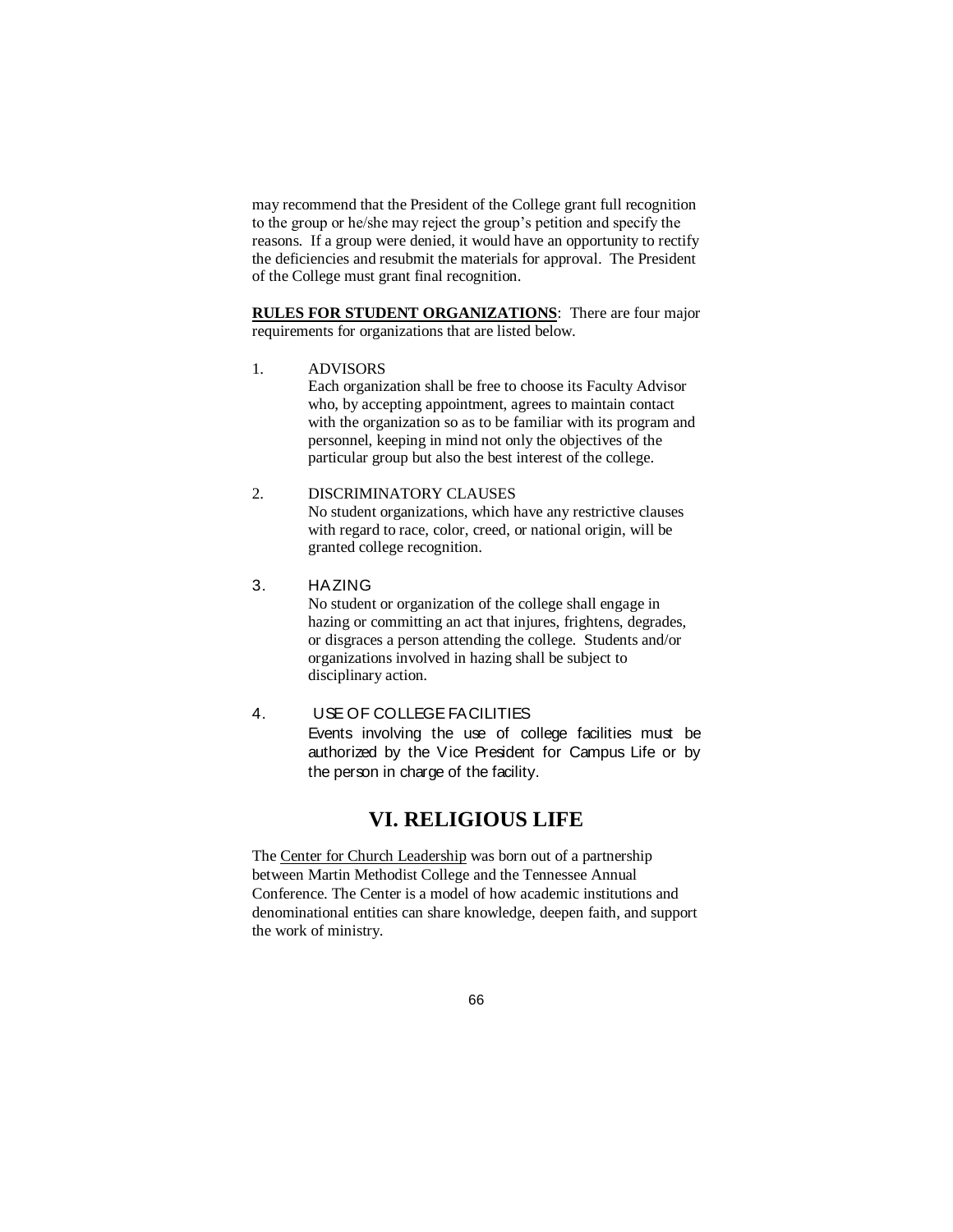may recommend that the President of the College grant full recognition to the group or he/she may reject the group's petition and specify the reasons. If a group were denied, it would have an opportunity to rectify the deficiencies and resubmit the materials for approval. The President of the College must grant final recognition.

**RULES FOR STUDENT ORGANIZATIONS**: There are four major requirements for organizations that are listed below.

1. ADVISORS
   Each organization shall be free to choose its Faculty Advisor who, by accepting appointment, agrees to maintain contact with the organization so as to be familiar with its program and personnel, keeping in mind not only the objectives of the particular group but also the best interest of the college.

2. DISCRIMINATORY CLAUSES
   No student organizations, which have any restrictive clauses with regard to race, color, creed, or national origin, will be granted college recognition.

3. HAZING
   No student or organization of the college shall engage in hazing or committing an act that injures, frightens, degrades, or disgraces a person attending the college. Students and/or organizations involved in hazing shall be subject to disciplinary action.

4. USE OF COLLEGE FACILITIES
   Events involving the use of college facilities must be authorized by the Vice President for Campus Life or by the person in charge of the facility.

# VI. RELIGIOUS LIFE

The Center for Church Leadership was born out of a partnership between Martin Methodist College and the Tennessee Annual Conference. The Center is a model of how academic institutions and denominational entities can share knowledge, deepen faith, and support the work of ministry.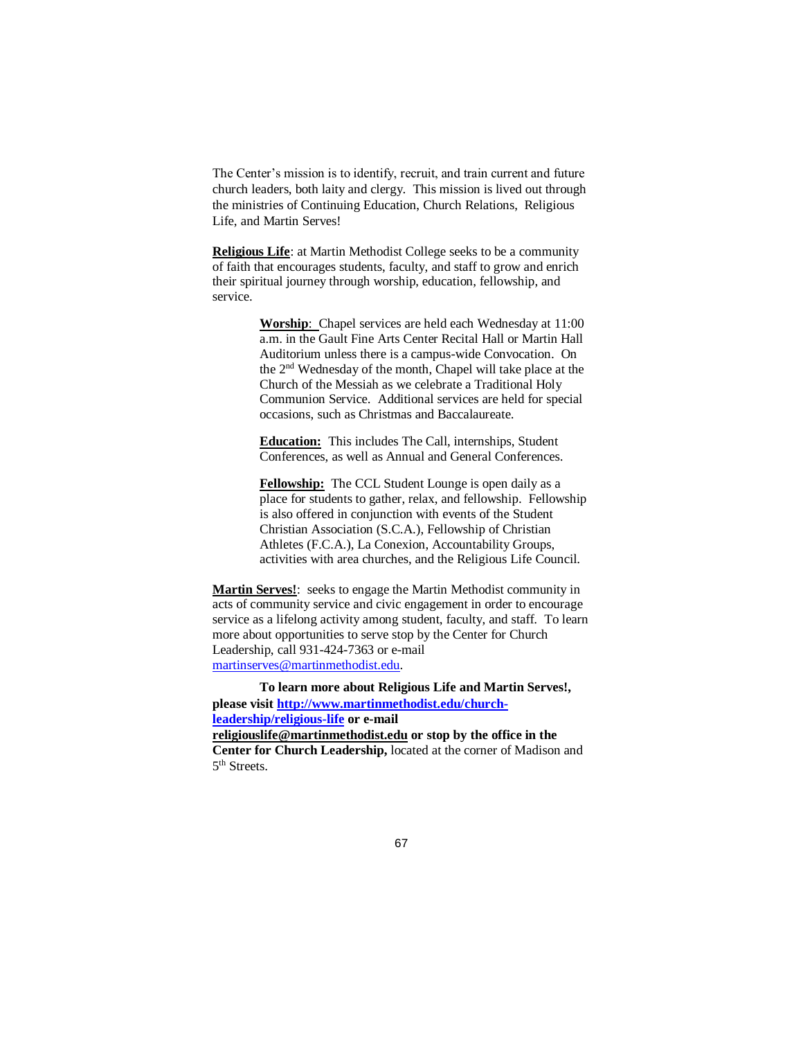The Center's mission is to identify, recruit, and train current and future church leaders, both laity and clergy. This mission is lived out through the ministries of Continuing Education, Church Relations, Religious Life, and Martin Serves!

**Religious Life**: at Martin Methodist College seeks to be a community of faith that encourages students, faculty, and staff to grow and enrich their spiritual journey through worship, education, fellowship, and service.

> **Worship**: Chapel services are held each Wednesday at 11:00 a.m. in the Gault Fine Arts Center Recital Hall or Martin Hall Auditorium unless there is a campus-wide Convocation. On the 2nd Wednesday of the month, Chapel will take place at the Church of the Messiah as we celebrate a Traditional Holy Communion Service. Additional services are held for special occasions, such as Christmas and Baccalaureate.
>
> **Education:** This includes The Call, internships, Student Conferences, as well as Annual and General Conferences.
>
> **Fellowship:** The CCL Student Lounge is open daily as a place for students to gather, relax, and fellowship. Fellowship is also offered in conjunction with events of the Student Christian Association (S.C.A.), Fellowship of Christian Athletes (F.C.A.), La Conexion, Accountability Groups, activities with area churches, and the Religious Life Council.

**Martin Serves!**: seeks to engage the Martin Methodist community in acts of community service and civic engagement in order to encourage service as a lifelong activity among student, faculty, and staff. To learn more about opportunities to serve stop by the Center for Church Leadership, call 931-424-7363 or e-mail martinserves@martinmethodist.edu.

**To learn more about Religious Life and Martin Serves!, please visit http://www.martinmethodist.edu/church-leadership/religious-life or e-mail religiouslife@martinmethodist.edu or stop by the office in the Center for Church Leadership,** located at the corner of Madison and 5th Streets.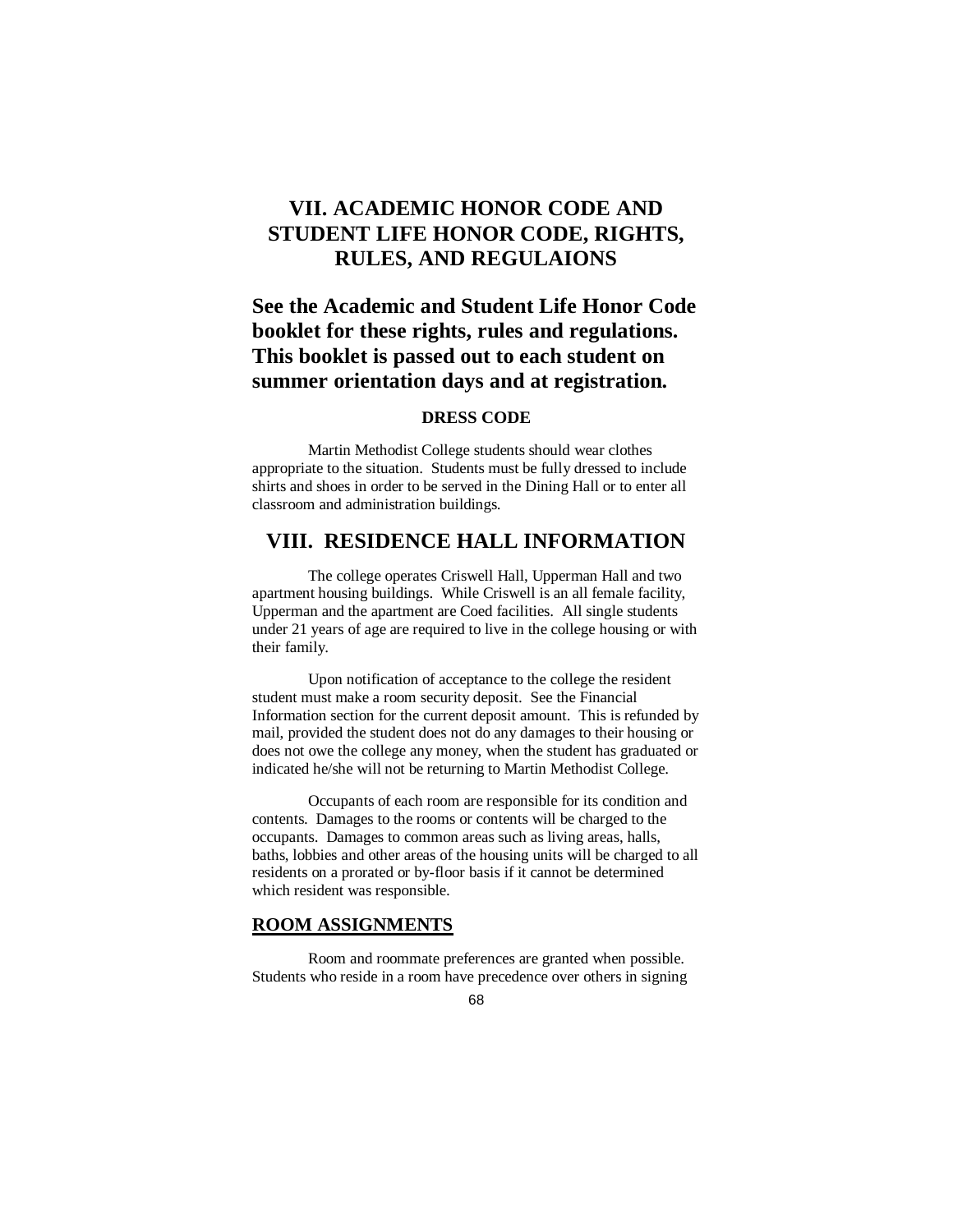# VII. ACADEMIC HONOR CODE AND STUDENT LIFE HONOR CODE, RIGHTS, RULES, AND REGULAIONS

## See the Academic and Student Life Honor Code booklet for these rights, rules and regulations. This booklet is passed out to each student on summer orientation days and at registration.

### DRESS CODE

Martin Methodist College students should wear clothes appropriate to the situation. Students must be fully dressed to include shirts and shoes in order to be served in the Dining Hall or to enter all classroom and administration buildings.

# VIII. RESIDENCE HALL INFORMATION

The college operates Criswell Hall, Upperman Hall and two apartment housing buildings. While Criswell is an all female facility, Upperman and the apartment are Coed facilities. All single students under 21 years of age are required to live in the college housing or with their family.

Upon notification of acceptance to the college the resident student must make a room security deposit. See the Financial Information section for the current deposit amount. This is refunded by mail, provided the student does not do any damages to their housing or does not owe the college any money, when the student has graduated or indicated he/she will not be returning to Martin Methodist College.

Occupants of each room are responsible for its condition and contents. Damages to the rooms or contents will be charged to the occupants. Damages to common areas such as living areas, halls, baths, lobbies and other areas of the housing units will be charged to all residents on a prorated or by-floor basis if it cannot be determined which resident was responsible.

### ROOM ASSIGNMENTS

Room and roommate preferences are granted when possible. Students who reside in a room have precedence over others in signing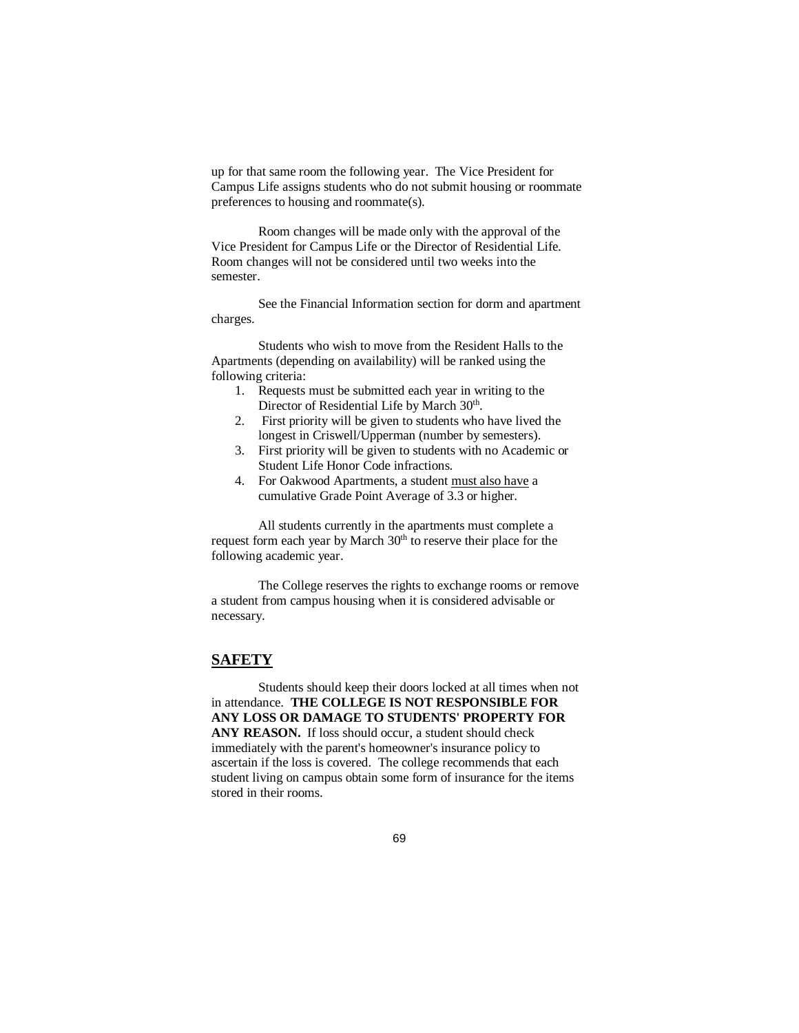up for that same room the following year. The Vice President for Campus Life assigns students who do not submit housing or roommate preferences to housing and roommate(s).

Room changes will be made only with the approval of the Vice President for Campus Life or the Director of Residential Life. Room changes will not be considered until two weeks into the semester.

See the Financial Information section for dorm and apartment charges.

Students who wish to move from the Resident Halls to the Apartments (depending on availability) will be ranked using the following criteria:

1. Requests must be submitted each year in writing to the Director of Residential Life by March 30th.
2. First priority will be given to students who have lived the longest in Criswell/Upperman (number by semesters).
3. First priority will be given to students with no Academic or Student Life Honor Code infractions.
4. For Oakwood Apartments, a student <u>must also have</u> a cumulative Grade Point Average of 3.3 or higher.

All students currently in the apartments must complete a request form each year by March 30th to reserve their place for the following academic year.

The College reserves the rights to exchange rooms or remove a student from campus housing when it is considered advisable or necessary.

## SAFETY

Students should keep their doors locked at all times when not in attendance. **THE COLLEGE IS NOT RESPONSIBLE FOR ANY LOSS OR DAMAGE TO STUDENTS' PROPERTY FOR ANY REASON.** If loss should occur, a student should check immediately with the parent's homeowner's insurance policy to ascertain if the loss is covered. The college recommends that each student living on campus obtain some form of insurance for the items stored in their rooms.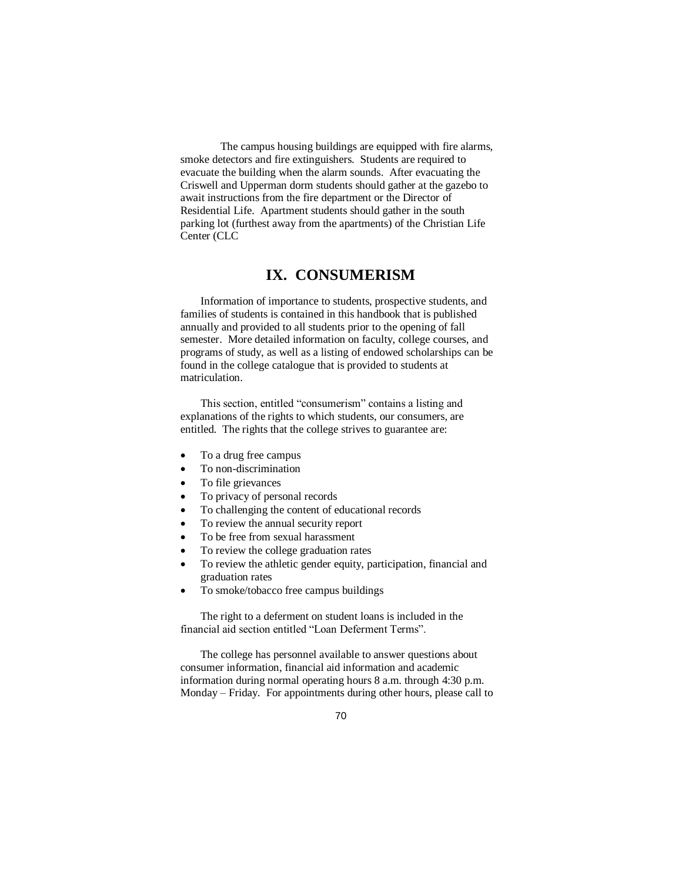The campus housing buildings are equipped with fire alarms, smoke detectors and fire extinguishers. Students are required to evacuate the building when the alarm sounds. After evacuating the Criswell and Upperman dorm students should gather at the gazebo to await instructions from the fire department or the Director of Residential Life. Apartment students should gather in the south parking lot (furthest away from the apartments) of the Christian Life Center (CLC

# IX. CONSUMERISM

Information of importance to students, prospective students, and families of students is contained in this handbook that is published annually and provided to all students prior to the opening of fall semester. More detailed information on faculty, college courses, and programs of study, as well as a listing of endowed scholarships can be found in the college catalogue that is provided to students at matriculation.

This section, entitled "consumerism" contains a listing and explanations of the rights to which students, our consumers, are entitled. The rights that the college strives to guarantee are:

- To a drug free campus
- To non-discrimination
- To file grievances
- To privacy of personal records
- To challenging the content of educational records
- To review the annual security report
- To be free from sexual harassment
- To review the college graduation rates
- To review the athletic gender equity, participation, financial and graduation rates
- To smoke/tobacco free campus buildings

The right to a deferment on student loans is included in the financial aid section entitled "Loan Deferment Terms".

The college has personnel available to answer questions about consumer information, financial aid information and academic information during normal operating hours 8 a.m. through 4:30 p.m. Monday – Friday. For appointments during other hours, please call to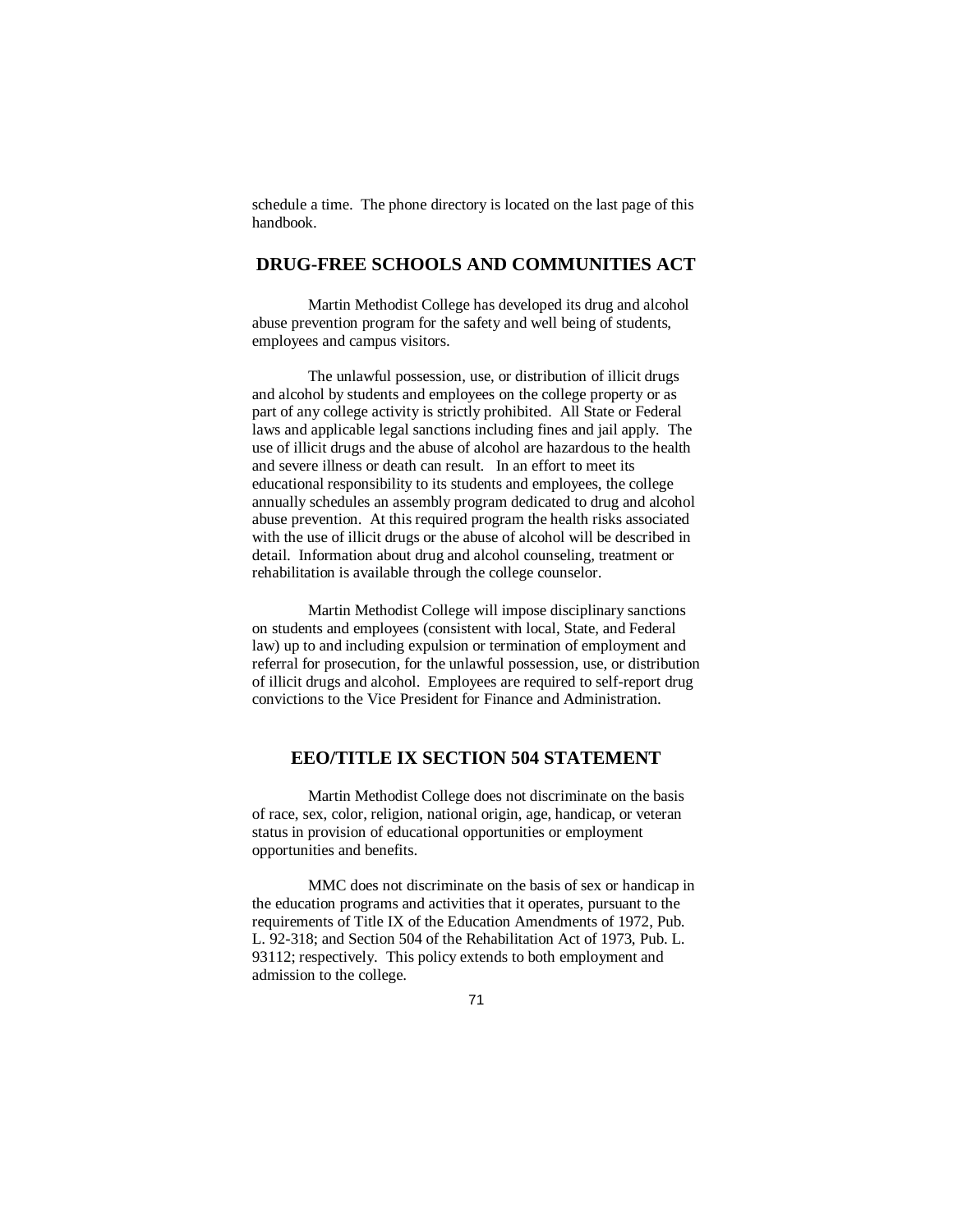schedule a time. The phone directory is located on the last page of this handbook.

## DRUG-FREE SCHOOLS AND COMMUNITIES ACT

Martin Methodist College has developed its drug and alcohol abuse prevention program for the safety and well being of students, employees and campus visitors.

The unlawful possession, use, or distribution of illicit drugs and alcohol by students and employees on the college property or as part of any college activity is strictly prohibited. All State or Federal laws and applicable legal sanctions including fines and jail apply. The use of illicit drugs and the abuse of alcohol are hazardous to the health and severe illness or death can result. In an effort to meet its educational responsibility to its students and employees, the college annually schedules an assembly program dedicated to drug and alcohol abuse prevention. At this required program the health risks associated with the use of illicit drugs or the abuse of alcohol will be described in detail. Information about drug and alcohol counseling, treatment or rehabilitation is available through the college counselor.

Martin Methodist College will impose disciplinary sanctions on students and employees (consistent with local, State, and Federal law) up to and including expulsion or termination of employment and referral for prosecution, for the unlawful possession, use, or distribution of illicit drugs and alcohol. Employees are required to self-report drug convictions to the Vice President for Finance and Administration.

## EEO/TITLE IX SECTION 504 STATEMENT

Martin Methodist College does not discriminate on the basis of race, sex, color, religion, national origin, age, handicap, or veteran status in provision of educational opportunities or employment opportunities and benefits.

MMC does not discriminate on the basis of sex or handicap in the education programs and activities that it operates, pursuant to the requirements of Title IX of the Education Amendments of 1972, Pub. L. 92-318; and Section 504 of the Rehabilitation Act of 1973, Pub. L. 93112; respectively. This policy extends to both employment and admission to the college.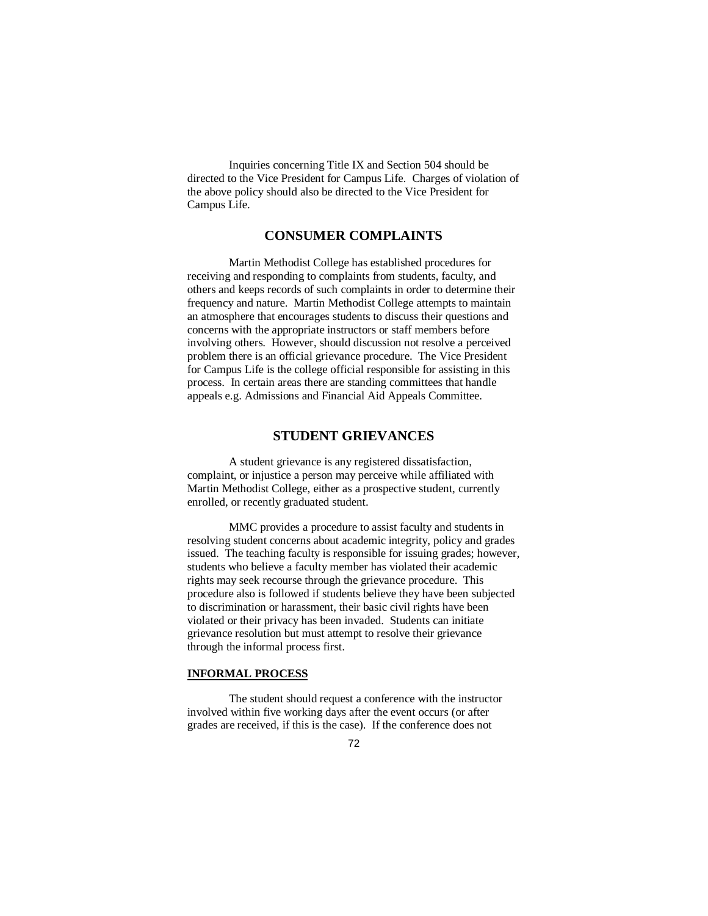Inquiries concerning Title IX and Section 504 should be directed to the Vice President for Campus Life. Charges of violation of the above policy should also be directed to the Vice President for Campus Life.

## CONSUMER COMPLAINTS

Martin Methodist College has established procedures for receiving and responding to complaints from students, faculty, and others and keeps records of such complaints in order to determine their frequency and nature. Martin Methodist College attempts to maintain an atmosphere that encourages students to discuss their questions and concerns with the appropriate instructors or staff members before involving others. However, should discussion not resolve a perceived problem there is an official grievance procedure. The Vice President for Campus Life is the college official responsible for assisting in this process. In certain areas there are standing committees that handle appeals e.g. Admissions and Financial Aid Appeals Committee.

## STUDENT GRIEVANCES

A student grievance is any registered dissatisfaction, complaint, or injustice a person may perceive while affiliated with Martin Methodist College, either as a prospective student, currently enrolled, or recently graduated student.

MMC provides a procedure to assist faculty and students in resolving student concerns about academic integrity, policy and grades issued. The teaching faculty is responsible for issuing grades; however, students who believe a faculty member has violated their academic rights may seek recourse through the grievance procedure. This procedure also is followed if students believe they have been subjected to discrimination or harassment, their basic civil rights have been violated or their privacy has been invaded. Students can initiate grievance resolution but must attempt to resolve their grievance through the informal process first.

### INFORMAL PROCESS

The student should request a conference with the instructor involved within five working days after the event occurs (or after grades are received, if this is the case). If the conference does not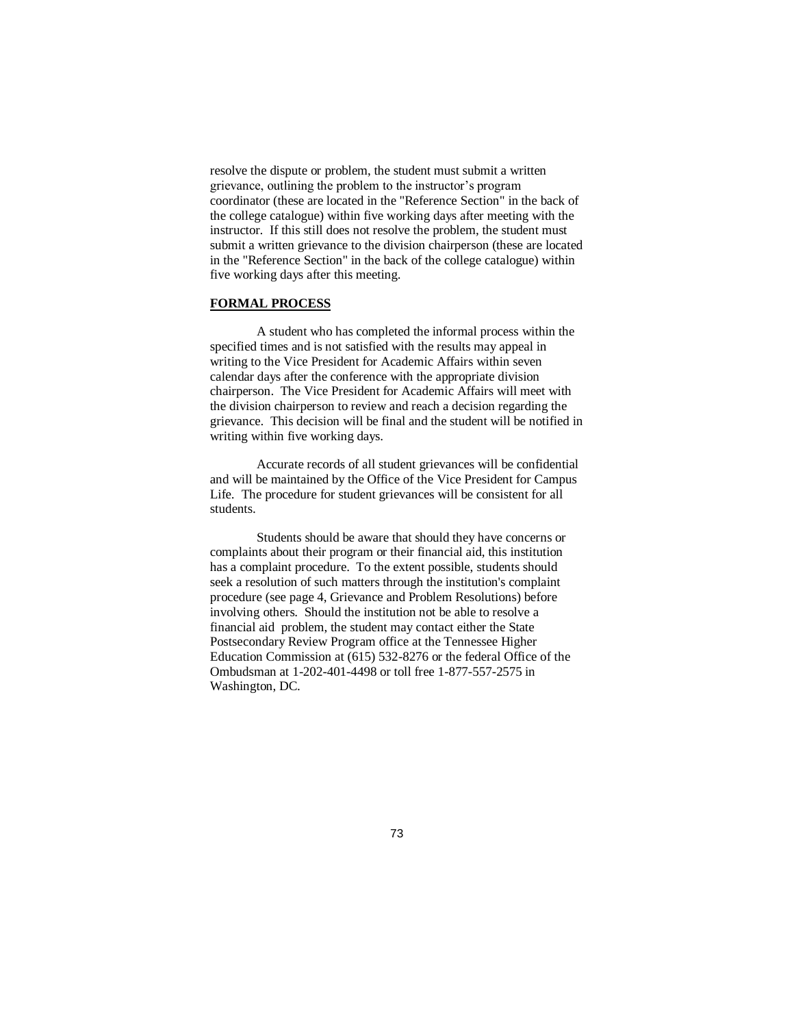resolve the dispute or problem, the student must submit a written grievance, outlining the problem to the instructor's program coordinator (these are located in the "Reference Section" in the back of the college catalogue) within five working days after meeting with the instructor. If this still does not resolve the problem, the student must submit a written grievance to the division chairperson (these are located in the "Reference Section" in the back of the college catalogue) within five working days after this meeting.

**FORMAL PROCESS**

A student who has completed the informal process within the specified times and is not satisfied with the results may appeal in writing to the Vice President for Academic Affairs within seven calendar days after the conference with the appropriate division chairperson. The Vice President for Academic Affairs will meet with the division chairperson to review and reach a decision regarding the grievance. This decision will be final and the student will be notified in writing within five working days.

Accurate records of all student grievances will be confidential and will be maintained by the Office of the Vice President for Campus Life. The procedure for student grievances will be consistent for all students.

Students should be aware that should they have concerns or complaints about their program or their financial aid, this institution has a complaint procedure. To the extent possible, students should seek a resolution of such matters through the institution's complaint procedure (see page 4, Grievance and Problem Resolutions) before involving others. Should the institution not be able to resolve a financial aid problem, the student may contact either the State Postsecondary Review Program office at the Tennessee Higher Education Commission at (615) 532-8276 or the federal Office of the Ombudsman at 1-202-401-4498 or toll free 1-877-557-2575 in Washington, DC.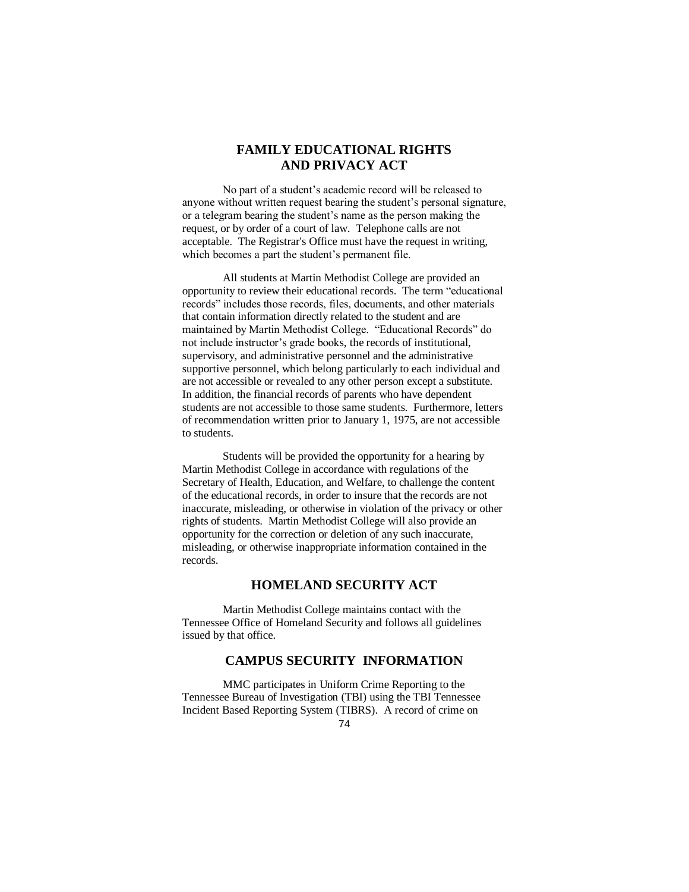## FAMILY EDUCATIONAL RIGHTS AND PRIVACY ACT

No part of a student's academic record will be released to anyone without written request bearing the student's personal signature, or a telegram bearing the student's name as the person making the request, or by order of a court of law. Telephone calls are not acceptable. The Registrar's Office must have the request in writing, which becomes a part the student's permanent file.

All students at Martin Methodist College are provided an opportunity to review their educational records. The term "educational records" includes those records, files, documents, and other materials that contain information directly related to the student and are maintained by Martin Methodist College. "Educational Records" do not include instructor's grade books, the records of institutional, supervisory, and administrative personnel and the administrative supportive personnel, which belong particularly to each individual and are not accessible or revealed to any other person except a substitute. In addition, the financial records of parents who have dependent students are not accessible to those same students. Furthermore, letters of recommendation written prior to January 1, 1975, are not accessible to students.

Students will be provided the opportunity for a hearing by Martin Methodist College in accordance with regulations of the Secretary of Health, Education, and Welfare, to challenge the content of the educational records, in order to insure that the records are not inaccurate, misleading, or otherwise in violation of the privacy or other rights of students. Martin Methodist College will also provide an opportunity for the correction or deletion of any such inaccurate, misleading, or otherwise inappropriate information contained in the records.

## HOMELAND SECURITY ACT

Martin Methodist College maintains contact with the Tennessee Office of Homeland Security and follows all guidelines issued by that office.

## CAMPUS SECURITY INFORMATION

MMC participates in Uniform Crime Reporting to the Tennessee Bureau of Investigation (TBI) using the TBI Tennessee Incident Based Reporting System (TIBRS). A record of crime on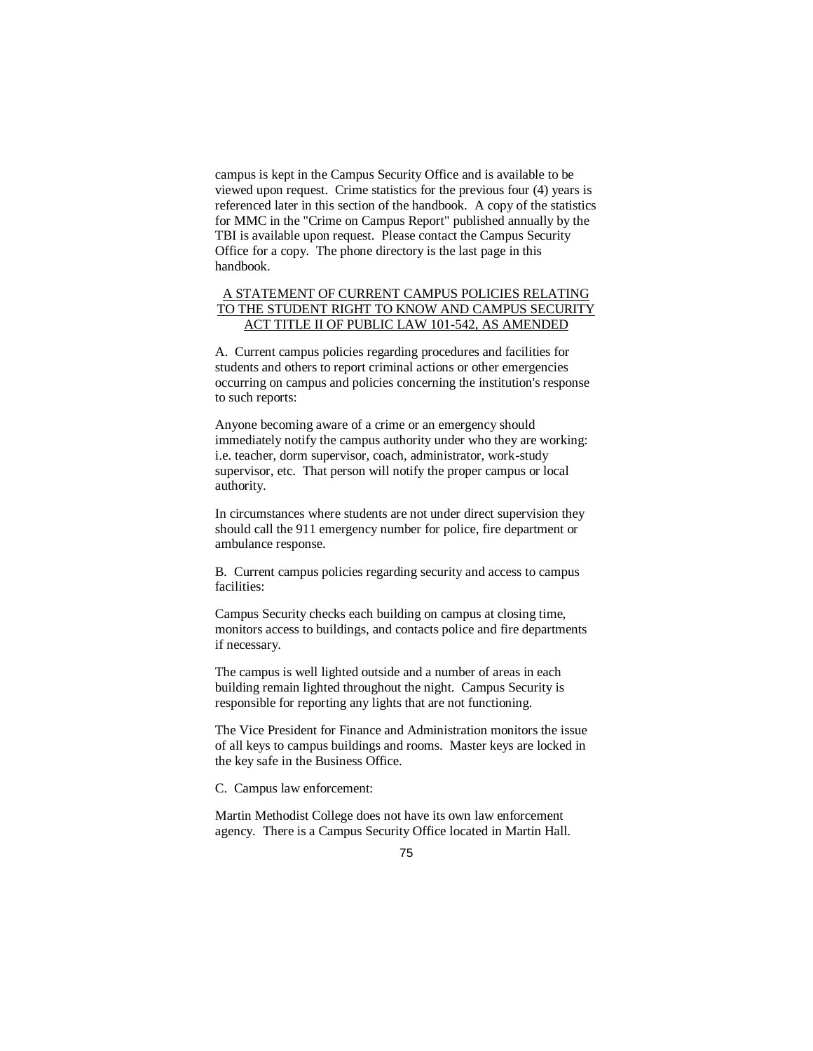campus is kept in the Campus Security Office and is available to be viewed upon request. Crime statistics for the previous four (4) years is referenced later in this section of the handbook. A copy of the statistics for MMC in the "Crime on Campus Report" published annually by the TBI is available upon request. Please contact the Campus Security Office for a copy. The phone directory is the last page in this handbook.

## A STATEMENT OF CURRENT CAMPUS POLICIES RELATING TO THE STUDENT RIGHT TO KNOW AND CAMPUS SECURITY ACT TITLE II OF PUBLIC LAW 101-542, AS AMENDED

A. Current campus policies regarding procedures and facilities for students and others to report criminal actions or other emergencies occurring on campus and policies concerning the institution's response to such reports:

Anyone becoming aware of a crime or an emergency should immediately notify the campus authority under who they are working: i.e. teacher, dorm supervisor, coach, administrator, work-study supervisor, etc. That person will notify the proper campus or local authority.

In circumstances where students are not under direct supervision they should call the 911 emergency number for police, fire department or ambulance response.

B. Current campus policies regarding security and access to campus facilities:

Campus Security checks each building on campus at closing time, monitors access to buildings, and contacts police and fire departments if necessary.

The campus is well lighted outside and a number of areas in each building remain lighted throughout the night. Campus Security is responsible for reporting any lights that are not functioning.

The Vice President for Finance and Administration monitors the issue of all keys to campus buildings and rooms. Master keys are locked in the key safe in the Business Office.

C. Campus law enforcement:

Martin Methodist College does not have its own law enforcement agency. There is a Campus Security Office located in Martin Hall.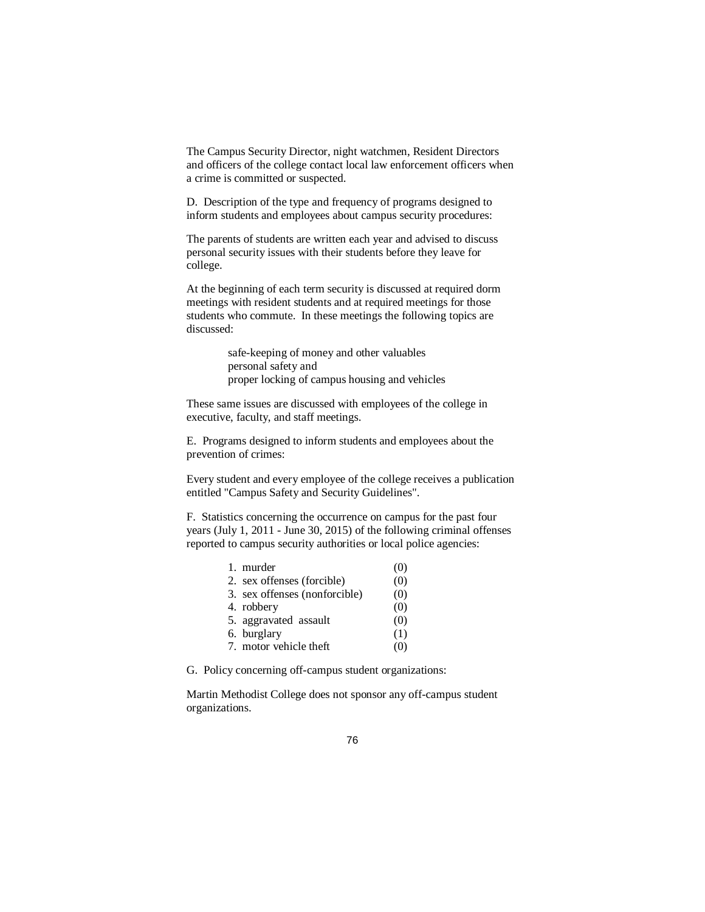The Campus Security Director, night watchmen, Resident Directors and officers of the college contact local law enforcement officers when a crime is committed or suspected.

D. Description of the type and frequency of programs designed to inform students and employees about campus security procedures:

The parents of students are written each year and advised to discuss personal security issues with their students before they leave for college.

At the beginning of each term security is discussed at required dorm meetings with resident students and at required meetings for those students who commute. In these meetings the following topics are discussed:

> safe-keeping of money and other valuables
> personal safety and
> proper locking of campus housing and vehicles

These same issues are discussed with employees of the college in executive, faculty, and staff meetings.

E. Programs designed to inform students and employees about the prevention of crimes:

Every student and every employee of the college receives a publication entitled "Campus Safety and Security Guidelines".

F. Statistics concerning the occurrence on campus for the past four years (July 1, 2011 - June 30, 2015) of the following criminal offenses reported to campus security authorities or local police agencies:

1. murder (0)
2. sex offenses (forcible) (0)
3. sex offenses (nonforcible) (0)
4. robbery (0)
5. aggravated assault (0)
6. burglary (1)
7. motor vehicle theft (0)

G. Policy concerning off-campus student organizations:

Martin Methodist College does not sponsor any off-campus student organizations.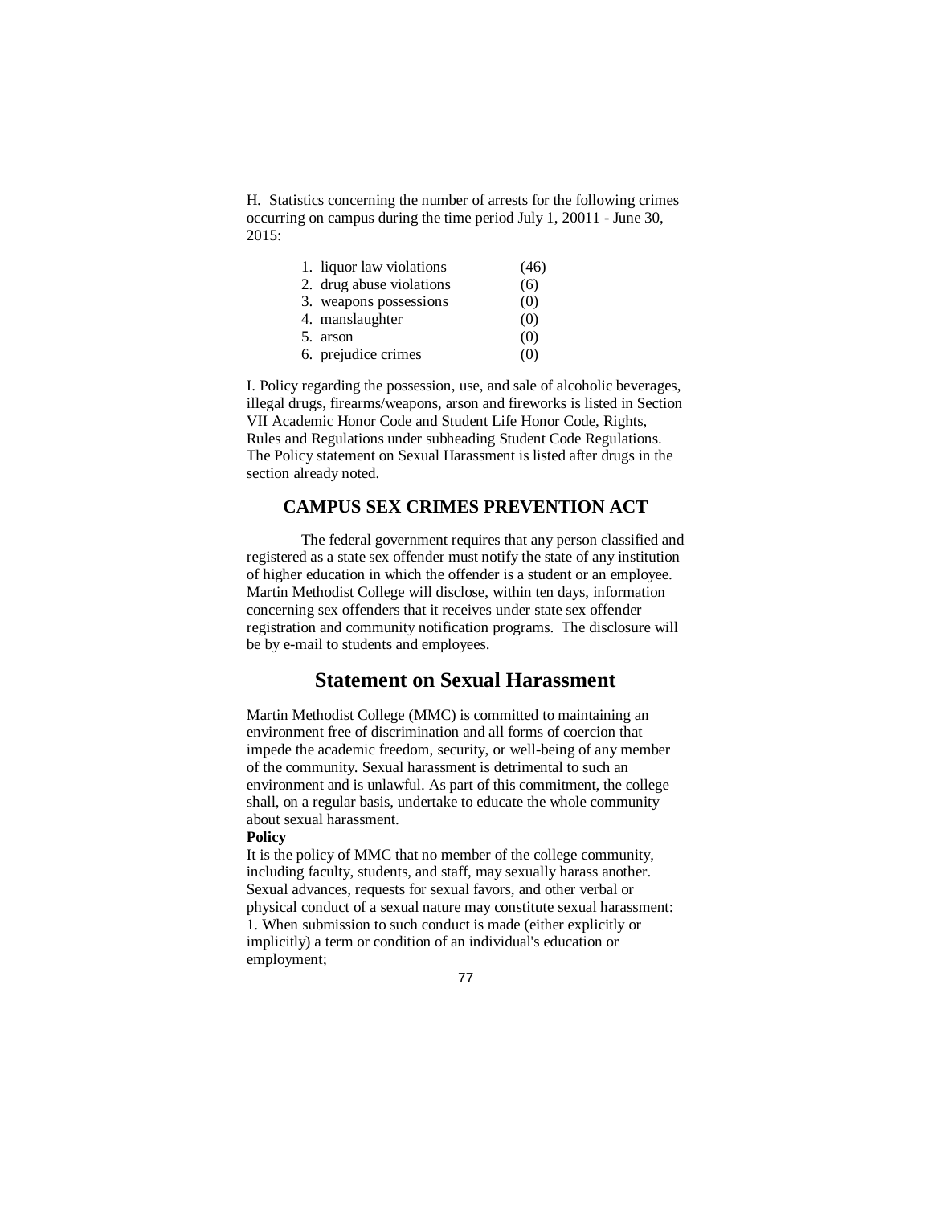H. Statistics concerning the number of arrests for the following crimes occurring on campus during the time period July 1, 20011 - June 30, 2015:

| | |
|---|---|
| 1. liquor law violations | (46) |
| 2. drug abuse violations | (6) |
| 3. weapons possessions | (0) |
| 4. manslaughter | (0) |
| 5. arson | (0) |
| 6. prejudice crimes | (0) |

I. Policy regarding the possession, use, and sale of alcoholic beverages, illegal drugs, firearms/weapons, arson and fireworks is listed in Section VII Academic Honor Code and Student Life Honor Code, Rights, Rules and Regulations under subheading Student Code Regulations. The Policy statement on Sexual Harassment is listed after drugs in the section already noted.

## CAMPUS SEX CRIMES PREVENTION ACT

The federal government requires that any person classified and registered as a state sex offender must notify the state of any institution of higher education in which the offender is a student or an employee. Martin Methodist College will disclose, within ten days, information concerning sex offenders that it receives under state sex offender registration and community notification programs. The disclosure will be by e-mail to students and employees.

## Statement on Sexual Harassment

Martin Methodist College (MMC) is committed to maintaining an environment free of discrimination and all forms of coercion that impede the academic freedom, security, or well-being of any member of the community. Sexual harassment is detrimental to such an environment and is unlawful. As part of this commitment, the college shall, on a regular basis, undertake to educate the whole community about sexual harassment.

**Policy**

It is the policy of MMC that no member of the college community, including faculty, students, and staff, may sexually harass another. Sexual advances, requests for sexual favors, and other verbal or physical conduct of a sexual nature may constitute sexual harassment:

1. When submission to such conduct is made (either explicitly or implicitly) a term or condition of an individual's education or employment;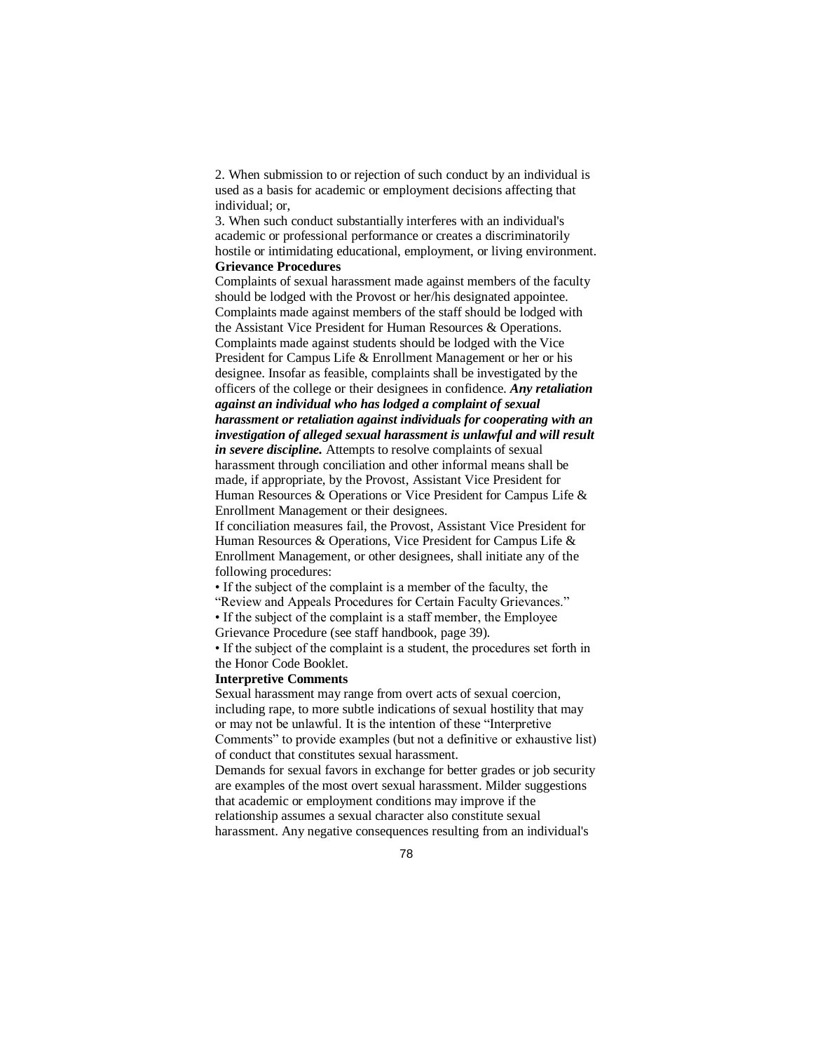2. When submission to or rejection of such conduct by an individual is used as a basis for academic or employment decisions affecting that individual; or,

3. When such conduct substantially interferes with an individual's academic or professional performance or creates a discriminatorily hostile or intimidating educational, employment, or living environment.

**Grievance Procedures**

Complaints of sexual harassment made against members of the faculty should be lodged with the Provost or her/his designated appointee. Complaints made against members of the staff should be lodged with the Assistant Vice President for Human Resources & Operations. Complaints made against students should be lodged with the Vice President for Campus Life & Enrollment Management or her or his designee. Insofar as feasible, complaints shall be investigated by the officers of the college or their designees in confidence. ***Any retaliation against an individual who has lodged a complaint of sexual harassment or retaliation against individuals for cooperating with an investigation of alleged sexual harassment is unlawful and will result in severe discipline.*** Attempts to resolve complaints of sexual harassment through conciliation and other informal means shall be made, if appropriate, by the Provost, Assistant Vice President for Human Resources & Operations or Vice President for Campus Life & Enrollment Management or their designees.

If conciliation measures fail, the Provost, Assistant Vice President for Human Resources & Operations, Vice President for Campus Life & Enrollment Management, or other designees, shall initiate any of the following procedures:

- If the subject of the complaint is a member of the faculty, the "Review and Appeals Procedures for Certain Faculty Grievances."
- If the subject of the complaint is a staff member, the Employee Grievance Procedure (see staff handbook, page 39).
- If the subject of the complaint is a student, the procedures set forth in the Honor Code Booklet.

**Interpretive Comments**

Sexual harassment may range from overt acts of sexual coercion, including rape, to more subtle indications of sexual hostility that may or may not be unlawful. It is the intention of these "Interpretive Comments" to provide examples (but not a definitive or exhaustive list) of conduct that constitutes sexual harassment.

Demands for sexual favors in exchange for better grades or job security are examples of the most overt sexual harassment. Milder suggestions that academic or employment conditions may improve if the relationship assumes a sexual character also constitute sexual harassment. Any negative consequences resulting from an individual's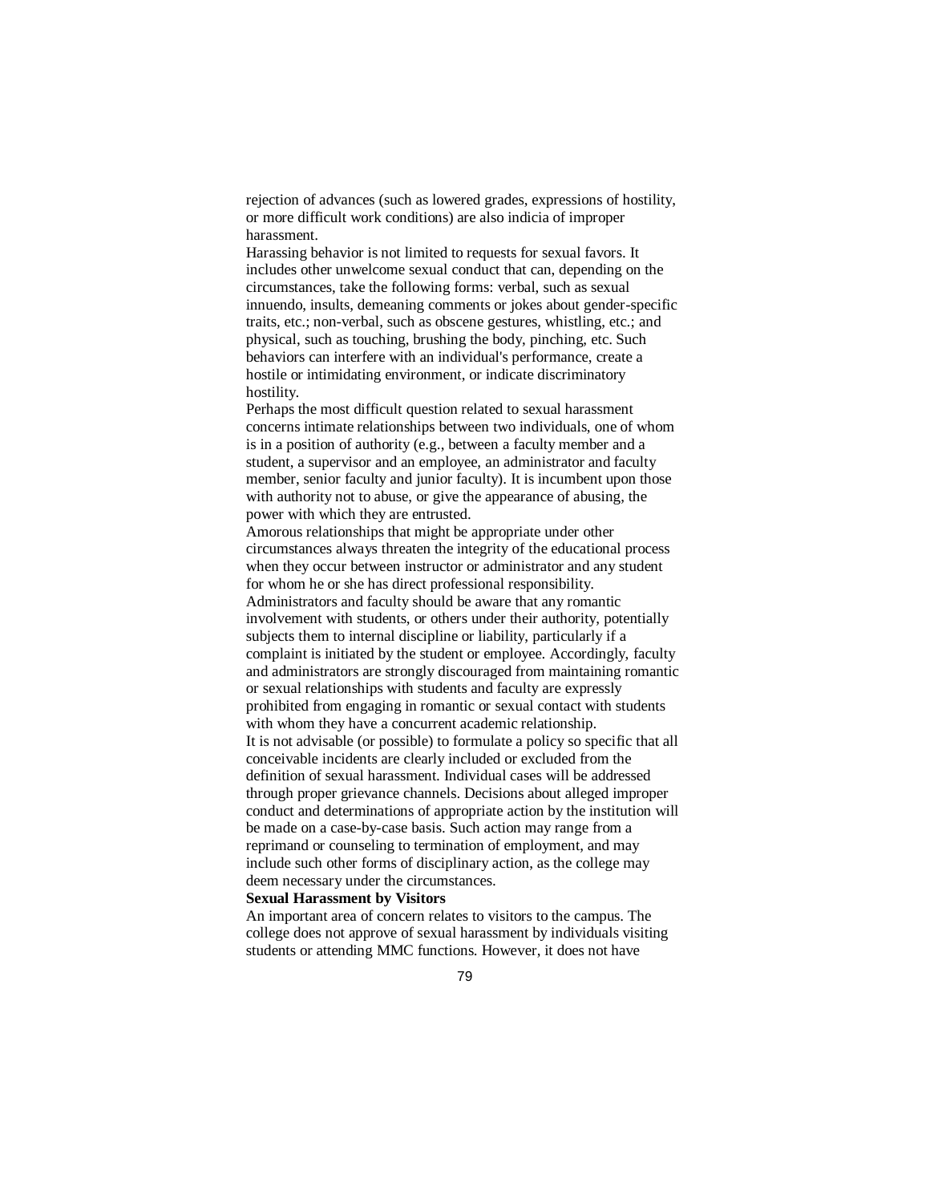rejection of advances (such as lowered grades, expressions of hostility, or more difficult work conditions) are also indicia of improper harassment.

Harassing behavior is not limited to requests for sexual favors. It includes other unwelcome sexual conduct that can, depending on the circumstances, take the following forms: verbal, such as sexual innuendo, insults, demeaning comments or jokes about gender-specific traits, etc.; non-verbal, such as obscene gestures, whistling, etc.; and physical, such as touching, brushing the body, pinching, etc. Such behaviors can interfere with an individual's performance, create a hostile or intimidating environment, or indicate discriminatory hostility.

Perhaps the most difficult question related to sexual harassment concerns intimate relationships between two individuals, one of whom is in a position of authority (e.g., between a faculty member and a student, a supervisor and an employee, an administrator and faculty member, senior faculty and junior faculty). It is incumbent upon those with authority not to abuse, or give the appearance of abusing, the power with which they are entrusted.

Amorous relationships that might be appropriate under other circumstances always threaten the integrity of the educational process when they occur between instructor or administrator and any student for whom he or she has direct professional responsibility. Administrators and faculty should be aware that any romantic involvement with students, or others under their authority, potentially subjects them to internal discipline or liability, particularly if a complaint is initiated by the student or employee. Accordingly, faculty and administrators are strongly discouraged from maintaining romantic or sexual relationships with students and faculty are expressly prohibited from engaging in romantic or sexual contact with students with whom they have a concurrent academic relationship.

It is not advisable (or possible) to formulate a policy so specific that all conceivable incidents are clearly included or excluded from the definition of sexual harassment. Individual cases will be addressed through proper grievance channels. Decisions about alleged improper conduct and determinations of appropriate action by the institution will be made on a case-by-case basis. Such action may range from a reprimand or counseling to termination of employment, and may include such other forms of disciplinary action, as the college may deem necessary under the circumstances.

**Sexual Harassment by Visitors**

An important area of concern relates to visitors to the campus. The college does not approve of sexual harassment by individuals visiting students or attending MMC functions. However, it does not have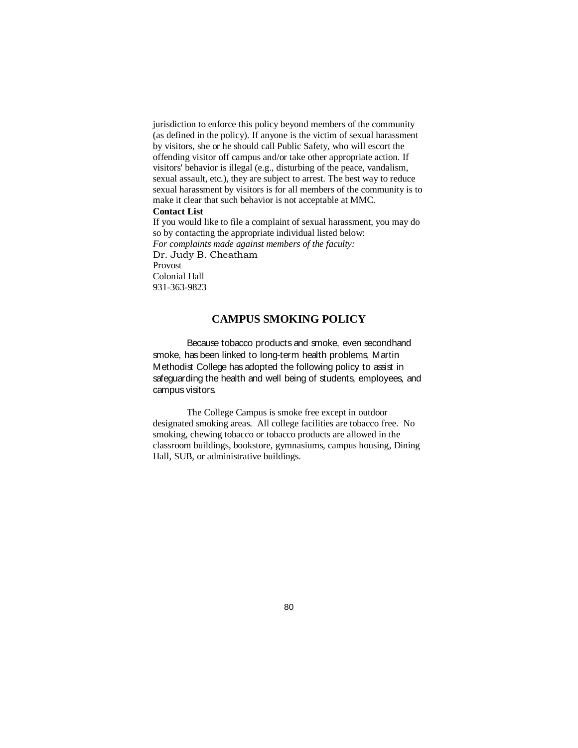jurisdiction to enforce this policy beyond members of the community (as defined in the policy). If anyone is the victim of sexual harassment by visitors, she or he should call Public Safety, who will escort the offending visitor off campus and/or take other appropriate action. If visitors' behavior is illegal (e.g., disturbing of the peace, vandalism, sexual assault, etc.), they are subject to arrest. The best way to reduce sexual harassment by visitors is for all members of the community is to make it clear that such behavior is not acceptable at MMC.

**Contact List**

If you would like to file a complaint of sexual harassment, you may do so by contacting the appropriate individual listed below:

*For complaints made against members of the faculty:*

Dr. Judy B. Cheatham
Provost
Colonial Hall
931-363-9823

## CAMPUS SMOKING POLICY

Because tobacco products and smoke, even secondhand smoke, has been linked to long-term health problems, Martin Methodist College has adopted the following policy to assist in safeguarding the health and well being of students, employees, and campus visitors.

The College Campus is smoke free except in outdoor designated smoking areas. All college facilities are tobacco free. No smoking, chewing tobacco or tobacco products are allowed in the classroom buildings, bookstore, gymnasiums, campus housing, Dining Hall, SUB, or administrative buildings.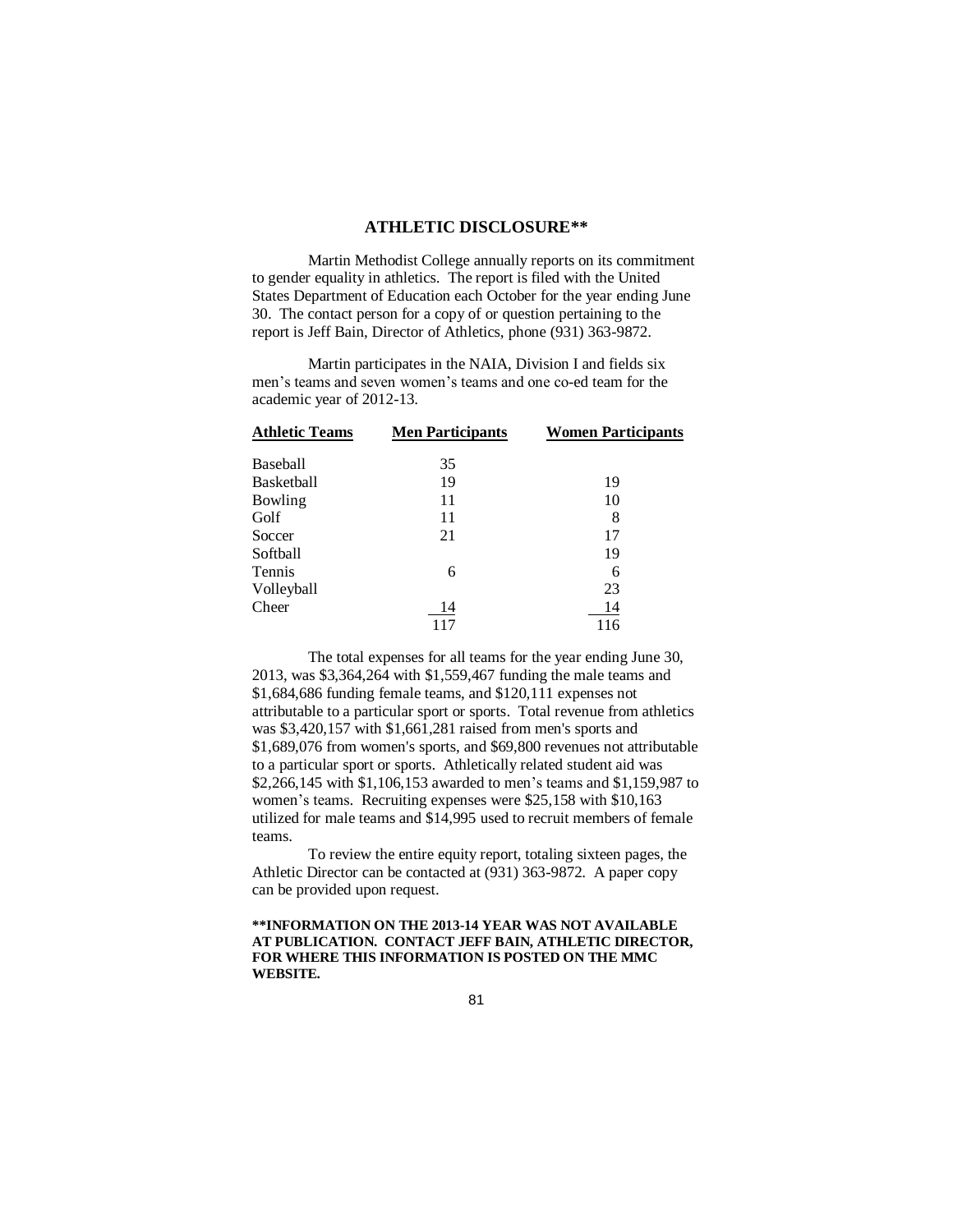## ATHLETIC DISCLOSURE**

Martin Methodist College annually reports on its commitment to gender equality in athletics. The report is filed with the United States Department of Education each October for the year ending June 30. The contact person for a copy of or question pertaining to the report is Jeff Bain, Director of Athletics, phone (931) 363-9872.

Martin participates in the NAIA, Division I and fields six men's teams and seven women's teams and one co-ed team for the academic year of 2012-13.

| Athletic Teams | Men Participants | Women Participants |
|---|---|---|
| Baseball | 35 | |
| Basketball | 19 | 19 |
| Bowling | 11 | 10 |
| Golf | 11 | 8 |
| Soccer | 21 | 17 |
| Softball | | 19 |
| Tennis | 6 | 6 |
| Volleyball | | 23 |
| Cheer | 14 | 14 |
| | 117 | 116 |

The total expenses for all teams for the year ending June 30, 2013, was $3,364,264 with $1,559,467 funding the male teams and $1,684,686 funding female teams, and $120,111 expenses not attributable to a particular sport or sports. Total revenue from athletics was $3,420,157 with $1,661,281 raised from men's sports and $1,689,076 from women's sports, and $69,800 revenues not attributable to a particular sport or sports. Athletically related student aid was $2,266,145 with $1,106,153 awarded to men's teams and $1,159,987 to women's teams. Recruiting expenses were $25,158 with $10,163 utilized for male teams and $14,995 used to recruit members of female teams.

To review the entire equity report, totaling sixteen pages, the Athletic Director can be contacted at (931) 363-9872. A paper copy can be provided upon request.

****INFORMATION ON THE 2013-14 YEAR WAS NOT AVAILABLE AT PUBLICATION. CONTACT JEFF BAIN, ATHLETIC DIRECTOR, FOR WHERE THIS INFORMATION IS POSTED ON THE MMC WEBSITE.**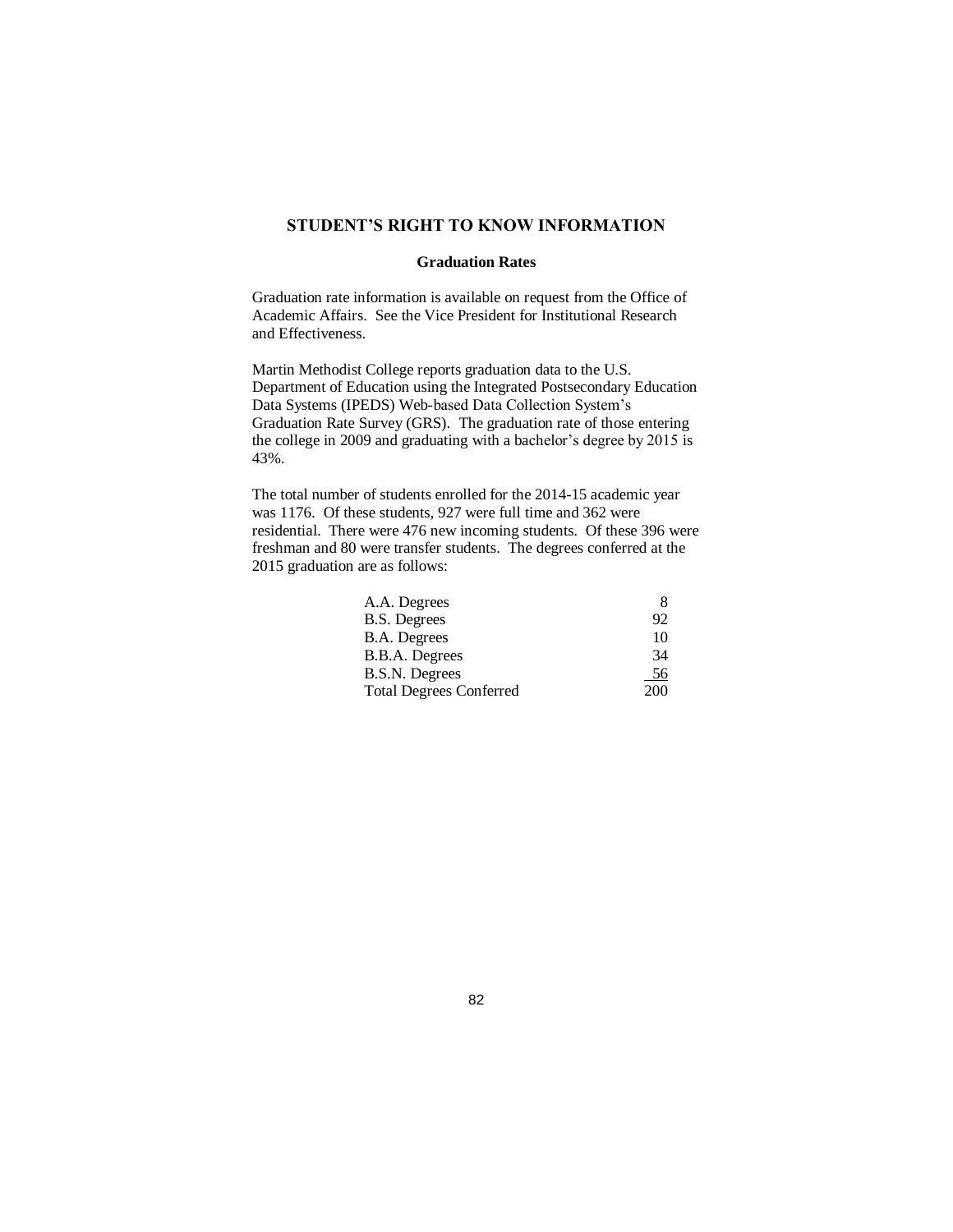# STUDENT'S RIGHT TO KNOW INFORMATION

## Graduation Rates

Graduation rate information is available on request from the Office of Academic Affairs. See the Vice President for Institutional Research and Effectiveness.

Martin Methodist College reports graduation data to the U.S. Department of Education using the Integrated Postsecondary Education Data Systems (IPEDS) Web-based Data Collection System's Graduation Rate Survey (GRS). The graduation rate of those entering the college in 2009 and graduating with a bachelor's degree by 2015 is 43%.

The total number of students enrolled for the 2014-15 academic year was 1176. Of these students, 927 were full time and 362 were residential. There were 476 new incoming students. Of these 396 were freshman and 80 were transfer students. The degrees conferred at the 2015 graduation are as follows:

| Degree | Number |
|---|---|
| A.A. Degrees | 8 |
| B.S. Degrees | 92 |
| B.A. Degrees | 10 |
| B.B.A. Degrees | 34 |
| B.S.N. Degrees | 56 |
| Total Degrees Conferred | 200 |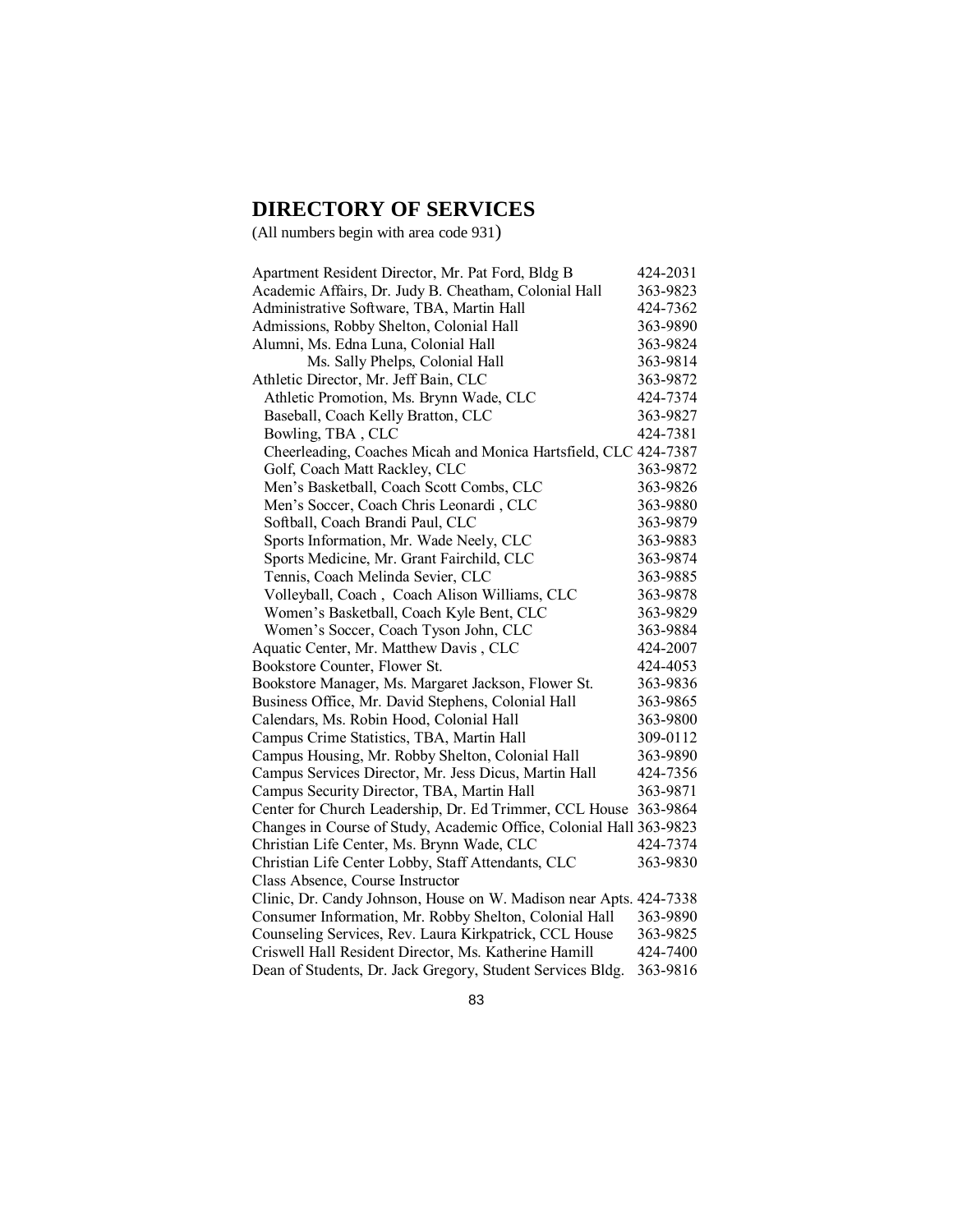## DIRECTORY OF SERVICES

(All numbers begin with area code 931)

| | |
|---|---|
| Apartment Resident Director, Mr. Pat Ford, Bldg B | 424-2031 |
| Academic Affairs, Dr. Judy B. Cheatham, Colonial Hall | 363-9823 |
| Administrative Software, TBA, Martin Hall | 424-7362 |
| Admissions, Robby Shelton, Colonial Hall | 363-9890 |
| Alumni, Ms. Edna Luna, Colonial Hall | 363-9824 |
| Ms. Sally Phelps, Colonial Hall | 363-9814 |
| Athletic Director, Mr. Jeff Bain, CLC | 363-9872 |
| Athletic Promotion, Ms. Brynn Wade, CLC | 424-7374 |
| Baseball, Coach Kelly Bratton, CLC | 363-9827 |
| Bowling, TBA , CLC | 424-7381 |
| Cheerleading, Coaches Micah and Monica Hartsfield, CLC | 424-7387 |
| Golf, Coach Matt Rackley, CLC | 363-9872 |
| Men's Basketball, Coach Scott Combs, CLC | 363-9826 |
| Men's Soccer, Coach Chris Leonardi , CLC | 363-9880 |
| Softball, Coach Brandi Paul, CLC | 363-9879 |
| Sports Information, Mr. Wade Neely, CLC | 363-9883 |
| Sports Medicine, Mr. Grant Fairchild, CLC | 363-9874 |
| Tennis, Coach Melinda Sevier, CLC | 363-9885 |
| Volleyball, Coach , Coach Alison Williams, CLC | 363-9878 |
| Women's Basketball, Coach Kyle Bent, CLC | 363-9829 |
| Women's Soccer, Coach Tyson John, CLC | 363-9884 |
| Aquatic Center, Mr. Matthew Davis , CLC | 424-2007 |
| Bookstore Counter, Flower St. | 424-4053 |
| Bookstore Manager, Ms. Margaret Jackson, Flower St. | 363-9836 |
| Business Office, Mr. David Stephens, Colonial Hall | 363-9865 |
| Calendars, Ms. Robin Hood, Colonial Hall | 363-9800 |
| Campus Crime Statistics, TBA, Martin Hall | 309-0112 |
| Campus Housing, Mr. Robby Shelton, Colonial Hall | 363-9890 |
| Campus Services Director, Mr. Jess Dicus, Martin Hall | 424-7356 |
| Campus Security Director, TBA, Martin Hall | 363-9871 |
| Center for Church Leadership, Dr. Ed Trimmer, CCL House | 363-9864 |
| Changes in Course of Study, Academic Office, Colonial Hall | 363-9823 |
| Christian Life Center, Ms. Brynn Wade, CLC | 424-7374 |
| Christian Life Center Lobby, Staff Attendants, CLC | 363-9830 |
| Class Absence, Course Instructor | |
| Clinic, Dr. Candy Johnson, House on W. Madison near Apts. | 424-7338 |
| Consumer Information, Mr. Robby Shelton, Colonial Hall | 363-9890 |
| Counseling Services, Rev. Laura Kirkpatrick, CCL House | 363-9825 |
| Criswell Hall Resident Director, Ms. Katherine Hamill | 424-7400 |
| Dean of Students, Dr. Jack Gregory, Student Services Bldg. | 363-9816 |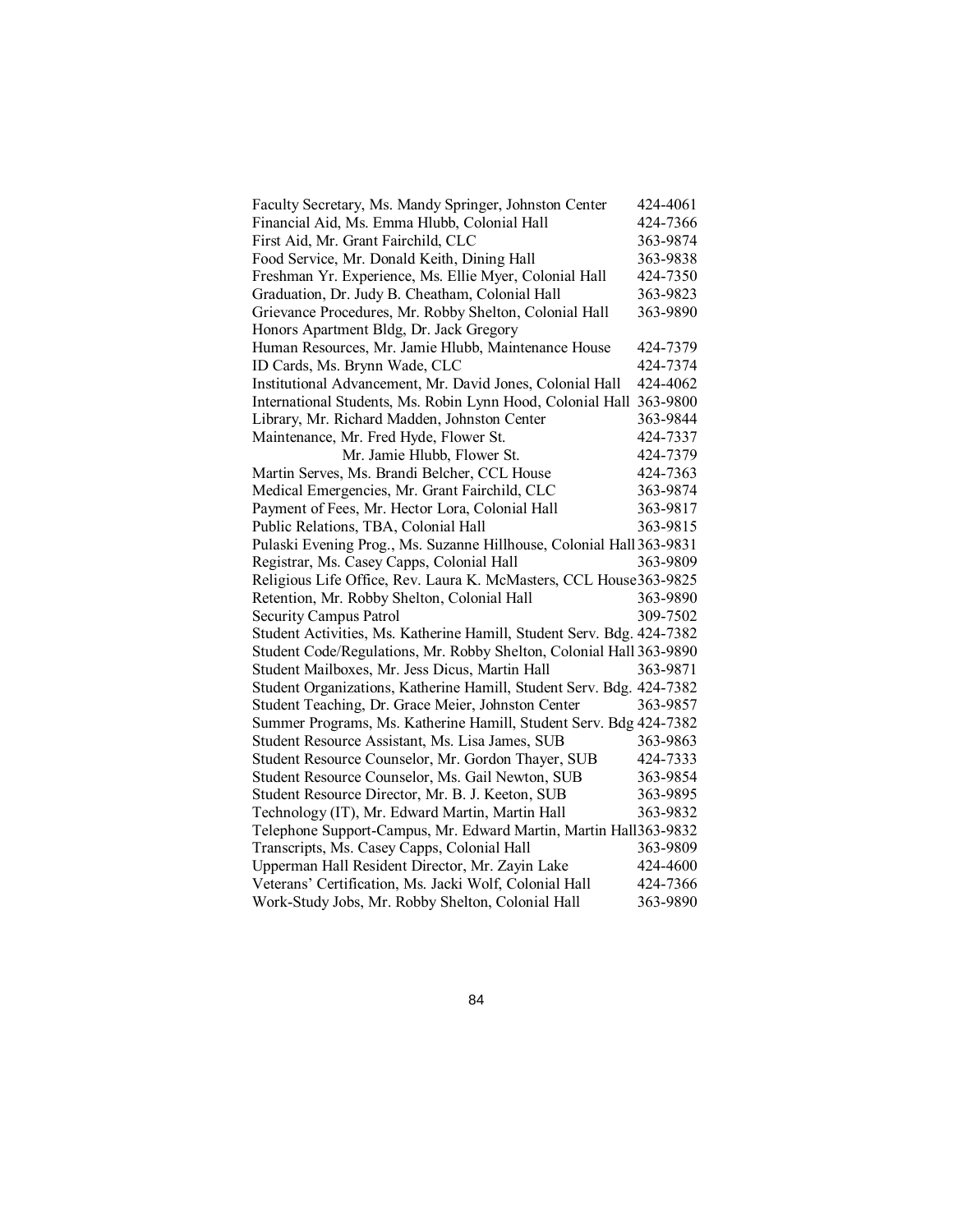| | |
|---|---|
| Faculty Secretary, Ms. Mandy Springer, Johnston Center | 424-4061 |
| Financial Aid, Ms. Emma Hlubb, Colonial Hall | 424-7366 |
| First Aid, Mr. Grant Fairchild, CLC | 363-9874 |
| Food Service, Mr. Donald Keith, Dining Hall | 363-9838 |
| Freshman Yr. Experience, Ms. Ellie Myer, Colonial Hall | 424-7350 |
| Graduation, Dr. Judy B. Cheatham, Colonial Hall | 363-9823 |
| Grievance Procedures, Mr. Robby Shelton, Colonial Hall | 363-9890 |
| Honors Apartment Bldg, Dr. Jack Gregory | |
| Human Resources, Mr. Jamie Hlubb, Maintenance House | 424-7379 |
| ID Cards, Ms. Brynn Wade, CLC | 424-7374 |
| Institutional Advancement, Mr. David Jones, Colonial Hall | 424-4062 |
| International Students, Ms. Robin Lynn Hood, Colonial Hall | 363-9800 |
| Library, Mr. Richard Madden, Johnston Center | 363-9844 |
| Maintenance, Mr. Fred Hyde, Flower St. | 424-7337 |
| Mr. Jamie Hlubb, Flower St. | 424-7379 |
| Martin Serves, Ms. Brandi Belcher, CCL House | 424-7363 |
| Medical Emergencies, Mr. Grant Fairchild, CLC | 363-9874 |
| Payment of Fees, Mr. Hector Lora, Colonial Hall | 363-9817 |
| Public Relations, TBA, Colonial Hall | 363-9815 |
| Pulaski Evening Prog., Ms. Suzanne Hillhouse, Colonial Hall | 363-9831 |
| Registrar, Ms. Casey Capps, Colonial Hall | 363-9809 |
| Religious Life Office, Rev. Laura K. McMasters, CCL House | 363-9825 |
| Retention, Mr. Robby Shelton, Colonial Hall | 363-9890 |
| Security Campus Patrol | 309-7502 |
| Student Activities, Ms. Katherine Hamill, Student Serv. Bdg. | 424-7382 |
| Student Code/Regulations, Mr. Robby Shelton, Colonial Hall | 363-9890 |
| Student Mailboxes, Mr. Jess Dicus, Martin Hall | 363-9871 |
| Student Organizations, Katherine Hamill, Student Serv. Bdg. | 424-7382 |
| Student Teaching, Dr. Grace Meier, Johnston Center | 363-9857 |
| Summer Programs, Ms. Katherine Hamill, Student Serv. Bdg | 424-7382 |
| Student Resource Assistant, Ms. Lisa James, SUB | 363-9863 |
| Student Resource Counselor, Mr. Gordon Thayer, SUB | 424-7333 |
| Student Resource Counselor, Ms. Gail Newton, SUB | 363-9854 |
| Student Resource Director, Mr. B. J. Keeton, SUB | 363-9895 |
| Technology (IT), Mr. Edward Martin, Martin Hall | 363-9832 |
| Telephone Support-Campus, Mr. Edward Martin, Martin Hall | 363-9832 |
| Transcripts, Ms. Casey Capps, Colonial Hall | 363-9809 |
| Upperman Hall Resident Director, Mr. Zayin Lake | 424-4600 |
| Veterans' Certification, Ms. Jacki Wolf, Colonial Hall | 424-7366 |
| Work-Study Jobs, Mr. Robby Shelton, Colonial Hall | 363-9890 |